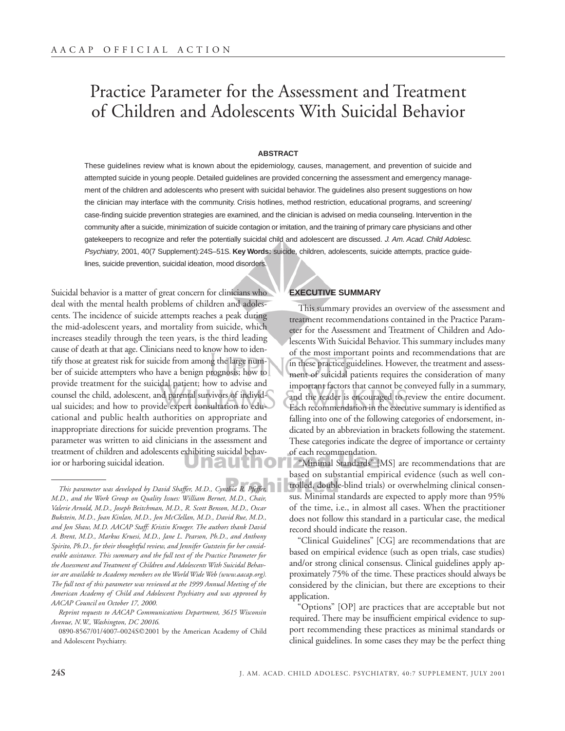AACAP OFFICIAL ACTION

# Practice Parameter for the Assessment and Treatment of Children and Adolescents With Suicidal Behavior

**ABSTRACT**

These guidelines review what is known about the epidemiology, causes, management, and prevention of suicide and attempted suicide in young people. Detailed guidelines are provided concerning the assessment and emergency management of the children and adolescents who present with suicidal behavior. The guidelines also present suggestions on how the clinician may interface with the community. Crisis hotlines, method restriction, educational programs, and screening/case-finding suicide prevention strategies are examined, and the clinician is advised on media counseling. Intervention in the community after a suicide, minimization of suicide contagion or imitation, and the training of primary care physicians and other gatekeepers to recognize and refer the potentially suicidal child and adolescent are discussed. *J. Am. Acad. Child Adolesc. Psychiatry*, 2001, 40(7 Supplement):24S–51S. **Key Words:** suicide, children, adolescents, suicide attempts, practice guidelines, suicide prevention, suicidal ideation, mood disorders.

Suicidal behavior is a matter of great concern for clinicians who deal with the mental health problems of children and adolescents. The incidence of suicide attempts reaches a peak during the mid-adolescent years, and mortality from suicide, which increases steadily through the teen years, is the third leading cause of death at that age. Clinicians need to know how to identify those at greatest risk for suicide from among the large number of suicide attempters who have a benign prognosis; how to provide treatment for the suicidal patient; how to advise and counsel the child, adolescent, and parental survivors of individual suicides; and how to provide expert consultation to educational and public health authorities on appropriate and inappropriate directions for suicide prevention programs. The parameter was written to aid clinicians in the assessment and treatment of children and adolescents exhibiting suicidal behavior or harboring suicidal ideation.

*This parameter was developed by David Shaffer, M.D., Cynthia R. Pfeffer, M.D., and the Work Group on Quality Issues: William Bernet, M.D., Chair, Valerie Arnold, M.D., Joseph Beitchman, M.D., R. Scott Benson, M.D., Oscar Bukstein, M.D., Joan Kinlan, M.D., Jon McClellan, M.D., David Rue, M.D., and Jon Shaw, M.D. AACAP Staff: Kristin Kroeger. The authors thank David A. Brent, M.D., Markus Kruesi, M.D., Jane L. Pearson, Ph.D., and Anthony Spirito, Ph.D., for their thoughtful review, and Jennifer Gutstein for her considerable assistance. This summary and the full text of the Practice Parameter for the Assessment and Treatment of Children and Adolescents With Suicidal Behavior are available to Academy members on the World Wide Web (www.aacap.org). The full text of this parameter was reviewed at the 1999 Annual Meeting of the American Academy of Child and Adolescent Psychiatry and was approved by AACAP Council on October 17, 2000.*

*Reprint requests to AACAP Communications Department, 3615 Wisconsin Avenue, N.W., Washington, DC 20016.*

0890-8567/01/4007–0024S©2001 by the American Academy of Child and Adolescent Psychiatry.

## EXECUTIVE SUMMARY

This summary provides an overview of the assessment and treatment recommendations contained in the Practice Parameter for the Assessment and Treatment of Children and Adolescents With Suicidal Behavior. This summary includes many of the most important points and recommendations that are in these practice guidelines. However, the treatment and assessment of suicidal patients requires the consideration of many important factors that cannot be conveyed fully in a summary, and the reader is encouraged to review the entire document. Each recommendation in the executive summary is identified as falling into one of the following categories of endorsement, indicated by an abbreviation in brackets following the statement. These categories indicate the degree of importance or certainty of each recommendation.

"Minimal Standards" [MS] are recommendations that are based on substantial empirical evidence (such as well controlled, double-blind trials) or overwhelming clinical consensus. Minimal standards are expected to apply more than 95% of the time, i.e., in almost all cases. When the practitioner does not follow this standard in a particular case, the medical record should indicate the reason.

"Clinical Guidelines" [CG] are recommendations that are based on empirical evidence (such as open trials, case studies) and/or strong clinical consensus. Clinical guidelines apply approximately 75% of the time. These practices should always be considered by the clinician, but there are exceptions to their application.

"Options" [OP] are practices that are acceptable but not required. There may be insufficient empirical evidence to support recommending these practices as minimal standards or clinical guidelines. In some cases they may be the perfect thing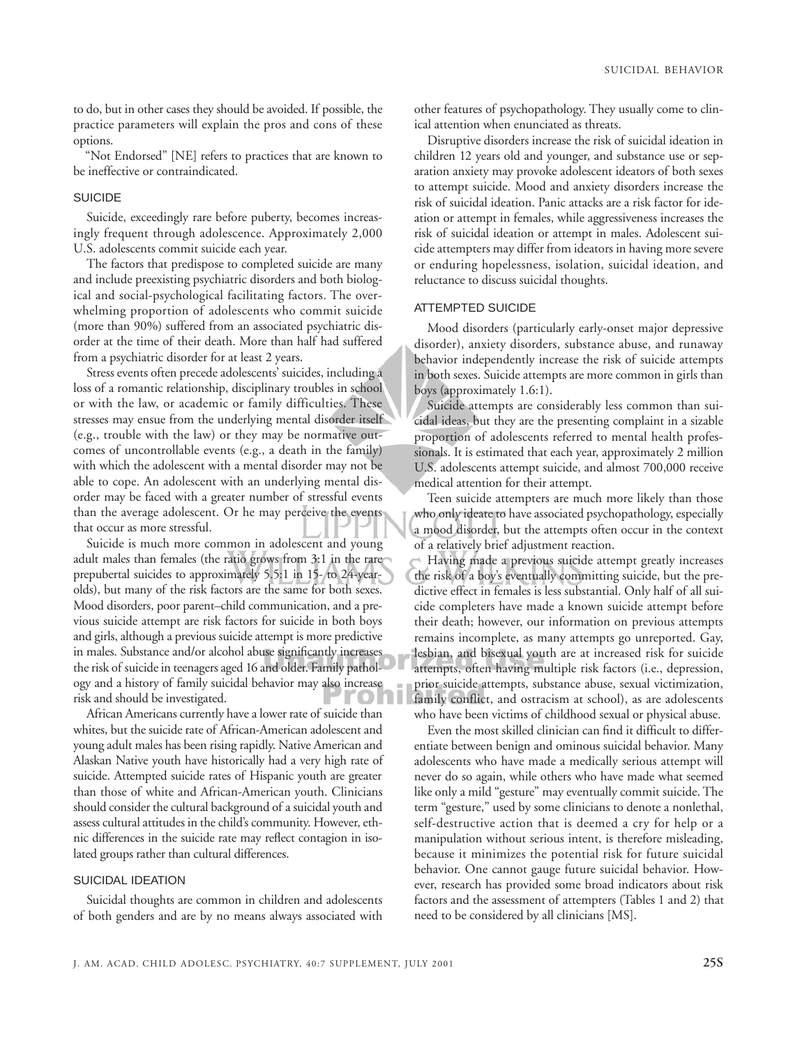to do, but in other cases they should be avoided. If possible, the practice parameters will explain the pros and cons of these options.

"Not Endorsed" [NE] refers to practices that are known to be ineffective or contraindicated.

## SUICIDE

Suicide, exceedingly rare before puberty, becomes increasingly frequent through adolescence. Approximately 2,000 U.S. adolescents commit suicide each year.

The factors that predispose to completed suicide are many and include preexisting psychiatric disorders and both biological and social-psychological facilitating factors. The overwhelming proportion of adolescents who commit suicide (more than 90%) suffered from an associated psychiatric disorder at the time of their death. More than half had suffered from a psychiatric disorder for at least 2 years.

Stress events often precede adolescents' suicides, including a loss of a romantic relationship, disciplinary troubles in school or with the law, or academic or family difficulties. These stresses may ensue from the underlying mental disorder itself (e.g., trouble with the law) or they may be normative outcomes of uncontrollable events (e.g., a death in the family) with which the adolescent with a mental disorder may not be able to cope. An adolescent with an underlying mental disorder may be faced with a greater number of stressful events than the average adolescent. Or he may perceive the events that occur as more stressful.

Suicide is much more common in adolescent and young adult males than females (the ratio grows from 3:1 in the rare prepubertal suicides to approximately 5.5:1 in 15- to 24-year-olds), but many of the risk factors are the same for both sexes. Mood disorders, poor parent–child communication, and a previous suicide attempt are risk factors for suicide in both boys and girls, although a previous suicide attempt is more predictive in males. Substance and/or alcohol abuse significantly increases the risk of suicide in teenagers aged 16 and older. Family pathology and a history of family suicidal behavior may also increase risk and should be investigated.

African Americans currently have a lower rate of suicide than whites, but the suicide rate of African-American adolescent and young adult males has been rising rapidly. Native American and Alaskan Native youth have historically had a very high rate of suicide. Attempted suicide rates of Hispanic youth are greater than those of white and African-American youth. Clinicians should consider the cultural background of a suicidal youth and assess cultural attitudes in the child's community. However, ethnic differences in the suicide rate may reflect contagion in isolated groups rather than cultural differences.

## SUICIDAL IDEATION

Suicidal thoughts are common in children and adolescents of both genders and are by no means always associated with other features of psychopathology. They usually come to clinical attention when enunciated as threats.

Disruptive disorders increase the risk of suicidal ideation in children 12 years old and younger, and substance use or separation anxiety may provoke adolescent ideators of both sexes to attempt suicide. Mood and anxiety disorders increase the risk of suicidal ideation. Panic attacks are a risk factor for ideation or attempt in females, while aggressiveness increases the risk of suicidal ideation or attempt in males. Adolescent suicide attempters may differ from ideators in having more severe or enduring hopelessness, isolation, suicidal ideation, and reluctance to discuss suicidal thoughts.

## ATTEMPTED SUICIDE

Mood disorders (particularly early-onset major depressive disorder), anxiety disorders, substance abuse, and runaway behavior independently increase the risk of suicide attempts in both sexes. Suicide attempts are more common in girls than boys (approximately 1.6:1).

Suicide attempts are considerably less common than suicidal ideas, but they are the presenting complaint in a sizable proportion of adolescents referred to mental health professionals. It is estimated that each year, approximately 2 million U.S. adolescents attempt suicide, and almost 700,000 receive medical attention for their attempt.

Teen suicide attempters are much more likely than those who only ideate to have associated psychopathology, especially a mood disorder, but the attempts often occur in the context of a relatively brief adjustment reaction.

Having made a previous suicide attempt greatly increases the risk of a boy's eventually committing suicide, but the predictive effect in females is less substantial. Only half of all suicide completers have made a known suicide attempt before their death; however, our information on previous attempts remains incomplete, as many attempts go unreported. Gay, lesbian, and bisexual youth are at increased risk for suicide attempts, often having multiple risk factors (i.e., depression, prior suicide attempts, substance abuse, sexual victimization, family conflict, and ostracism at school), as are adolescents who have been victims of childhood sexual or physical abuse.

Even the most skilled clinician can find it difficult to differentiate between benign and ominous suicidal behavior. Many adolescents who have made a medically serious attempt will never do so again, while others who have made what seemed like only a mild "gesture" may eventually commit suicide. The term "gesture," used by some clinicians to denote a nonlethal, self-destructive action that is deemed a cry for help or a manipulation without serious intent, is therefore misleading, because it minimizes the potential risk for future suicidal behavior. One cannot gauge future suicidal behavior. However, research has provided some broad indicators about risk factors and the assessment of attempters (Tables 1 and 2) that need to be considered by all clinicians [MS].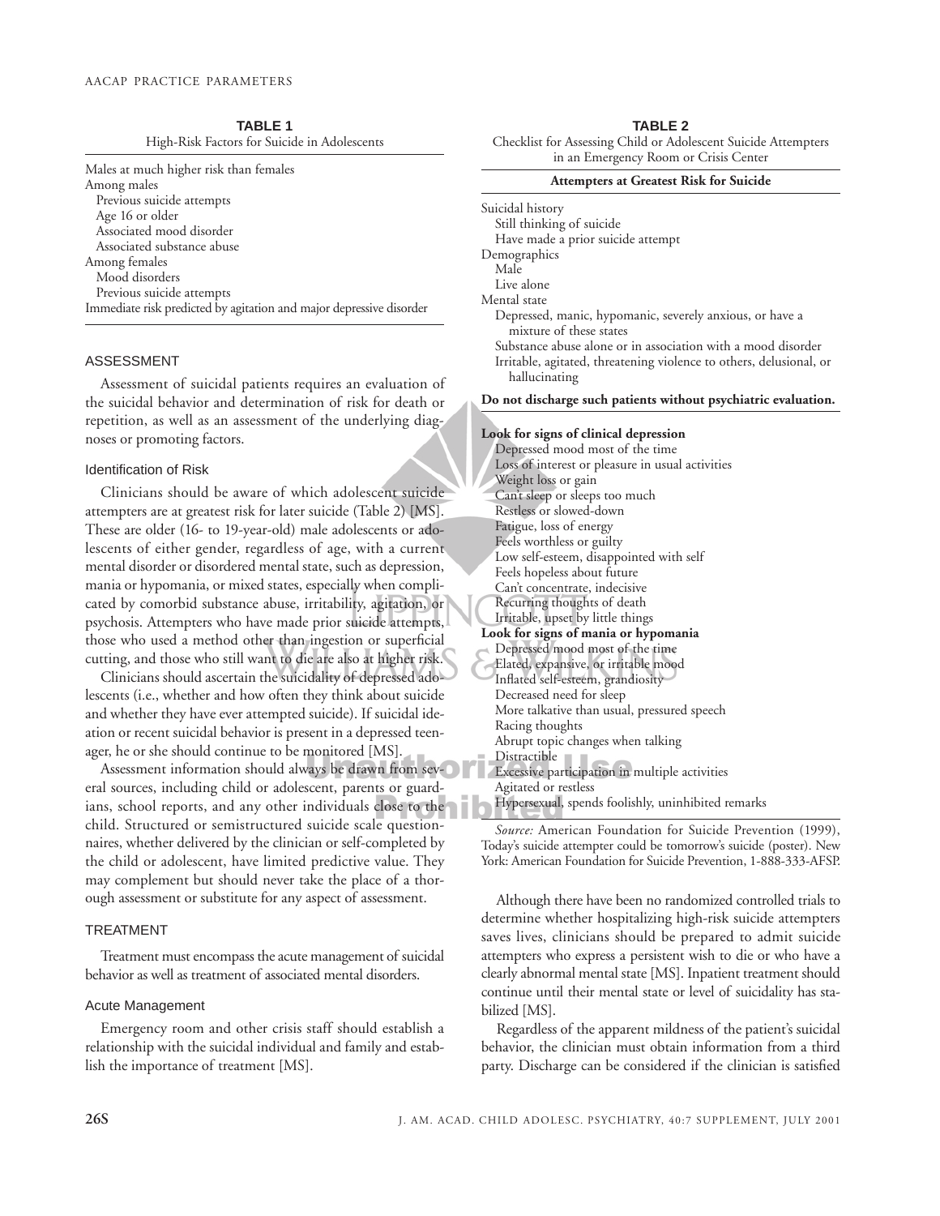**TABLE 1**
High-Risk Factors for Suicide in Adolescents

| |
|---|
| Males at much higher risk than females |
| Among males |
| Previous suicide attempts |
| Age 16 or older |
| Associated mood disorder |
| Associated substance abuse |
| Among females |
| Mood disorders |
| Previous suicide attempts |
| Immediate risk predicted by agitation and major depressive disorder |

## ASSESSMENT

Assessment of suicidal patients requires an evaluation of the suicidal behavior and determination of risk for death or repetition, as well as an assessment of the underlying diagnoses or promoting factors.

### Identification of Risk

Clinicians should be aware of which adolescent suicide attempters are at greatest risk for later suicide (Table 2) [MS]. These are older (16- to 19-year-old) male adolescents or adolescents of either gender, regardless of age, with a current mental disorder or disordered mental state, such as depression, mania or hypomania, or mixed states, especially when complicated by comorbid substance abuse, irritability, agitation, or psychosis. Attempters who have made prior suicide attempts, those who used a method other than ingestion or superficial cutting, and those who still want to die are also at higher risk.

Clinicians should ascertain the suicidality of depressed adolescents (i.e., whether and how often they think about suicide and whether they have ever attempted suicide). If suicidal ideation or recent suicidal behavior is present in a depressed teenager, he or she should continue to be monitored [MS].

Assessment information should always be drawn from several sources, including child or adolescent, parents or guardians, school reports, and any other individuals close to the child. Structured or semistructured suicide scale questionnaires, whether delivered by the clinician or self-completed by the child or adolescent, have limited predictive value. They may complement but should never take the place of a thorough assessment or substitute for any aspect of assessment.

## TREATMENT

Treatment must encompass the acute management of suicidal behavior as well as treatment of associated mental disorders.

### Acute Management

Emergency room and other crisis staff should establish a relationship with the suicidal individual and family and establish the importance of treatment [MS].

**TABLE 2**
Checklist for Assessing Child or Adolescent Suicide Attempters in an Emergency Room or Crisis Center

| **Attempters at Greatest Risk for Suicide** |
|---|
| Suicidal history |
| Still thinking of suicide |
| Have made a prior suicide attempt |
| Demographics |
| Male |
| Live alone |
| Mental state |
| Depressed, manic, hypomanic, severely anxious, or have a mixture of these states |
| Substance abuse alone or in association with a mood disorder |
| Irritable, agitated, threatening violence to others, delusional, or hallucinating |
| **Do not discharge such patients without psychiatric evaluation.** |
| **Look for signs of clinical depression** |
| Depressed mood most of the time |
| Loss of interest or pleasure in usual activities |
| Weight loss or gain |
| Can't sleep or sleeps too much |
| Restless or slowed-down |
| Fatigue, loss of energy |
| Feels worthless or guilty |
| Low self-esteem, disappointed with self |
| Feels hopeless about future |
| Can't concentrate, indecisive |
| Recurring thoughts of death |
| Irritable, upset by little things |
| **Look for signs of mania or hypomania** |
| Depressed mood most of the time |
| Elated, expansive, or irritable mood |
| Inflated self-esteem, grandiosity |
| Decreased need for sleep |
| More talkative than usual, pressured speech |
| Racing thoughts |
| Abrupt topic changes when talking |
| Distractible |
| Excessive participation in multiple activities |
| Agitated or restless |
| Hypersexual, spends foolishly, uninhibited remarks |

*Source:* American Foundation for Suicide Prevention (1999), Today's suicide attempter could be tomorrow's suicide (poster). New York: American Foundation for Suicide Prevention, 1-888-333-AFSP.

Although there have been no randomized controlled trials to determine whether hospitalizing high-risk suicide attempters saves lives, clinicians should be prepared to admit suicide attempters who express a persistent wish to die or who have a clearly abnormal mental state [MS]. Inpatient treatment should continue until their mental state or level of suicidality has stabilized [MS].

Regardless of the apparent mildness of the patient's suicidal behavior, the clinician must obtain information from a third party. Discharge can be considered if the clinician is satisfied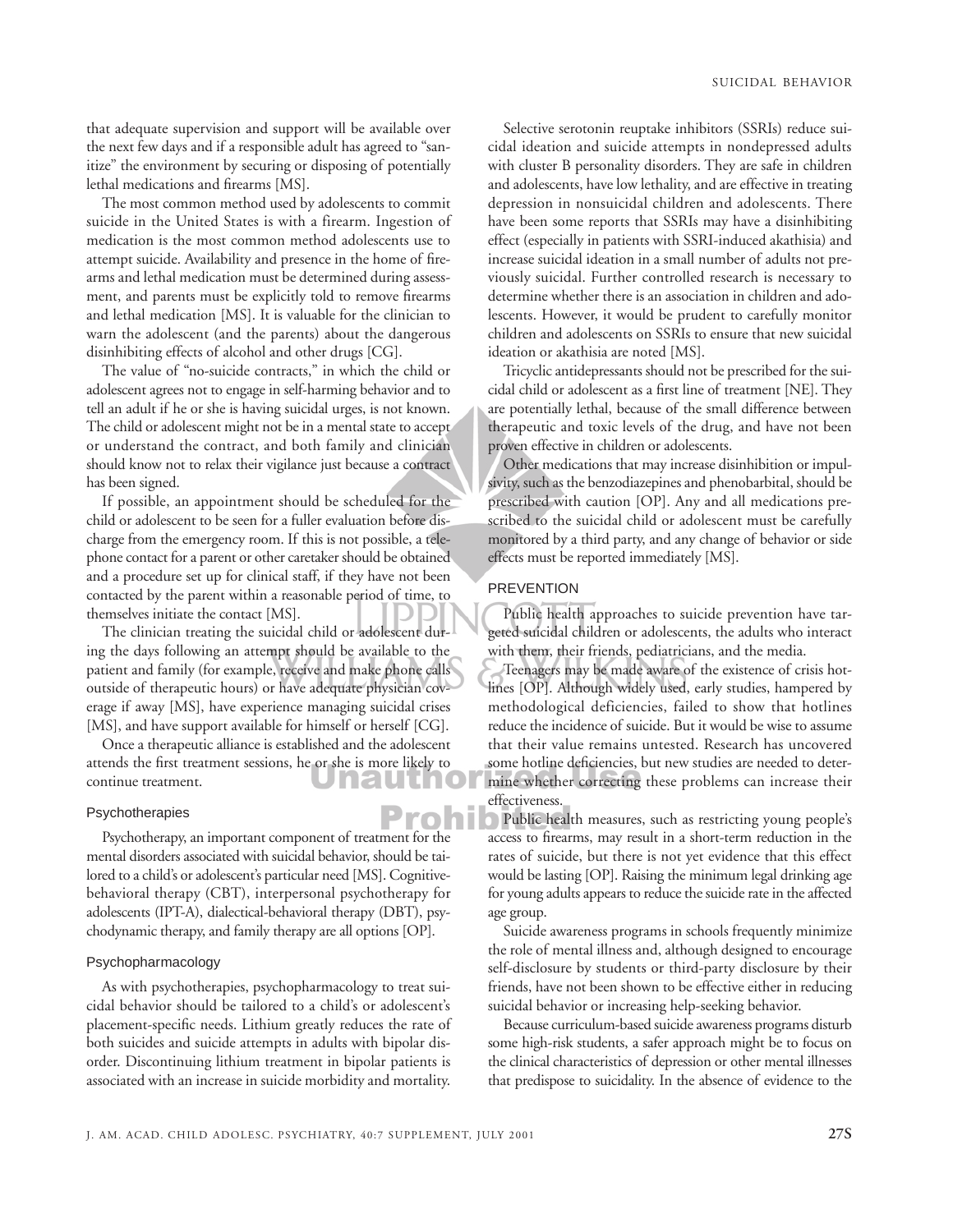that adequate supervision and support will be available over the next few days and if a responsible adult has agreed to "sanitize" the environment by securing or disposing of potentially lethal medications and firearms [MS].

The most common method used by adolescents to commit suicide in the United States is with a firearm. Ingestion of medication is the most common method adolescents use to attempt suicide. Availability and presence in the home of firearms and lethal medication must be determined during assessment, and parents must be explicitly told to remove firearms and lethal medication [MS]. It is valuable for the clinician to warn the adolescent (and the parents) about the dangerous disinhibiting effects of alcohol and other drugs [CG].

The value of "no-suicide contracts," in which the child or adolescent agrees not to engage in self-harming behavior and to tell an adult if he or she is having suicidal urges, is not known. The child or adolescent might not be in a mental state to accept or understand the contract, and both family and clinician should know not to relax their vigilance just because a contract has been signed.

If possible, an appointment should be scheduled for the child or adolescent to be seen for a fuller evaluation before discharge from the emergency room. If this is not possible, a telephone contact for a parent or other caretaker should be obtained and a procedure set up for clinical staff, if they have not been contacted by the parent within a reasonable period of time, to themselves initiate the contact [MS].

The clinician treating the suicidal child or adolescent during the days following an attempt should be available to the patient and family (for example, receive and make phone calls outside of therapeutic hours) or have adequate physician coverage if away [MS], have experience managing suicidal crises [MS], and have support available for himself or herself [CG].

Once a therapeutic alliance is established and the adolescent attends the first treatment sessions, he or she is more likely to continue treatment.

### Psychotherapies

Psychotherapy, an important component of treatment for the mental disorders associated with suicidal behavior, should be tailored to a child's or adolescent's particular need [MS]. Cognitive-behavioral therapy (CBT), interpersonal psychotherapy for adolescents (IPT-A), dialectical-behavioral therapy (DBT), psychodynamic therapy, and family therapy are all options [OP].

### Psychopharmacology

As with psychotherapies, psychopharmacology to treat suicidal behavior should be tailored to a child's or adolescent's placement-specific needs. Lithium greatly reduces the rate of both suicides and suicide attempts in adults with bipolar disorder. Discontinuing lithium treatment in bipolar patients is associated with an increase in suicide morbidity and mortality.

Selective serotonin reuptake inhibitors (SSRIs) reduce suicidal ideation and suicide attempts in nondepressed adults with cluster B personality disorders. They are safe in children and adolescents, have low lethality, and are effective in treating depression in nonsuicidal children and adolescents. There have been some reports that SSRIs may have a disinhibiting effect (especially in patients with SSRI-induced akathisia) and increase suicidal ideation in a small number of adults not previously suicidal. Further controlled research is necessary to determine whether there is an association in children and adolescents. However, it would be prudent to carefully monitor children and adolescents on SSRIs to ensure that new suicidal ideation or akathisia are noted [MS].

Tricyclic antidepressants should not be prescribed for the suicidal child or adolescent as a first line of treatment [NE]. They are potentially lethal, because of the small difference between therapeutic and toxic levels of the drug, and have not been proven effective in children or adolescents.

Other medications that may increase disinhibition or impulsivity, such as the benzodiazepines and phenobarbital, should be prescribed with caution [OP]. Any and all medications prescribed to the suicidal child or adolescent must be carefully monitored by a third party, and any change of behavior or side effects must be reported immediately [MS].

## PREVENTION

Public health approaches to suicide prevention have targeted suicidal children or adolescents, the adults who interact with them, their friends, pediatricians, and the media.

Teenagers may be made aware of the existence of crisis hotlines [OP]. Although widely used, early studies, hampered by methodological deficiencies, failed to show that hotlines reduce the incidence of suicide. But it would be wise to assume that their value remains untested. Research has uncovered some hotline deficiencies, but new studies are needed to determine whether correcting these problems can increase their effectiveness.

Public health measures, such as restricting young people's access to firearms, may result in a short-term reduction in the rates of suicide, but there is not yet evidence that this effect would be lasting [OP]. Raising the minimum legal drinking age for young adults appears to reduce the suicide rate in the affected age group.

Suicide awareness programs in schools frequently minimize the role of mental illness and, although designed to encourage self-disclosure by students or third-party disclosure by their friends, have not been shown to be effective either in reducing suicidal behavior or increasing help-seeking behavior.

Because curriculum-based suicide awareness programs disturb some high-risk students, a safer approach might be to focus on the clinical characteristics of depression or other mental illnesses that predispose to suicidality. In the absence of evidence to the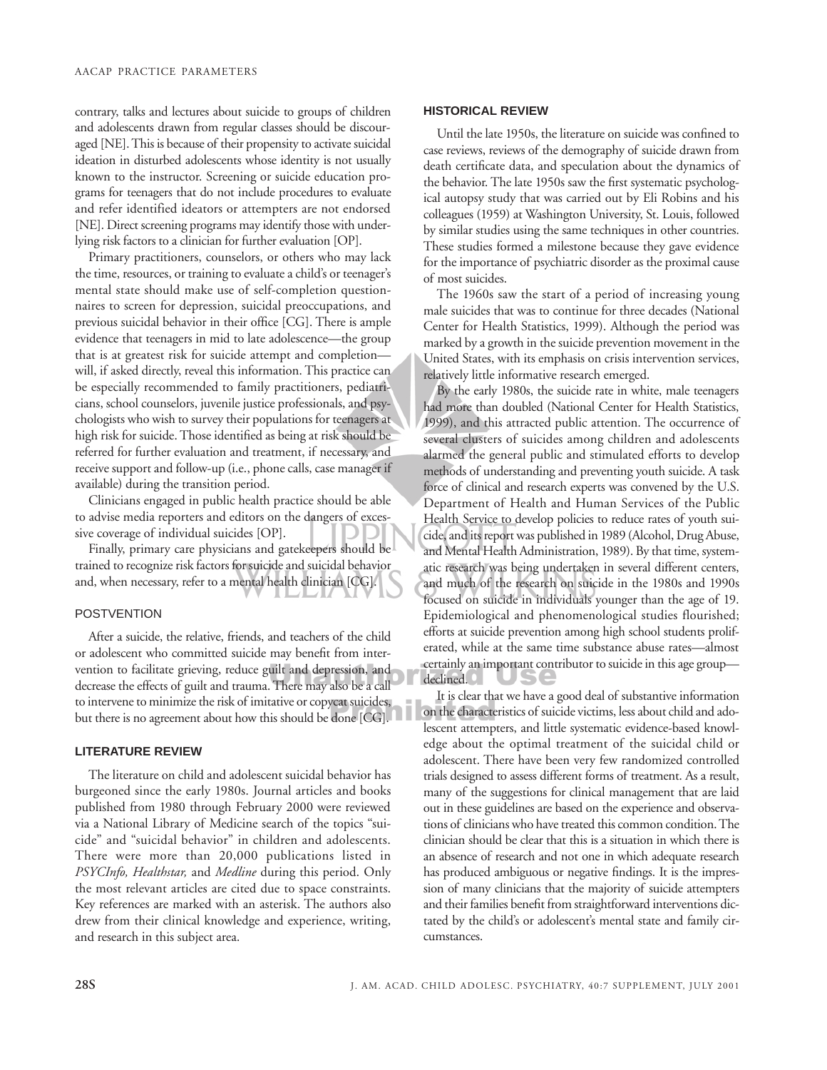contrary, talks and lectures about suicide to groups of children and adolescents drawn from regular classes should be discouraged [NE]. This is because of their propensity to activate suicidal ideation in disturbed adolescents whose identity is not usually known to the instructor. Screening or suicide education programs for teenagers that do not include procedures to evaluate and refer identified ideators or attempters are not endorsed [NE]. Direct screening programs may identify those with underlying risk factors to a clinician for further evaluation [OP].

Primary practitioners, counselors, or others who may lack the time, resources, or training to evaluate a child's or teenager's mental state should make use of self-completion questionnaires to screen for depression, suicidal preoccupations, and previous suicidal behavior in their office [CG]. There is ample evidence that teenagers in mid to late adolescence—the group that is at greatest risk for suicide attempt and completion—will, if asked directly, reveal this information. This practice can be especially recommended to family practitioners, pediatricians, school counselors, juvenile justice professionals, and psychologists who wish to survey their populations for teenagers at high risk for suicide. Those identified as being at risk should be referred for further evaluation and treatment, if necessary, and receive support and follow-up (i.e., phone calls, case manager if available) during the transition period.

Clinicians engaged in public health practice should be able to advise media reporters and editors on the dangers of excessive coverage of individual suicides [OP].

Finally, primary care physicians and gatekeepers should be trained to recognize risk factors for suicide and suicidal behavior and, when necessary, refer to a mental health clinician [CG].

### POSTVENTION

After a suicide, the relative, friends, and teachers of the child or adolescent who committed suicide may benefit from intervention to facilitate grieving, reduce guilt and depression, and decrease the effects of guilt and trauma. There may also be a call to intervene to minimize the risk of imitative or copycat suicides, but there is no agreement about how this should be done [CG].

## LITERATURE REVIEW

The literature on child and adolescent suicidal behavior has burgeoned since the early 1980s. Journal articles and books published from 1980 through February 2000 were reviewed via a National Library of Medicine search of the topics "suicide" and "suicidal behavior" in children and adolescents. There were more than 20,000 publications listed in *PSYCInfo, Healthstar,* and *Medline* during this period. Only the most relevant articles are cited due to space constraints. Key references are marked with an asterisk. The authors also drew from their clinical knowledge and experience, writing, and research in this subject area.

## HISTORICAL REVIEW

Until the late 1950s, the literature on suicide was confined to case reviews, reviews of the demography of suicide drawn from death certificate data, and speculation about the dynamics of the behavior. The late 1950s saw the first systematic psychological autopsy study that was carried out by Eli Robins and his colleagues (1959) at Washington University, St. Louis, followed by similar studies using the same techniques in other countries. These studies formed a milestone because they gave evidence for the importance of psychiatric disorder as the proximal cause of most suicides.

The 1960s saw the start of a period of increasing young male suicides that was to continue for three decades (National Center for Health Statistics, 1999). Although the period was marked by a growth in the suicide prevention movement in the United States, with its emphasis on crisis intervention services, relatively little informative research emerged.

By the early 1980s, the suicide rate in white, male teenagers had more than doubled (National Center for Health Statistics, 1999), and this attracted public attention. The occurrence of several clusters of suicides among children and adolescents alarmed the general public and stimulated efforts to develop methods of understanding and preventing youth suicide. A task force of clinical and research experts was convened by the U.S. Department of Health and Human Services of the Public Health Service to develop policies to reduce rates of youth suicide, and its report was published in 1989 (Alcohol, Drug Abuse, and Mental Health Administration, 1989). By that time, systematic research was being undertaken in several different centers, and much of the research on suicide in the 1980s and 1990s focused on suicide in individuals younger than the age of 19. Epidemiological and phenomenological studies flourished; efforts at suicide prevention among high school students proliferated, while at the same time substance abuse rates—almost certainly an important contributor to suicide in this age group—declined.

It is clear that we have a good deal of substantive information on the characteristics of suicide victims, less about child and adolescent attempters, and little systematic evidence-based knowledge about the optimal treatment of the suicidal child or adolescent. There have been very few randomized controlled trials designed to assess different forms of treatment. As a result, many of the suggestions for clinical management that are laid out in these guidelines are based on the experience and observations of clinicians who have treated this common condition. The clinician should be clear that this is a situation in which there is an absence of research and not one in which adequate research has produced ambiguous or negative findings. It is the impression of many clinicians that the majority of suicide attempters and their families benefit from straightforward interventions dictated by the child's or adolescent's mental state and family circumstances.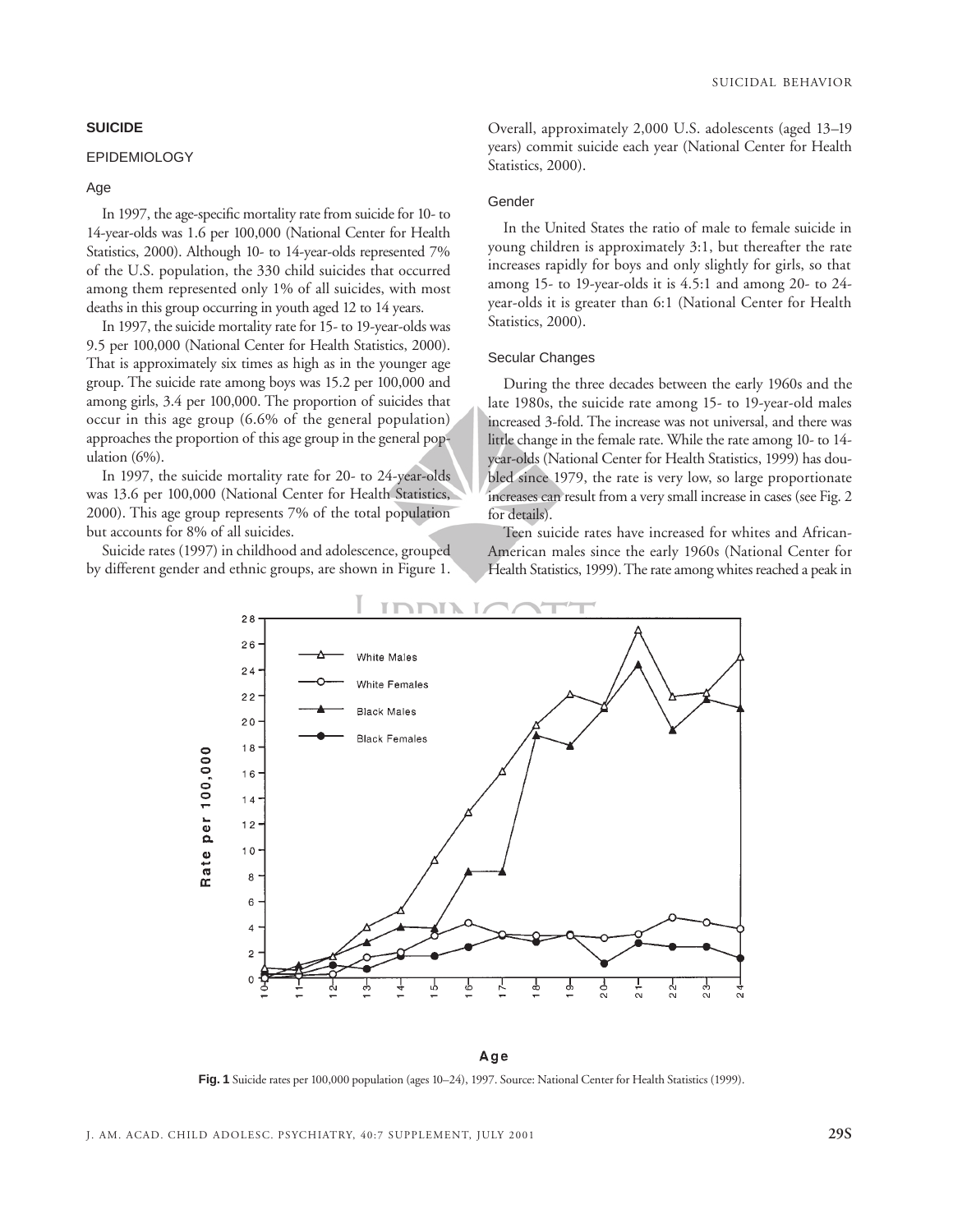## SUICIDE

### EPIDEMIOLOGY

#### Age

In 1997, the age-specific mortality rate from suicide for 10- to 14-year-olds was 1.6 per 100,000 (National Center for Health Statistics, 2000). Although 10- to 14-year-olds represented 7% of the U.S. population, the 330 child suicides that occurred among them represented only 1% of all suicides, with most deaths in this group occurring in youth aged 12 to 14 years.

In 1997, the suicide mortality rate for 15- to 19-year-olds was 9.5 per 100,000 (National Center for Health Statistics, 2000). That is approximately six times as high as in the younger age group. The suicide rate among boys was 15.2 per 100,000 and among girls, 3.4 per 100,000. The proportion of suicides that occur in this age group (6.6% of the general population) approaches the proportion of this age group in the general population (6%).

In 1997, the suicide mortality rate for 20- to 24-year-olds was 13.6 per 100,000 (National Center for Health Statistics, 2000). This age group represents 7% of the total population but accounts for 8% of all suicides.

Suicide rates (1997) in childhood and adolescence, grouped by different gender and ethnic groups, are shown in Figure 1. Overall, approximately 2,000 U.S. adolescents (aged 13–19 years) commit suicide each year (National Center for Health Statistics, 2000).

#### Gender

In the United States the ratio of male to female suicide in young children is approximately 3:1, but thereafter the rate increases rapidly for boys and only slightly for girls, so that among 15- to 19-year-olds it is 4.5:1 and among 20- to 24-year-olds it is greater than 6:1 (National Center for Health Statistics, 2000).

#### Secular Changes

During the three decades between the early 1960s and the late 1980s, the suicide rate among 15- to 19-year-old males increased 3-fold. The increase was not universal, and there was little change in the female rate. While the rate among 10- to 14-year-olds (National Center for Health Statistics, 1999) has doubled since 1979, the rate is very low, so large proportionate increases can result from a very small increase in cases (see Fig. 2 for details).

Teen suicide rates have increased for whites and African-American males since the early 1960s (National Center for Health Statistics, 1999). The rate among whites reached a peak in

**Fig. 1** Suicide rates per 100,000 population (ages 10–24), 1997. Source: National Center for Health Statistics (1999).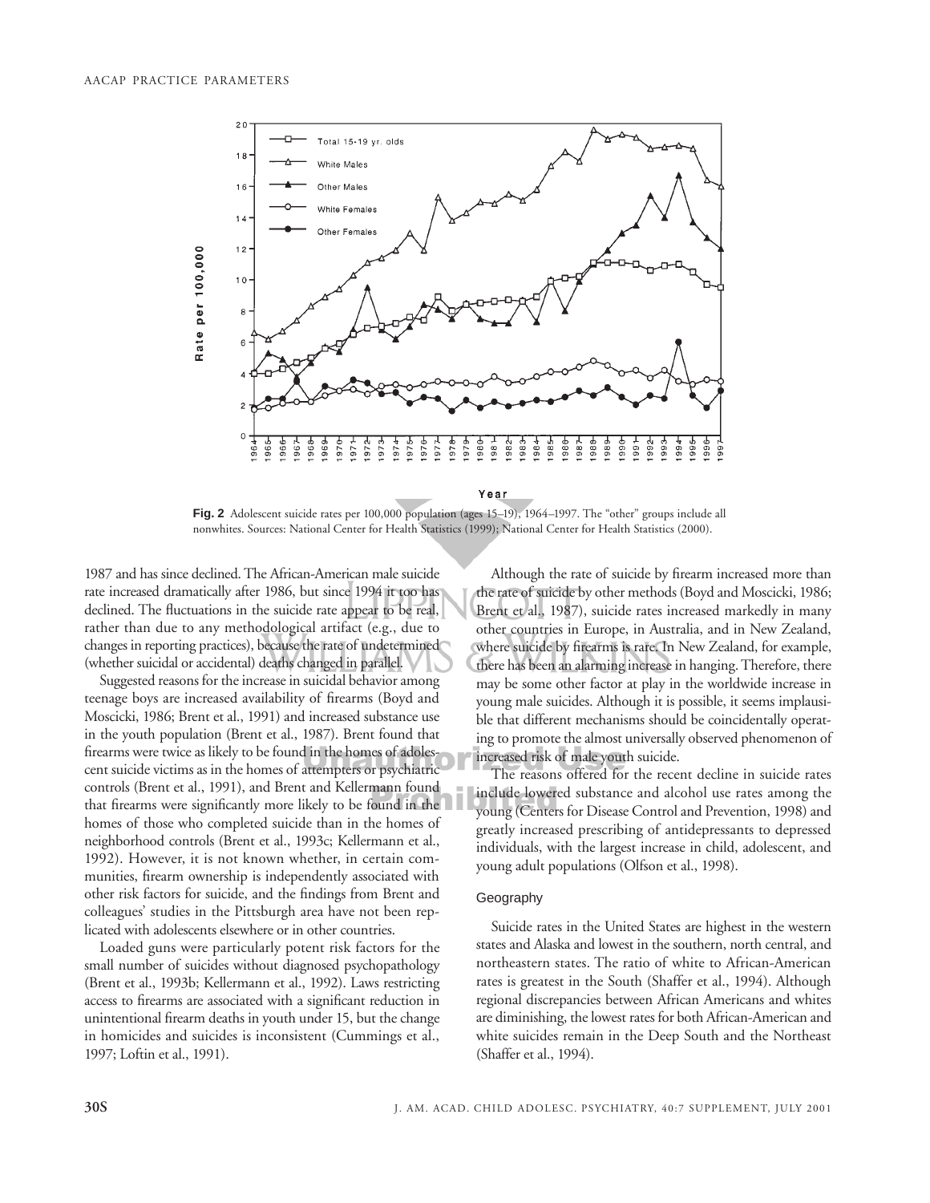**Fig. 2** Adolescent suicide rates per 100,000 population (ages 15–19), 1964–1997. The "other" groups include all nonwhites. Sources: National Center for Health Statistics (1999); National Center for Health Statistics (2000).

1987 and has since declined. The African-American male suicide rate increased dramatically after 1986, but since 1994 it too has declined. The fluctuations in the suicide rate appear to be real, rather than due to any methodological artifact (e.g., due to changes in reporting practices), because the rate of undetermined (whether suicidal or accidental) deaths changed in parallel.

Suggested reasons for the increase in suicidal behavior among teenage boys are increased availability of firearms (Boyd and Moscicki, 1986; Brent et al., 1991) and increased substance use in the youth population (Brent et al., 1987). Brent found that firearms were twice as likely to be found in the homes of adolescent suicide victims as in the homes of attempters or psychiatric controls (Brent et al., 1991), and Brent and Kellermann found that firearms were significantly more likely to be found in the homes of those who completed suicide than in the homes of neighborhood controls (Brent et al., 1993c; Kellermann et al., 1992). However, it is not known whether, in certain communities, firearm ownership is independently associated with other risk factors for suicide, and the findings from Brent and colleagues' studies in the Pittsburgh area have not been replicated with adolescents elsewhere or in other countries.

Loaded guns were particularly potent risk factors for the small number of suicides without diagnosed psychopathology (Brent et al., 1993b; Kellermann et al., 1992). Laws restricting access to firearms are associated with a significant reduction in unintentional firearm deaths in youth under 15, but the change in homicides and suicides is inconsistent (Cummings et al., 1997; Loftin et al., 1991).

Although the rate of suicide by firearm increased more than the rate of suicide by other methods (Boyd and Moscicki, 1986; Brent et al., 1987), suicide rates increased markedly in many other countries in Europe, in Australia, and in New Zealand, where suicide by firearms is rare. In New Zealand, for example, there has been an alarming increase in hanging. Therefore, there may be some other factor at play in the worldwide increase in young male suicides. Although it is possible, it seems implausible that different mechanisms should be coincidentally operating to promote the almost universally observed phenomenon of increased risk of male youth suicide.

The reasons offered for the recent decline in suicide rates include lowered substance and alcohol use rates among the young (Centers for Disease Control and Prevention, 1998) and greatly increased prescribing of antidepressants to depressed individuals, with the largest increase in child, adolescent, and young adult populations (Olfson et al., 1998).

### Geography

Suicide rates in the United States are highest in the western states and Alaska and lowest in the southern, north central, and northeastern states. The ratio of white to African-American rates is greatest in the South (Shaffer et al., 1994). Although regional discrepancies between African Americans and whites are diminishing, the lowest rates for both African-American and white suicides remain in the Deep South and the Northeast (Shaffer et al., 1994).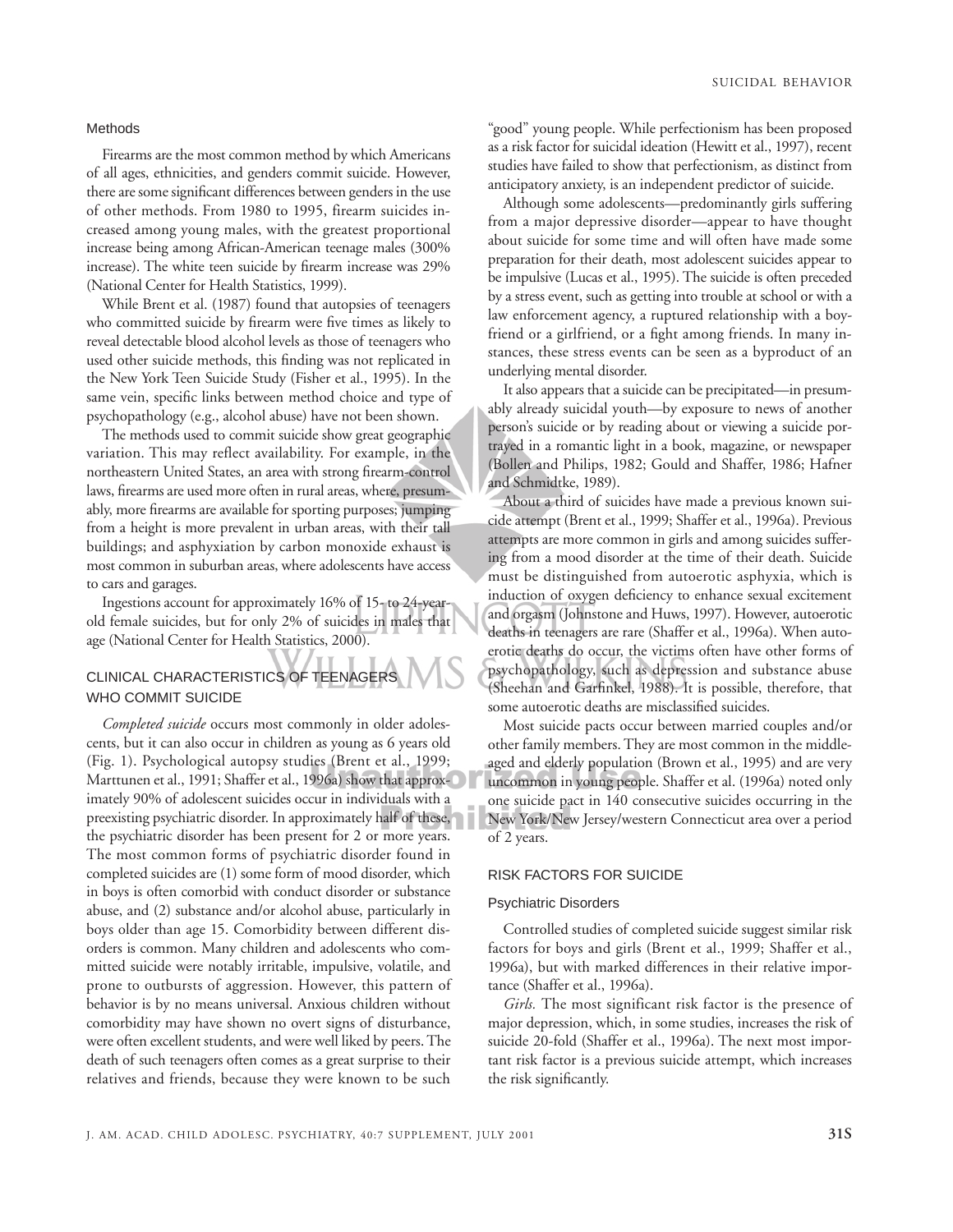### Methods

Firearms are the most common method by which Americans of all ages, ethnicities, and genders commit suicide. However, there are some significant differences between genders in the use of other methods. From 1980 to 1995, firearm suicides increased among young males, with the greatest proportional increase being among African-American teenage males (300% increase). The white teen suicide by firearm increase was 29% (National Center for Health Statistics, 1999).

While Brent et al. (1987) found that autopsies of teenagers who committed suicide by firearm were five times as likely to reveal detectable blood alcohol levels as those of teenagers who used other suicide methods, this finding was not replicated in the New York Teen Suicide Study (Fisher et al., 1995). In the same vein, specific links between method choice and type of psychopathology (e.g., alcohol abuse) have not been shown.

The methods used to commit suicide show great geographic variation. This may reflect availability. For example, in the northeastern United States, an area with strong firearm-control laws, firearms are used more often in rural areas, where, presumably, more firearms are available for sporting purposes; jumping from a height is more prevalent in urban areas, with their tall buildings; and asphyxiation by carbon monoxide exhaust is most common in suburban areas, where adolescents have access to cars and garages.

Ingestions account for approximately 16% of 15- to 24-year-old female suicides, but for only 2% of suicides in males that age (National Center for Health Statistics, 2000).

## CLINICAL CHARACTERISTICS OF TEENAGERS WHO COMMIT SUICIDE

*Completed suicide* occurs most commonly in older adolescents, but it can also occur in children as young as 6 years old (Fig. 1). Psychological autopsy studies (Brent et al., 1999; Marttunen et al., 1991; Shaffer et al., 1996a) show that approximately 90% of adolescent suicides occur in individuals with a preexisting psychiatric disorder. In approximately half of these, the psychiatric disorder has been present for 2 or more years. The most common forms of psychiatric disorder found in completed suicides are (1) some form of mood disorder, which in boys is often comorbid with conduct disorder or substance abuse, and (2) substance and/or alcohol abuse, particularly in boys older than age 15. Comorbidity between different disorders is common. Many children and adolescents who committed suicide were notably irritable, impulsive, volatile, and prone to outbursts of aggression. However, this pattern of behavior is by no means universal. Anxious children without comorbidity may have shown no overt signs of disturbance, were often excellent students, and were well liked by peers. The death of such teenagers often comes as a great surprise to their relatives and friends, because they were known to be such "good" young people. While perfectionism has been proposed as a risk factor for suicidal ideation (Hewitt et al., 1997), recent studies have failed to show that perfectionism, as distinct from anticipatory anxiety, is an independent predictor of suicide.

Although some adolescents—predominantly girls suffering from a major depressive disorder—appear to have thought about suicide for some time and will often have made some preparation for their death, most adolescent suicides appear to be impulsive (Lucas et al., 1995). The suicide is often preceded by a stress event, such as getting into trouble at school or with a law enforcement agency, a ruptured relationship with a boyfriend or a girlfriend, or a fight among friends. In many instances, these stress events can be seen as a byproduct of an underlying mental disorder.

It also appears that a suicide can be precipitated—in presumably already suicidal youth—by exposure to news of another person's suicide or by reading about or viewing a suicide portrayed in a romantic light in a book, magazine, or newspaper (Bollen and Philips, 1982; Gould and Shaffer, 1986; Hafner and Schmidtke, 1989).

About a third of suicides have made a previous known suicide attempt (Brent et al., 1999; Shaffer et al., 1996a). Previous attempts are more common in girls and among suicides suffering from a mood disorder at the time of their death. Suicide must be distinguished from autoerotic asphyxia, which is induction of oxygen deficiency to enhance sexual excitement and orgasm (Johnstone and Huws, 1997). However, autoerotic deaths in teenagers are rare (Shaffer et al., 1996a). When autoerotic deaths do occur, the victims often have other forms of psychopathology, such as depression and substance abuse (Sheehan and Garfinkel, 1988). It is possible, therefore, that some autoerotic deaths are misclassified suicides.

Most suicide pacts occur between married couples and/or other family members. They are most common in the middle-aged and elderly population (Brown et al., 1995) and are very uncommon in young people. Shaffer et al. (1996a) noted only one suicide pact in 140 consecutive suicides occurring in the New York/New Jersey/western Connecticut area over a period of 2 years.

## RISK FACTORS FOR SUICIDE

### Psychiatric Disorders

Controlled studies of completed suicide suggest similar risk factors for boys and girls (Brent et al., 1999; Shaffer et al., 1996a), but with marked differences in their relative importance (Shaffer et al., 1996a).

*Girls.* The most significant risk factor is the presence of major depression, which, in some studies, increases the risk of suicide 20-fold (Shaffer et al., 1996a). The next most important risk factor is a previous suicide attempt, which increases the risk significantly.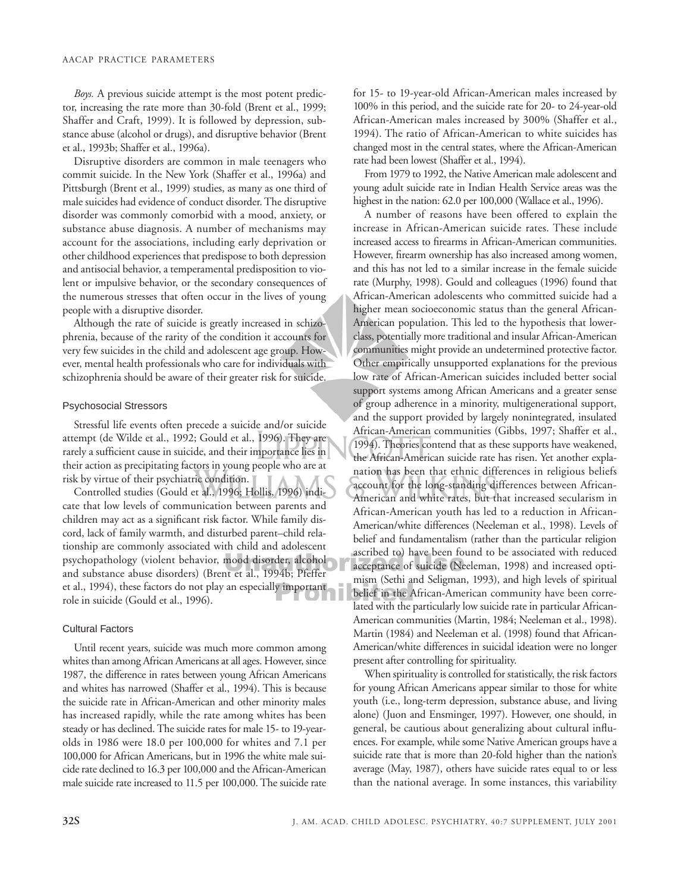*Boys.* A previous suicide attempt is the most potent predictor, increasing the rate more than 30-fold (Brent et al., 1999; Shaffer and Craft, 1999). It is followed by depression, substance abuse (alcohol or drugs), and disruptive behavior (Brent et al., 1993b; Shaffer et al., 1996a).

Disruptive disorders are common in male teenagers who commit suicide. In the New York (Shaffer et al., 1996a) and Pittsburgh (Brent et al., 1999) studies, as many as one third of male suicides had evidence of conduct disorder. The disruptive disorder was commonly comorbid with a mood, anxiety, or substance abuse diagnosis. A number of mechanisms may account for the associations, including early deprivation or other childhood experiences that predispose to both depression and antisocial behavior, a temperamental predisposition to violent or impulsive behavior, or the secondary consequences of the numerous stresses that often occur in the lives of young people with a disruptive disorder.

Although the rate of suicide is greatly increased in schizophrenia, because of the rarity of the condition it accounts for very few suicides in the child and adolescent age group. However, mental health professionals who care for individuals with schizophrenia should be aware of their greater risk for suicide.

### Psychosocial Stressors

Stressful life events often precede a suicide and/or suicide attempt (de Wilde et al., 1992; Gould et al., 1996). They are rarely a sufficient cause in suicide, and their importance lies in their action as precipitating factors in young people who are at risk by virtue of their psychiatric condition.

Controlled studies (Gould et al., 1996; Hollis, 1996) indicate that low levels of communication between parents and children may act as a significant risk factor. While family discord, lack of family warmth, and disturbed parent–child relationship are commonly associated with child and adolescent psychopathology (violent behavior, mood disorder, alcohol and substance abuse disorders) (Brent et al., 1994b; Pfeffer et al., 1994), these factors do not play an especially important role in suicide (Gould et al., 1996).

### Cultural Factors

Until recent years, suicide was much more common among whites than among African Americans at all ages. However, since 1987, the difference in rates between young African Americans and whites has narrowed (Shaffer et al., 1994). This is because the suicide rate in African-American and other minority males has increased rapidly, while the rate among whites has been steady or has declined. The suicide rates for male 15- to 19-year-olds in 1986 were 18.0 per 100,000 for whites and 7.1 per 100,000 for African Americans, but in 1996 the white male suicide rate declined to 16.3 per 100,000 and the African-American male suicide rate increased to 11.5 per 100,000. The suicide rate for 15- to 19-year-old African-American males increased by 100% in this period, and the suicide rate for 20- to 24-year-old African-American males increased by 300% (Shaffer et al., 1994). The ratio of African-American to white suicides has changed most in the central states, where the African-American rate had been lowest (Shaffer et al., 1994).

From 1979 to 1992, the Native American male adolescent and young adult suicide rate in Indian Health Service areas was the highest in the nation: 62.0 per 100,000 (Wallace et al., 1996).

A number of reasons have been offered to explain the increase in African-American suicide rates. These include increased access to firearms in African-American communities. However, firearm ownership has also increased among women, and this has not led to a similar increase in the female suicide rate (Murphy, 1998). Gould and colleagues (1996) found that African-American adolescents who committed suicide had a higher mean socioeconomic status than the general African-American population. This led to the hypothesis that lower-class, potentially more traditional and insular African-American communities might provide an undetermined protective factor. Other empirically unsupported explanations for the previous low rate of African-American suicides included better social support systems among African Americans and a greater sense of group adherence in a minority, multigenerational support, and the support provided by largely nonintegrated, insulated African-American communities (Gibbs, 1997; Shaffer et al., 1994). Theories contend that as these supports have weakened, the African-American suicide rate has risen. Yet another explanation has been that ethnic differences in religious beliefs account for the long-standing differences between African-American and white rates, but that increased secularism in African-American youth has led to a reduction in African-American/white differences (Neeleman et al., 1998). Levels of belief and fundamentalism (rather than the particular religion ascribed to) have been found to be associated with reduced acceptance of suicide (Neeleman, 1998) and increased optimism (Sethi and Seligman, 1993), and high levels of spiritual belief in the African-American community have been correlated with the particularly low suicide rate in particular African-American communities (Martin, 1984; Neeleman et al., 1998). Martin (1984) and Neeleman et al. (1998) found that African-American/white differences in suicidal ideation were no longer present after controlling for spirituality.

When spirituality is controlled for statistically, the risk factors for young African Americans appear similar to those for white youth (i.e., long-term depression, substance abuse, and living alone) (Juon and Ensminger, 1997). However, one should, in general, be cautious about generalizing about cultural influences. For example, while some Native American groups have a suicide rate that is more than 20-fold higher than the nation's average (May, 1987), others have suicide rates equal to or less than the national average. In some instances, this variability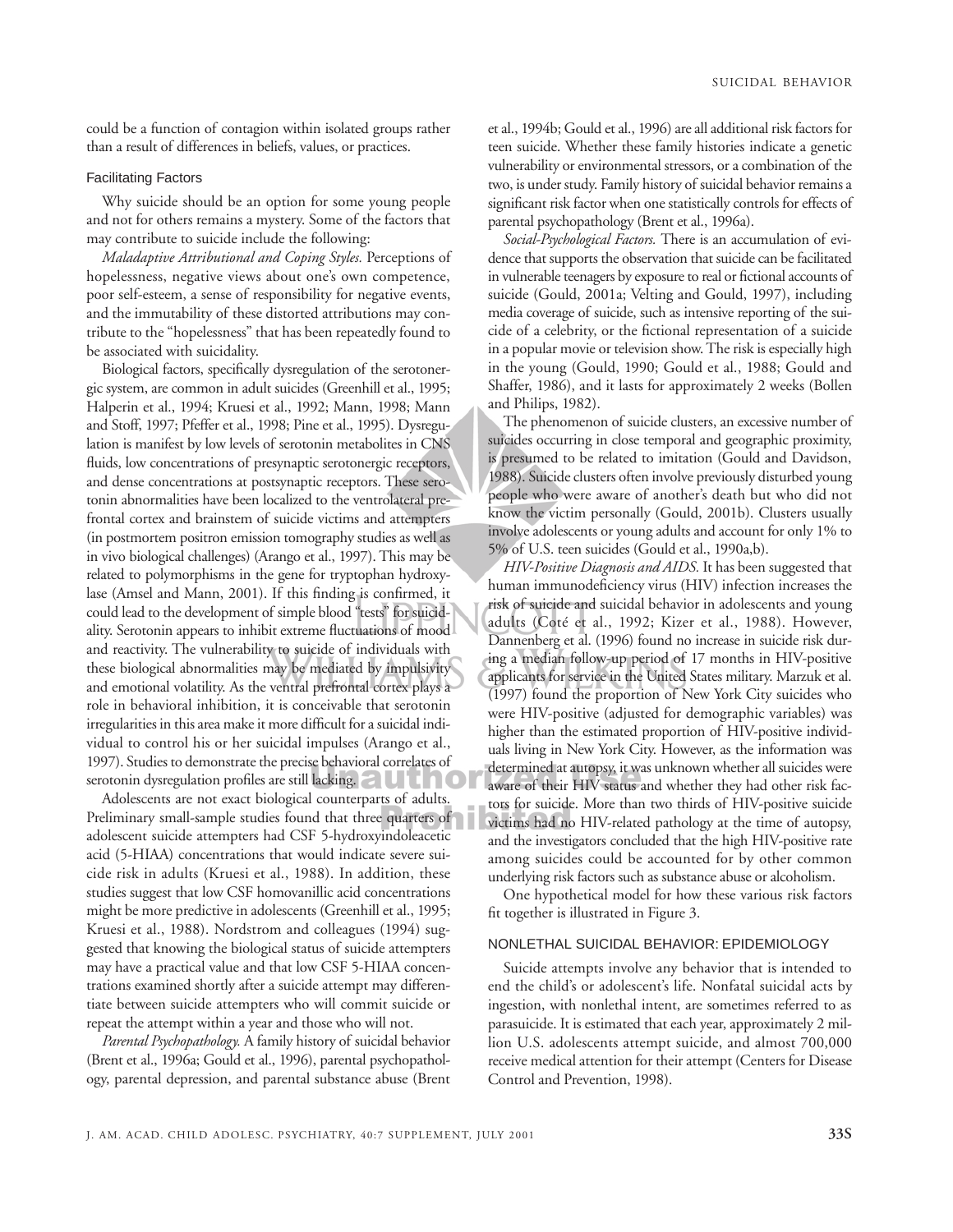could be a function of contagion within isolated groups rather than a result of differences in beliefs, values, or practices.

### Facilitating Factors

Why suicide should be an option for some young people and not for others remains a mystery. Some of the factors that may contribute to suicide include the following:

*Maladaptive Attributional and Coping Styles.* Perceptions of hopelessness, negative views about one's own competence, poor self-esteem, a sense of responsibility for negative events, and the immutability of these distorted attributions may contribute to the "hopelessness" that has been repeatedly found to be associated with suicidality.

Biological factors, specifically dysregulation of the serotonergic system, are common in adult suicides (Greenhill et al., 1995; Halperin et al., 1994; Kruesi et al., 1992; Mann, 1998; Mann and Stoff, 1997; Pfeffer et al., 1998; Pine et al., 1995). Dysregulation is manifest by low levels of serotonin metabolites in CNS fluids, low concentrations of presynaptic serotonergic receptors, and dense concentrations at postsynaptic receptors. These serotonin abnormalities have been localized to the ventrolateral prefrontal cortex and brainstem of suicide victims and attempters (in postmortem positron emission tomography studies as well as in vivo biological challenges) (Arango et al., 1997). This may be related to polymorphisms in the gene for tryptophan hydroxylase (Amsel and Mann, 2001). If this finding is confirmed, it could lead to the development of simple blood "tests" for suicidality. Serotonin appears to inhibit extreme fluctuations of mood and reactivity. The vulnerability to suicide of individuals with these biological abnormalities may be mediated by impulsivity and emotional volatility. As the ventral prefrontal cortex plays a role in behavioral inhibition, it is conceivable that serotonin irregularities in this area make it more difficult for a suicidal individual to control his or her suicidal impulses (Arango et al., 1997). Studies to demonstrate the precise behavioral correlates of serotonin dysregulation profiles are still lacking.

Adolescents are not exact biological counterparts of adults. Preliminary small-sample studies found that three quarters of adolescent suicide attempters had CSF 5-hydroxyindoleacetic acid (5-HIAA) concentrations that would indicate severe suicide risk in adults (Kruesi et al., 1988). In addition, these studies suggest that low CSF homovanillic acid concentrations might be more predictive in adolescents (Greenhill et al., 1995; Kruesi et al., 1988). Nordstrom and colleagues (1994) suggested that knowing the biological status of suicide attempters may have a practical value and that low CSF 5-HIAA concentrations examined shortly after a suicide attempt may differentiate between suicide attempters who will commit suicide or repeat the attempt within a year and those who will not.

*Parental Psychopathology.* A family history of suicidal behavior (Brent et al., 1996a; Gould et al., 1996), parental psychopathology, parental depression, and parental substance abuse (Brent et al., 1994b; Gould et al., 1996) are all additional risk factors for teen suicide. Whether these family histories indicate a genetic vulnerability or environmental stressors, or a combination of the two, is under study. Family history of suicidal behavior remains a significant risk factor when one statistically controls for effects of parental psychopathology (Brent et al., 1996a).

*Social-Psychological Factors.* There is an accumulation of evidence that supports the observation that suicide can be facilitated in vulnerable teenagers by exposure to real or fictional accounts of suicide (Gould, 2001a; Velting and Gould, 1997), including media coverage of suicide, such as intensive reporting of the suicide of a celebrity, or the fictional representation of a suicide in a popular movie or television show. The risk is especially high in the young (Gould, 1990; Gould et al., 1988; Gould and Shaffer, 1986), and it lasts for approximately 2 weeks (Bollen and Philips, 1982).

The phenomenon of suicide clusters, an excessive number of suicides occurring in close temporal and geographic proximity, is presumed to be related to imitation (Gould and Davidson, 1988). Suicide clusters often involve previously disturbed young people who were aware of another's death but who did not know the victim personally (Gould, 2001b). Clusters usually involve adolescents or young adults and account for only 1% to 5% of U.S. teen suicides (Gould et al., 1990a,b).

*HIV-Positive Diagnosis and AIDS.* It has been suggested that human immunodeficiency virus (HIV) infection increases the risk of suicide and suicidal behavior in adolescents and young adults (Coté et al., 1992; Kizer et al., 1988). However, Dannenberg et al. (1996) found no increase in suicide risk during a median follow-up period of 17 months in HIV-positive applicants for service in the United States military. Marzuk et al. (1997) found the proportion of New York City suicides who were HIV-positive (adjusted for demographic variables) was higher than the estimated proportion of HIV-positive individuals living in New York City. However, as the information was determined at autopsy, it was unknown whether all suicides were aware of their HIV status and whether they had other risk factors for suicide. More than two thirds of HIV-positive suicide victims had no HIV-related pathology at the time of autopsy, and the investigators concluded that the high HIV-positive rate among suicides could be accounted for by other common underlying risk factors such as substance abuse or alcoholism.

One hypothetical model for how these various risk factors fit together is illustrated in Figure 3.

## NONLETHAL SUICIDAL BEHAVIOR: EPIDEMIOLOGY

Suicide attempts involve any behavior that is intended to end the child's or adolescent's life. Nonfatal suicidal acts by ingestion, with nonlethal intent, are sometimes referred to as parasuicide. It is estimated that each year, approximately 2 million U.S. adolescents attempt suicide, and almost 700,000 receive medical attention for their attempt (Centers for Disease Control and Prevention, 1998).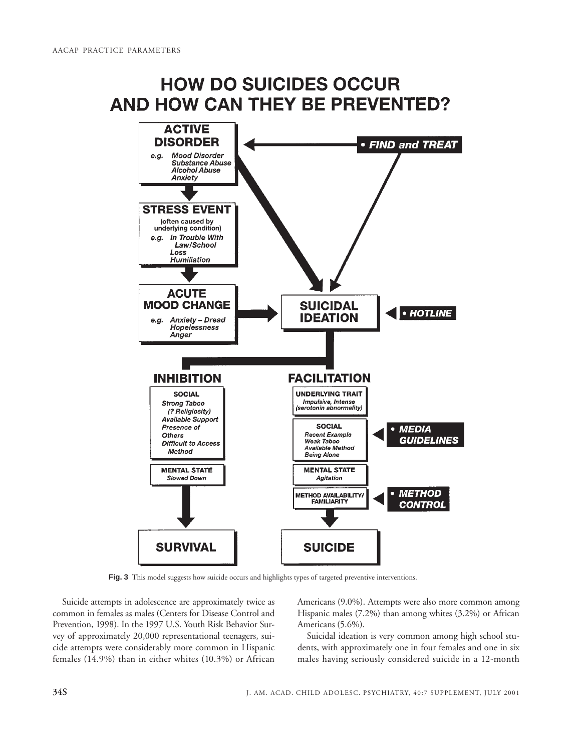# HOW DO SUICIDES OCCUR AND HOW CAN THEY BE PREVENTED?

**ACTIVE DISORDER**
e.g. *Mood Disorder*
*Substance Abuse*
*Alcohol Abuse*
*Anxiety*

**• FIND and TREAT**

**STRESS EVENT**
(often caused by underlying condition)
e.g. *In Trouble With Law/School*
*Loss*
*Humiliation*

**ACUTE MOOD CHANGE**
e.g. *Anxiety – Dread*
*Hopelessness*
*Anger*

**SUICIDAL IDEATION**

**• HOTLINE**

**INHIBITION**

**SOCIAL**
*Strong Taboo*
*(? Religiosity)*
*Available Support*
*Presence of Others*
*Difficult to Access Method*

**MENTAL STATE**
*Slowed Down*

**SURVIVAL**

**FACILITATION**

**UNDERLYING TRAIT**
*Impulsive, Intense*
*(serotonin abnormality)*

**SOCIAL**
*Recent Example*
*Weak Taboo*
*Available Method*
*Being Alone*

**• MEDIA GUIDELINES**

**MENTAL STATE**
*Agitation*

**METHOD AVAILABILITY/ FAMILIARITY**

**• METHOD CONTROL**

**SUICIDE**

**Fig. 3** This model suggests how suicide occurs and highlights types of targeted preventive interventions.

Suicide attempts in adolescence are approximately twice as common in females as males (Centers for Disease Control and Prevention, 1998). In the 1997 U.S. Youth Risk Behavior Survey of approximately 20,000 representational teenagers, suicide attempts were considerably more common in Hispanic females (14.9%) than in either whites (10.3%) or African Americans (9.0%). Attempts were also more common among Hispanic males (7.2%) than among whites (3.2%) or African Americans (5.6%).

Suicidal ideation is very common among high school students, with approximately one in four females and one in six males having seriously considered suicide in a 12-month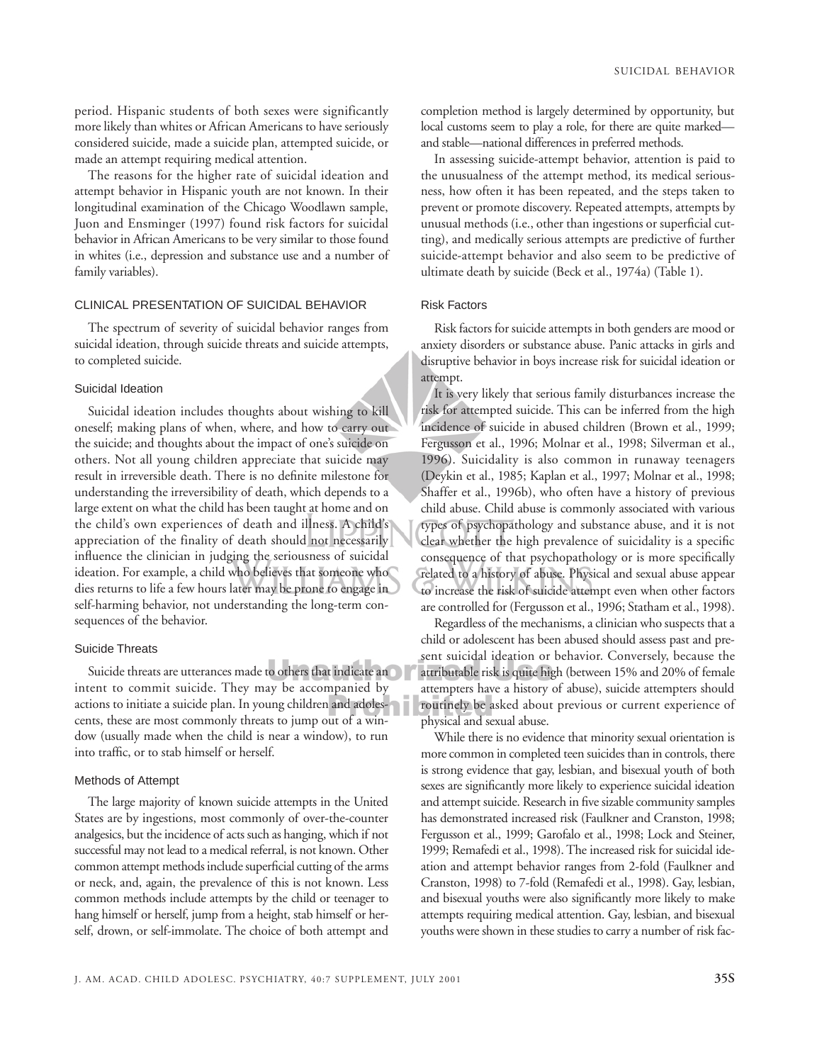period. Hispanic students of both sexes were significantly more likely than whites or African Americans to have seriously considered suicide, made a suicide plan, attempted suicide, or made an attempt requiring medical attention.

The reasons for the higher rate of suicidal ideation and attempt behavior in Hispanic youth are not known. In their longitudinal examination of the Chicago Woodlawn sample, Juon and Ensminger (1997) found risk factors for suicidal behavior in African Americans to be very similar to those found in whites (i.e., depression and substance use and a number of family variables).

## CLINICAL PRESENTATION OF SUICIDAL BEHAVIOR

The spectrum of severity of suicidal behavior ranges from suicidal ideation, through suicide threats and suicide attempts, to completed suicide.

### Suicidal Ideation

Suicidal ideation includes thoughts about wishing to kill oneself; making plans of when, where, and how to carry out the suicide; and thoughts about the impact of one's suicide on others. Not all young children appreciate that suicide may result in irreversible death. There is no definite milestone for understanding the irreversibility of death, which depends to a large extent on what the child has been taught at home and on the child's own experiences of death and illness. A child's appreciation of the finality of death should not necessarily influence the clinician in judging the seriousness of suicidal ideation. For example, a child who believes that someone who dies returns to life a few hours later may be prone to engage in self-harming behavior, not understanding the long-term consequences of the behavior.

### Suicide Threats

Suicide threats are utterances made to others that indicate an intent to commit suicide. They may be accompanied by actions to initiate a suicide plan. In young children and adolescents, these are most commonly threats to jump out of a window (usually made when the child is near a window), to run into traffic, or to stab himself or herself.

### Methods of Attempt

The large majority of known suicide attempts in the United States are by ingestions, most commonly of over-the-counter analgesics, but the incidence of acts such as hanging, which if not successful may not lead to a medical referral, is not known. Other common attempt methods include superficial cutting of the arms or neck, and, again, the prevalence of this is not known. Less common methods include attempts by the child or teenager to hang himself or herself, jump from a height, stab himself or herself, drown, or self-immolate. The choice of both attempt and completion method is largely determined by opportunity, but local customs seem to play a role, for there are quite marked—and stable—national differences in preferred methods.

In assessing suicide-attempt behavior, attention is paid to the unusualness of the attempt method, its medical seriousness, how often it has been repeated, and the steps taken to prevent or promote discovery. Repeated attempts, attempts by unusual methods (i.e., other than ingestions or superficial cutting), and medically serious attempts are predictive of further suicide-attempt behavior and also seem to be predictive of ultimate death by suicide (Beck et al., 1974a) (Table 1).

### Risk Factors

Risk factors for suicide attempts in both genders are mood or anxiety disorders or substance abuse. Panic attacks in girls and disruptive behavior in boys increase risk for suicidal ideation or attempt.

It is very likely that serious family disturbances increase the risk for attempted suicide. This can be inferred from the high incidence of suicide in abused children (Brown et al., 1999; Fergusson et al., 1996; Molnar et al., 1998; Silverman et al., 1996). Suicidality is also common in runaway teenagers (Deykin et al., 1985; Kaplan et al., 1997; Molnar et al., 1998; Shaffer et al., 1996b), who often have a history of previous child abuse. Child abuse is commonly associated with various types of psychopathology and substance abuse, and it is not clear whether the high prevalence of suicidality is a specific consequence of that psychopathology or is more specifically related to a history of abuse. Physical and sexual abuse appear to increase the risk of suicide attempt even when other factors are controlled for (Fergusson et al., 1996; Statham et al., 1998).

Regardless of the mechanisms, a clinician who suspects that a child or adolescent has been abused should assess past and present suicidal ideation or behavior. Conversely, because the attributable risk is quite high (between 15% and 20% of female attempters have a history of abuse), suicide attempters should routinely be asked about previous or current experience of physical and sexual abuse.

While there is no evidence that minority sexual orientation is more common in completed teen suicides than in controls, there is strong evidence that gay, lesbian, and bisexual youth of both sexes are significantly more likely to experience suicidal ideation and attempt suicide. Research in five sizable community samples has demonstrated increased risk (Faulkner and Cranston, 1998; Fergusson et al., 1999; Garofalo et al., 1998; Lock and Steiner, 1999; Remafedi et al., 1998). The increased risk for suicidal ideation and attempt behavior ranges from 2-fold (Faulkner and Cranston, 1998) to 7-fold (Remafedi et al., 1998). Gay, lesbian, and bisexual youths were also significantly more likely to make attempts requiring medical attention. Gay, lesbian, and bisexual youths were shown in these studies to carry a number of risk fac-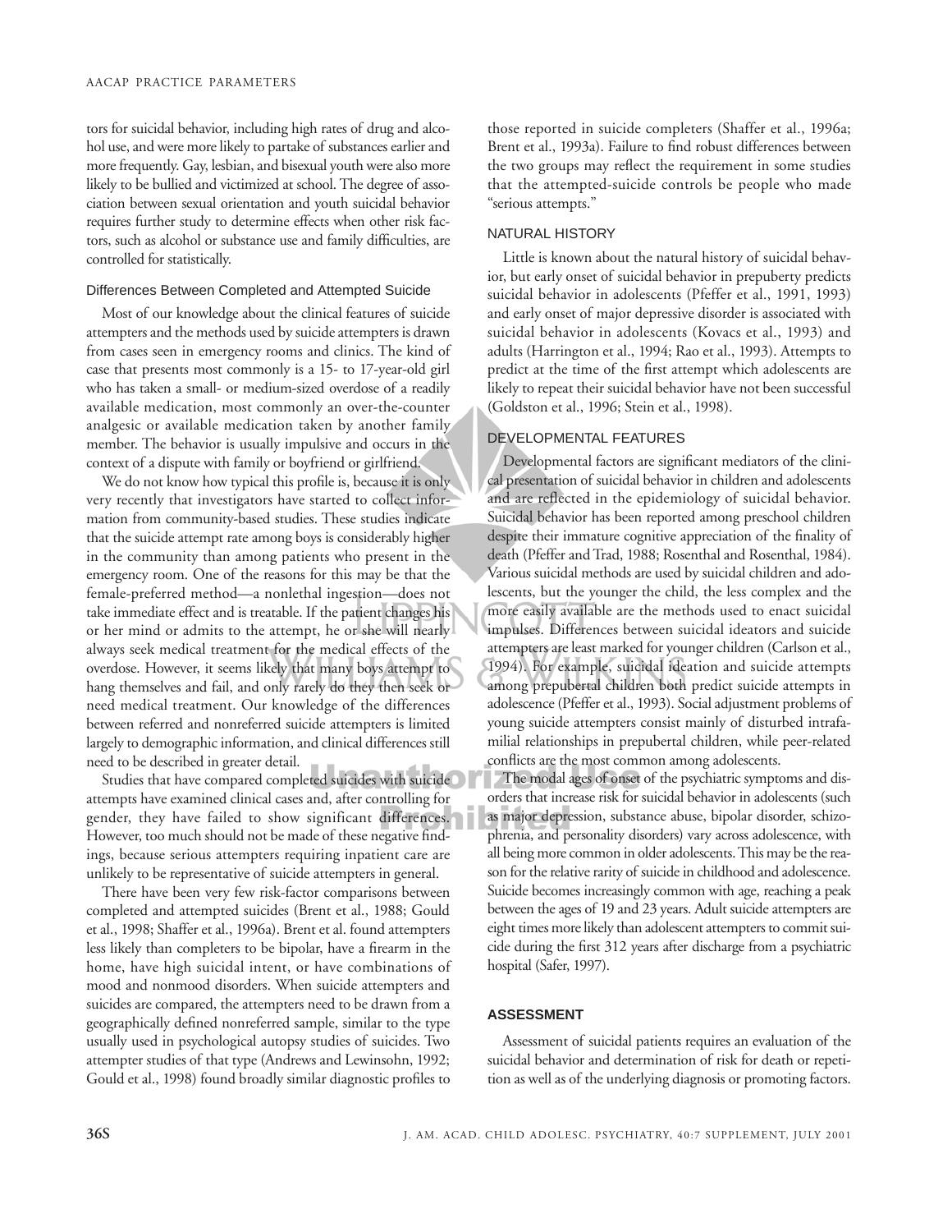tors for suicidal behavior, including high rates of drug and alcohol use, and were more likely to partake of substances earlier and more frequently. Gay, lesbian, and bisexual youth were also more likely to be bullied and victimized at school. The degree of association between sexual orientation and youth suicidal behavior requires further study to determine effects when other risk factors, such as alcohol or substance use and family difficulties, are controlled for statistically.

### Differences Between Completed and Attempted Suicide

Most of our knowledge about the clinical features of suicide attempters and the methods used by suicide attempters is drawn from cases seen in emergency rooms and clinics. The kind of case that presents most commonly is a 15- to 17-year-old girl who has taken a small- or medium-sized overdose of a readily available medication, most commonly an over-the-counter analgesic or available medication taken by another family member. The behavior is usually impulsive and occurs in the context of a dispute with family or boyfriend or girlfriend.

We do not know how typical this profile is, because it is only very recently that investigators have started to collect information from community-based studies. These studies indicate that the suicide attempt rate among boys is considerably higher in the community than among patients who present in the emergency room. One of the reasons for this may be that the female-preferred method—a nonlethal ingestion—does not take immediate effect and is treatable. If the patient changes his or her mind or admits to the attempt, he or she will nearly always seek medical treatment for the medical effects of the overdose. However, it seems likely that many boys attempt to hang themselves and fail, and only rarely do they then seek or need medical treatment. Our knowledge of the differences between referred and nonreferred suicide attempters is limited largely to demographic information, and clinical differences still need to be described in greater detail.

Studies that have compared completed suicides with suicide attempts have examined clinical cases and, after controlling for gender, they have failed to show significant differences. However, too much should not be made of these negative findings, because serious attempters requiring inpatient care are unlikely to be representative of suicide attempters in general.

There have been very few risk-factor comparisons between completed and attempted suicides (Brent et al., 1988; Gould et al., 1998; Shaffer et al., 1996a). Brent et al. found attempters less likely than completers to be bipolar, have a firearm in the home, have high suicidal intent, or have combinations of mood and nonmood disorders. When suicide attempters and suicides are compared, the attempters need to be drawn from a geographically defined nonreferred sample, similar to the type usually used in psychological autopsy studies of suicides. Two attempter studies of that type (Andrews and Lewinsohn, 1992; Gould et al., 1998) found broadly similar diagnostic profiles to those reported in suicide completers (Shaffer et al., 1996a; Brent et al., 1993a). Failure to find robust differences between the two groups may reflect the requirement in some studies that the attempted-suicide controls be people who made "serious attempts."

## NATURAL HISTORY

Little is known about the natural history of suicidal behavior, but early onset of suicidal behavior in prepuberty predicts suicidal behavior in adolescents (Pfeffer et al., 1991, 1993) and early onset of major depressive disorder is associated with suicidal behavior in adolescents (Kovacs et al., 1993) and adults (Harrington et al., 1994; Rao et al., 1993). Attempts to predict at the time of the first attempt which adolescents are likely to repeat their suicidal behavior have not been successful (Goldston et al., 1996; Stein et al., 1998).

## DEVELOPMENTAL FEATURES

Developmental factors are significant mediators of the clinical presentation of suicidal behavior in children and adolescents and are reflected in the epidemiology of suicidal behavior. Suicidal behavior has been reported among preschool children despite their immature cognitive appreciation of the finality of death (Pfeffer and Trad, 1988; Rosenthal and Rosenthal, 1984). Various suicidal methods are used by suicidal children and adolescents, but the younger the child, the less complex and the more easily available are the methods used to enact suicidal impulses. Differences between suicidal ideators and suicide attempters are least marked for younger children (Carlson et al., 1994). For example, suicidal ideation and suicide attempts among prepubertal children both predict suicide attempts in adolescence (Pfeffer et al., 1993). Social adjustment problems of young suicide attempters consist mainly of disturbed intrafamilial relationships in prepubertal children, while peer-related conflicts are the most common among adolescents.

The modal ages of onset of the psychiatric symptoms and disorders that increase risk for suicidal behavior in adolescents (such as major depression, substance abuse, bipolar disorder, schizophrenia, and personality disorders) vary across adolescence, with all being more common in older adolescents. This may be the reason for the relative rarity of suicide in childhood and adolescence. Suicide becomes increasingly common with age, reaching a peak between the ages of 19 and 23 years. Adult suicide attempters are eight times more likely than adolescent attempters to commit suicide during the first 312 years after discharge from a psychiatric hospital (Safer, 1997).

## ASSESSMENT

Assessment of suicidal patients requires an evaluation of the suicidal behavior and determination of risk for death or repetition as well as of the underlying diagnosis or promoting factors.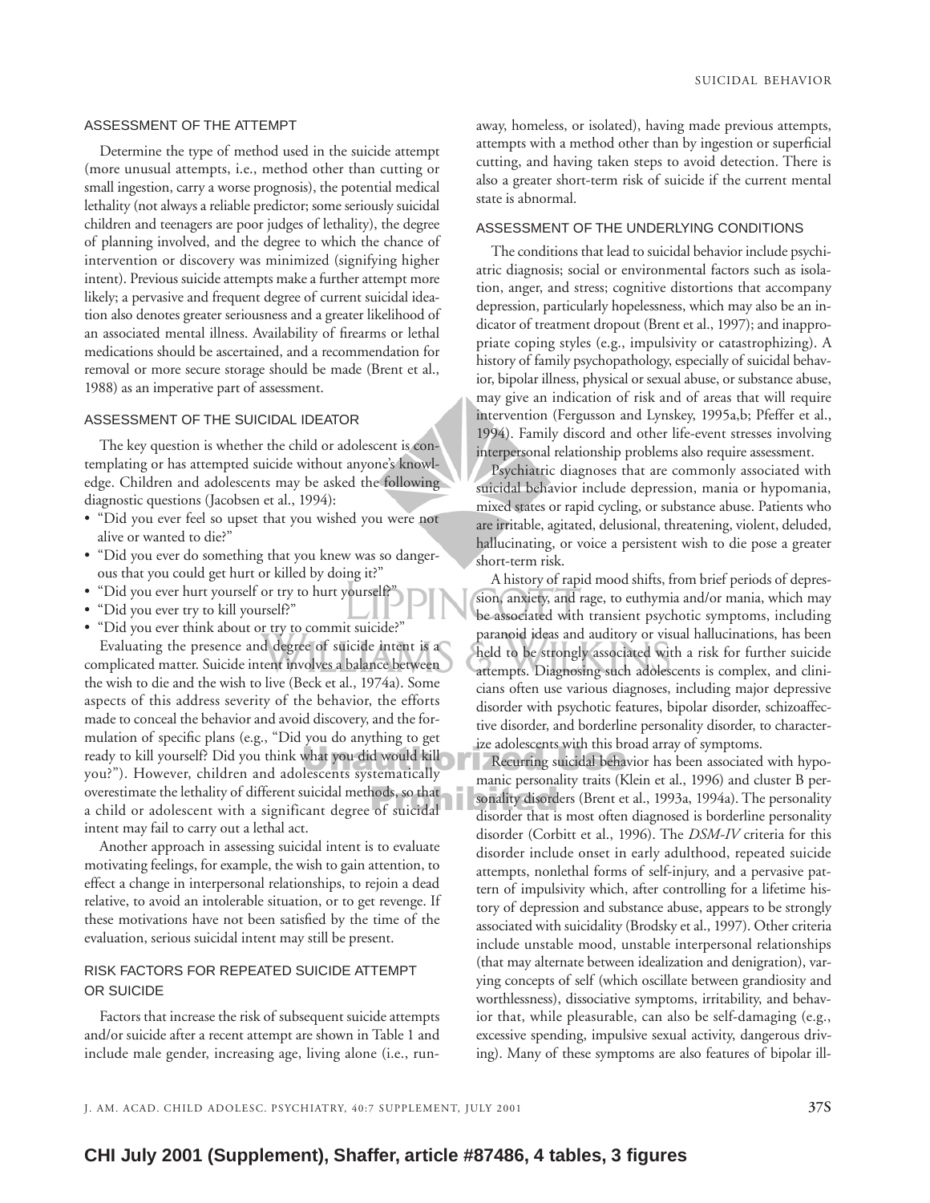## ASSESSMENT OF THE ATTEMPT

Determine the type of method used in the suicide attempt (more unusual attempts, i.e., method other than cutting or small ingestion, carry a worse prognosis), the potential medical lethality (not always a reliable predictor; some seriously suicidal children and teenagers are poor judges of lethality), the degree of planning involved, and the degree to which the chance of intervention or discovery was minimized (signifying higher intent). Previous suicide attempts make a further attempt more likely; a pervasive and frequent degree of current suicidal ideation also denotes greater seriousness and a greater likelihood of an associated mental illness. Availability of firearms or lethal medications should be ascertained, and a recommendation for removal or more secure storage should be made (Brent et al., 1988) as an imperative part of assessment.

## ASSESSMENT OF THE SUICIDAL IDEATOR

The key question is whether the child or adolescent is contemplating or has attempted suicide without anyone's knowledge. Children and adolescents may be asked the following diagnostic questions (Jacobsen et al., 1994):

- "Did you ever feel so upset that you wished you were not alive or wanted to die?"
- "Did you ever do something that you knew was so dangerous that you could get hurt or killed by doing it?"
- "Did you ever hurt yourself or try to hurt yourself?"
- "Did you ever try to kill yourself?"
- "Did you ever think about or try to commit suicide?"

Evaluating the presence and degree of suicide intent is a complicated matter. Suicide intent involves a balance between the wish to die and the wish to live (Beck et al., 1974a). Some aspects of this address severity of the behavior, the efforts made to conceal the behavior and avoid discovery, and the formulation of specific plans (e.g., "Did you do anything to get ready to kill yourself? Did you think what you did would kill you?"). However, children and adolescents systematically overestimate the lethality of different suicidal methods, so that a child or adolescent with a significant degree of suicidal intent may fail to carry out a lethal act.

Another approach in assessing suicidal intent is to evaluate motivating feelings, for example, the wish to gain attention, to effect a change in interpersonal relationships, to rejoin a dead relative, to avoid an intolerable situation, or to get revenge. If these motivations have not been satisfied by the time of the evaluation, serious suicidal intent may still be present.

## RISK FACTORS FOR REPEATED SUICIDE ATTEMPT OR SUICIDE

Factors that increase the risk of subsequent suicide attempts and/or suicide after a recent attempt are shown in Table 1 and include male gender, increasing age, living alone (i.e., runaway, homeless, or isolated), having made previous attempts, attempts with a method other than by ingestion or superficial cutting, and having taken steps to avoid detection. There is also a greater short-term risk of suicide if the current mental state is abnormal.

## ASSESSMENT OF THE UNDERLYING CONDITIONS

The conditions that lead to suicidal behavior include psychiatric diagnosis; social or environmental factors such as isolation, anger, and stress; cognitive distortions that accompany depression, particularly hopelessness, which may also be an indicator of treatment dropout (Brent et al., 1997); and inappropriate coping styles (e.g., impulsivity or catastrophizing). A history of family psychopathology, especially of suicidal behavior, bipolar illness, physical or sexual abuse, or substance abuse, may give an indication of risk and of areas that will require intervention (Fergusson and Lynskey, 1995a,b; Pfeffer et al., 1994). Family discord and other life-event stresses involving interpersonal relationship problems also require assessment.

Psychiatric diagnoses that are commonly associated with suicidal behavior include depression, mania or hypomania, mixed states or rapid cycling, or substance abuse. Patients who are irritable, agitated, delusional, threatening, violent, deluded, hallucinating, or voice a persistent wish to die pose a greater short-term risk.

A history of rapid mood shifts, from brief periods of depression, anxiety, and rage, to euthymia and/or mania, which may be associated with transient psychotic symptoms, including paranoid ideas and auditory or visual hallucinations, has been held to be strongly associated with a risk for further suicide attempts. Diagnosing such adolescents is complex, and clinicians often use various diagnoses, including major depressive disorder with psychotic features, bipolar disorder, schizoaffective disorder, and borderline personality disorder, to characterize adolescents with this broad array of symptoms.

Recurring suicidal behavior has been associated with hypomanic personality traits (Klein et al., 1996) and cluster B personality disorders (Brent et al., 1993a, 1994a). The personality disorder that is most often diagnosed is borderline personality disorder (Corbitt et al., 1996). The *DSM-IV* criteria for this disorder include onset in early adulthood, repeated suicide attempts, nonlethal forms of self-injury, and a pervasive pattern of impulsivity which, after controlling for a lifetime history of depression and substance abuse, appears to be strongly associated with suicidality (Brodsky et al., 1997). Other criteria include unstable mood, unstable interpersonal relationships (that may alternate between idealization and denigration), varying concepts of self (which oscillate between grandiosity and worthlessness), dissociative symptoms, irritability, and behavior that, while pleasurable, can also be self-damaging (e.g., excessive spending, impulsive sexual activity, dangerous driving). Many of these symptoms are also features of bipolar ill-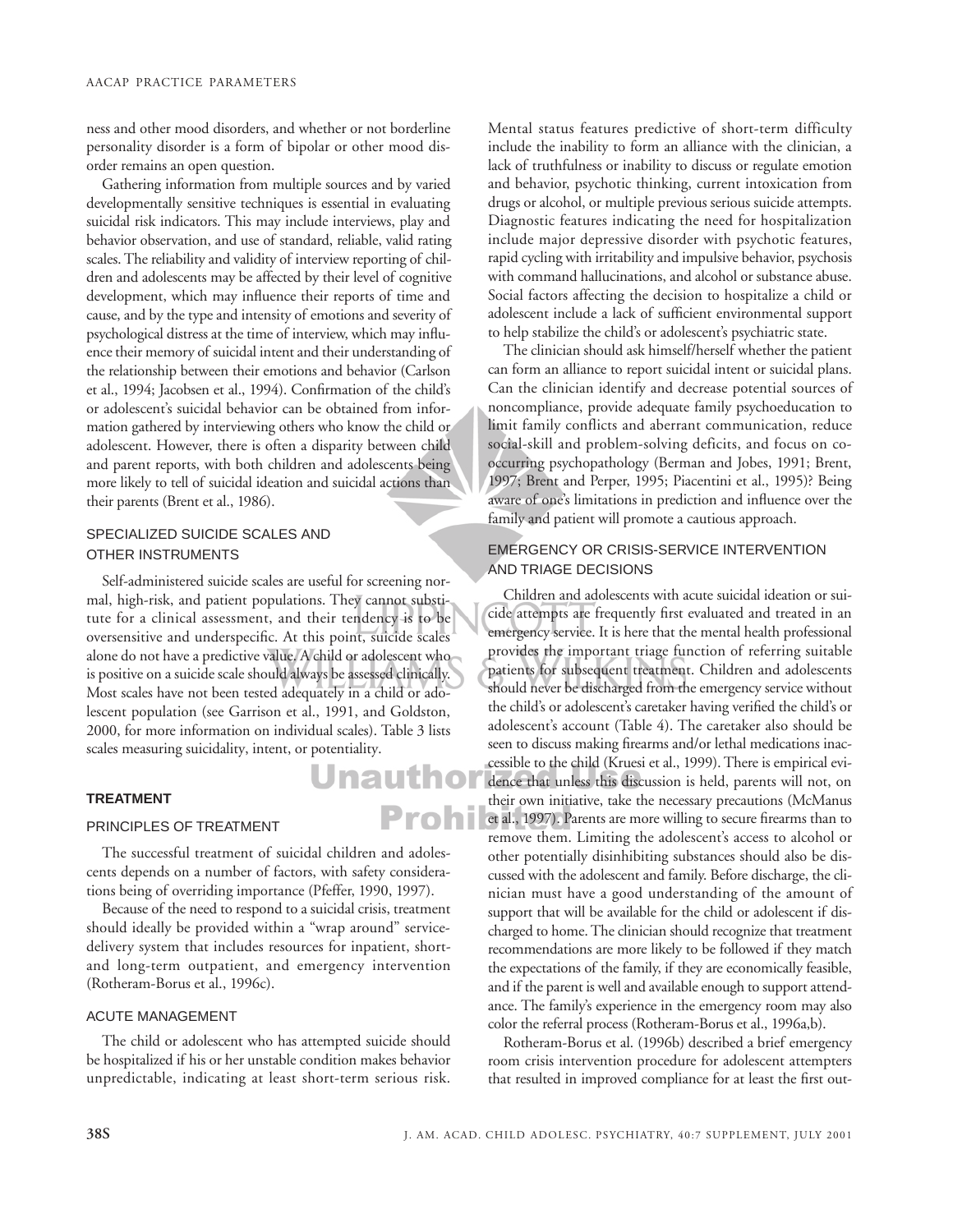ness and other mood disorders, and whether or not borderline personality disorder is a form of bipolar or other mood disorder remains an open question.

Gathering information from multiple sources and by varied developmentally sensitive techniques is essential in evaluating suicidal risk indicators. This may include interviews, play and behavior observation, and use of standard, reliable, valid rating scales. The reliability and validity of interview reporting of children and adolescents may be affected by their level of cognitive development, which may influence their reports of time and cause, and by the type and intensity of emotions and severity of psychological distress at the time of interview, which may influence their memory of suicidal intent and their understanding of the relationship between their emotions and behavior (Carlson et al., 1994; Jacobsen et al., 1994). Confirmation of the child's or adolescent's suicidal behavior can be obtained from information gathered by interviewing others who know the child or adolescent. However, there is often a disparity between child and parent reports, with both children and adolescents being more likely to tell of suicidal ideation and suicidal actions than their parents (Brent et al., 1986).

### SPECIALIZED SUICIDE SCALES AND OTHER INSTRUMENTS

Self-administered suicide scales are useful for screening normal, high-risk, and patient populations. They cannot substitute for a clinical assessment, and their tendency is to be oversensitive and underspecific. At this point, suicide scales alone do not have a predictive value. A child or adolescent who is positive on a suicide scale should always be assessed clinically. Most scales have not been tested adequately in a child or adolescent population (see Garrison et al., 1991, and Goldston, 2000, for more information on individual scales). Table 3 lists scales measuring suicidality, intent, or potentiality.

## TREATMENT

### PRINCIPLES OF TREATMENT

The successful treatment of suicidal children and adolescents depends on a number of factors, with safety considerations being of overriding importance (Pfeffer, 1990, 1997).

Because of the need to respond to a suicidal crisis, treatment should ideally be provided within a "wrap around" service-delivery system that includes resources for inpatient, short- and long-term outpatient, and emergency intervention (Rotheram-Borus et al., 1996c).

### ACUTE MANAGEMENT

The child or adolescent who has attempted suicide should be hospitalized if his or her unstable condition makes behavior unpredictable, indicating at least short-term serious risk. Mental status features predictive of short-term difficulty include the inability to form an alliance with the clinician, a lack of truthfulness or inability to discuss or regulate emotion and behavior, psychotic thinking, current intoxication from drugs or alcohol, or multiple previous serious suicide attempts. Diagnostic features indicating the need for hospitalization include major depressive disorder with psychotic features, rapid cycling with irritability and impulsive behavior, psychosis with command hallucinations, and alcohol or substance abuse. Social factors affecting the decision to hospitalize a child or adolescent include a lack of sufficient environmental support to help stabilize the child's or adolescent's psychiatric state.

The clinician should ask himself/herself whether the patient can form an alliance to report suicidal intent or suicidal plans. Can the clinician identify and decrease potential sources of noncompliance, provide adequate family psychoeducation to limit family conflicts and aberrant communication, reduce social-skill and problem-solving deficits, and focus on co-occurring psychopathology (Berman and Jobes, 1991; Brent, 1997; Brent and Perper, 1995; Piacentini et al., 1995)? Being aware of one's limitations in prediction and influence over the family and patient will promote a cautious approach.

### EMERGENCY OR CRISIS-SERVICE INTERVENTION AND TRIAGE DECISIONS

Children and adolescents with acute suicidal ideation or suicide attempts are frequently first evaluated and treated in an emergency service. It is here that the mental health professional provides the important triage function of referring suitable patients for subsequent treatment. Children and adolescents should never be discharged from the emergency service without the child's or adolescent's caretaker having verified the child's or adolescent's account (Table 4). The caretaker also should be seen to discuss making firearms and/or lethal medications inaccessible to the child (Kruesi et al., 1999). There is empirical evidence that unless this discussion is held, parents will not, on their own initiative, take the necessary precautions (McManus et al., 1997). Parents are more willing to secure firearms than to remove them. Limiting the adolescent's access to alcohol or other potentially disinhibiting substances should also be discussed with the adolescent and family. Before discharge, the clinician must have a good understanding of the amount of support that will be available for the child or adolescent if discharged to home. The clinician should recognize that treatment recommendations are more likely to be followed if they match the expectations of the family, if they are economically feasible, and if the parent is well and available enough to support attendance. The family's experience in the emergency room may also color the referral process (Rotheram-Borus et al., 1996a,b).

Rotheram-Borus et al. (1996b) described a brief emergency room crisis intervention procedure for adolescent attempters that resulted in improved compliance for at least the first out-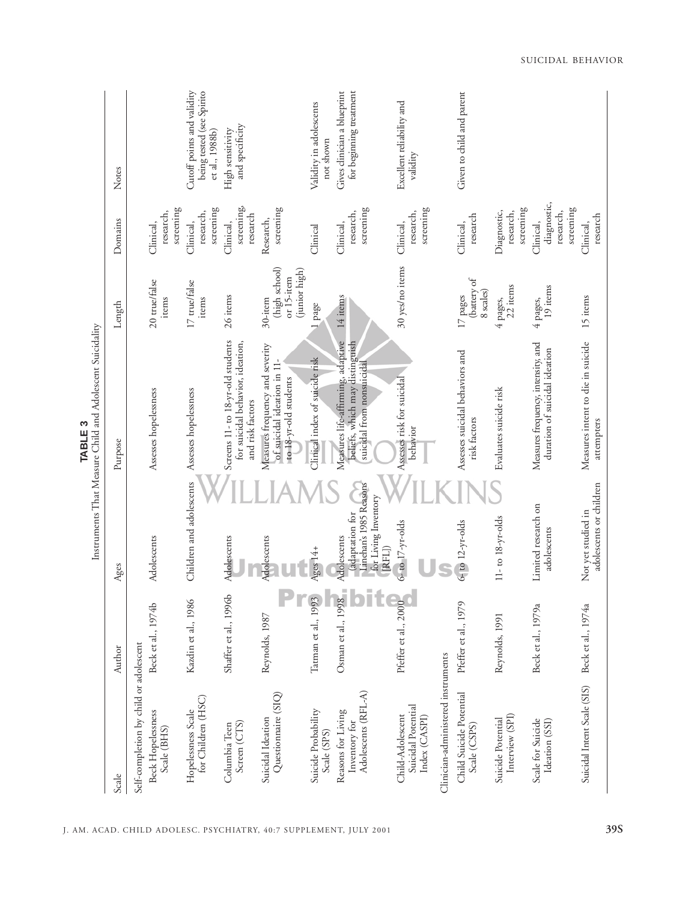**TABLE 3**
Instruments That Measure Child and Adolescent Suicidality

| Scale | Author | Ages | Purpose | Length | Domains | Notes |
|---|---|---|---|---|---|---|
| Self-completion by child or adolescent | | | | | | |
| Beck Hopelessness Scale (BHS) | Beck et al., 1974b | Adolescents | Assesses hopelessness | 20 true/false items | Clinical, research, screening | |
| Hopelessness Scale for Children (HSC) | Kazdin et al., 1986 | Children and adolescents | Assesses hopelessness | 17 true/false items | Clinical, research, screening | Cutoff points and validity being tested (see Spirito et al., 1988b) |
| Columbia Teen Screen (CTS) | Shaffer et al., 1996b | Adolescents | Screens 11- to 18-yr-old students for suicidal behavior, ideation, and risk factors | 26 items | Clinical, screening, research | High sensitivity and specificity |
| Suicidal Ideation Questionnaire (SIQ) | Reynolds, 1987 | Adolescents | Measures frequency and severity of suicidal ideation in 11- to 18-yr-old students | 30-item (high school) or 15-item (junior high) | Research, screening | |
| Suicide Probability Scale (SPS) | Tatman et al., 1993 | Ages 14+ | Clinical index of suicide risk | 1 page | Clinical | Validity in adolescents not shown |
| Reasons for Living Inventory for Adolescents (RFL-A) | Osman et al., 1998 | Adolescents (adaptation for Linehan's 1985 Reasons for Living Inventory [RFL]) | Measures life-affirming, adaptive beliefs, which may distinguish suicidal from nonsuicidal | 14 items | Clinical, research, screening | Gives clinician a blueprint for beginning treatment |
| Child-Adolescent Suicidal Potential Index (CASPI) | Pfeffer et al., 2000 | 6- to 17-yr-olds | Assesses risk for suicidal behavior | 30 yes/no items | Clinical, research, screening | Excellent reliability and validity |
| Clinician-administered instruments | | | | | | |
| Child Suicide Potential Scale (CSPS) | Pfeffer et al., 1979 | 6- to 12-yr-olds | Assesses suicidal behaviors and risk factors | 17 pages (battery of 8 scales) | Clinical, research | Given to child and parent |
| Suicide Potential Interview (SPI) | Reynolds, 1991 | 11- to 18-yr-olds | Evaluates suicide risk | 4 pages, 22 items | Diagnostic, research, screening | |
| Scale for Suicide Ideation (SSI) | Beck et al., 1979a | Limited research on adolescents | Measures frequency, intensity, and duration of suicidal ideation | 4 pages, 19 items | Clinical, diagnostic, research, screening | |
| Suicidal Intent Scale (SIS) | Beck et al., 1974a | Not yet studied in adolescents or children | Measures intent to die in suicide attempters | 15 items | Clinical, research | |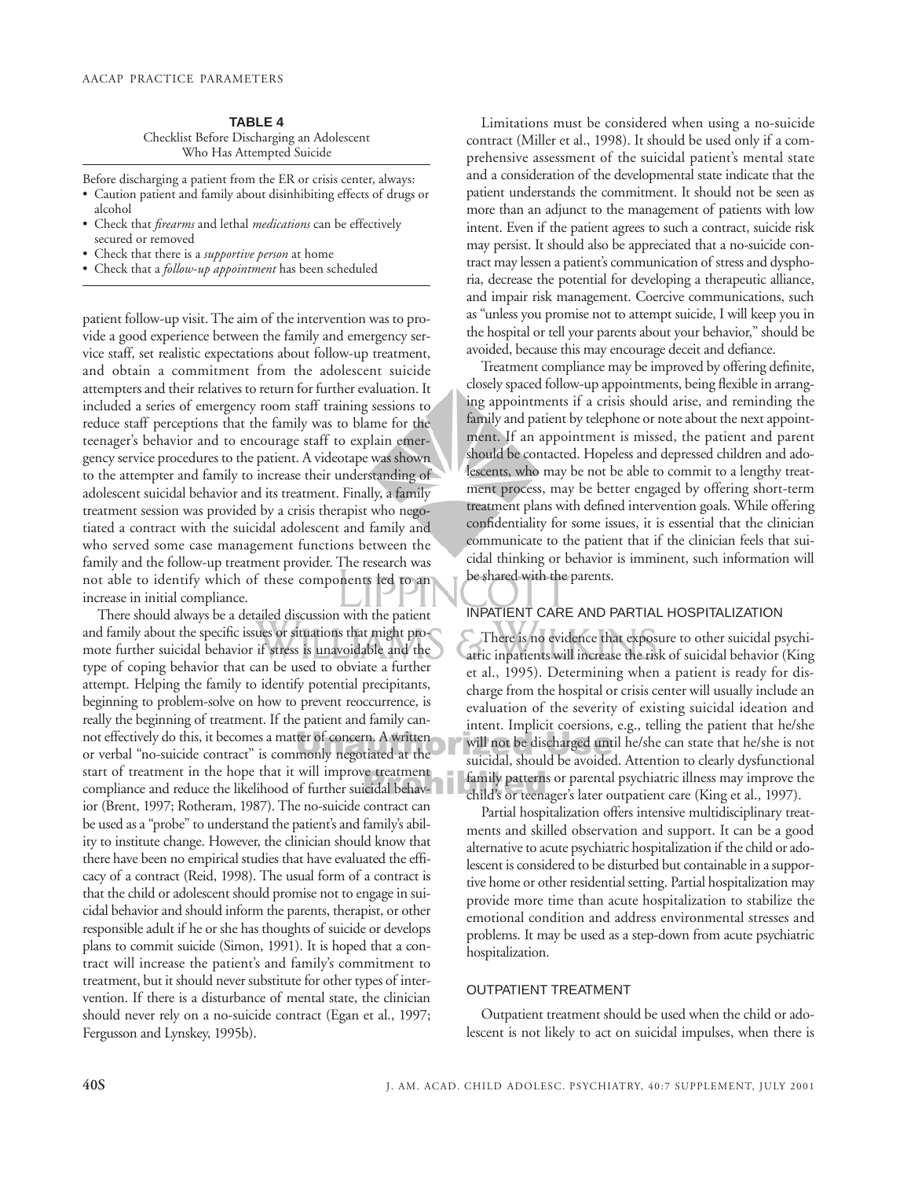**TABLE 4**
Checklist Before Discharging an Adolescent Who Has Attempted Suicide

Before discharging a patient from the ER or crisis center, always:

- Caution patient and family about disinhibiting effects of drugs or alcohol
- Check that *firearms* and lethal *medications* can be effectively secured or removed
- Check that there is a *supportive person* at home
- Check that a *follow-up appointment* has been scheduled

patient follow-up visit. The aim of the intervention was to provide a good experience between the family and emergency service staff, set realistic expectations about follow-up treatment, and obtain a commitment from the adolescent suicide attempters and their relatives to return for further evaluation. It included a series of emergency room staff training sessions to reduce staff perceptions that the family was to blame for the teenager's behavior and to encourage staff to explain emergency service procedures to the patient. A videotape was shown to the attempter and family to increase their understanding of adolescent suicidal behavior and its treatment. Finally, a family treatment session was provided by a crisis therapist who negotiated a contract with the suicidal adolescent and family and who served some case management functions between the family and the follow-up treatment provider. The research was not able to identify which of these components led to an increase in initial compliance.

There should always be a detailed discussion with the patient and family about the specific issues or situations that might promote further suicidal behavior if stress is unavoidable and the type of coping behavior that can be used to obviate a further attempt. Helping the family to identify potential precipitants, beginning to problem-solve on how to prevent reoccurrence, is really the beginning of treatment. If the patient and family cannot effectively do this, it becomes a matter of concern. A written or verbal "no-suicide contract" is commonly negotiated at the start of treatment in the hope that it will improve treatment compliance and reduce the likelihood of further suicidal behavior (Brent, 1997; Rotheram, 1987). The no-suicide contract can be used as a "probe" to understand the patient's and family's ability to institute change. However, the clinician should know that there have been no empirical studies that have evaluated the efficacy of a contract (Reid, 1998). The usual form of a contract is that the child or adolescent should promise not to engage in suicidal behavior and should inform the parents, therapist, or other responsible adult if he or she has thoughts of suicide or develops plans to commit suicide (Simon, 1991). It is hoped that a contract will increase the patient's and family's commitment to treatment, but it should never substitute for other types of intervention. If there is a disturbance of mental state, the clinician should never rely on a no-suicide contract (Egan et al., 1997; Fergusson and Lynskey, 1995b).

Limitations must be considered when using a no-suicide contract (Miller et al., 1998). It should be used only if a comprehensive assessment of the suicidal patient's mental state and a consideration of the developmental state indicate that the patient understands the commitment. It should not be seen as more than an adjunct to the management of patients with low intent. Even if the patient agrees to such a contract, suicide risk may persist. It should also be appreciated that a no-suicide contract may lessen a patient's communication of stress and dysphoria, decrease the potential for developing a therapeutic alliance, and impair risk management. Coercive communications, such as "unless you promise not to attempt suicide, I will keep you in the hospital or tell your parents about your behavior," should be avoided, because this may encourage deceit and defiance.

Treatment compliance may be improved by offering definite, closely spaced follow-up appointments, being flexible in arranging appointments if a crisis should arise, and reminding the family and patient by telephone or note about the next appointment. If an appointment is missed, the patient and parent should be contacted. Hopeless and depressed children and adolescents, who may be not be able to commit to a lengthy treatment process, may be better engaged by offering short-term treatment plans with defined intervention goals. While offering confidentiality for some issues, it is essential that the clinician communicate to the patient that if the clinician feels that suicidal thinking or behavior is imminent, such information will be shared with the parents.

## INPATIENT CARE AND PARTIAL HOSPITALIZATION

There is no evidence that exposure to other suicidal psychiatric inpatients will increase the risk of suicidal behavior (King et al., 1995). Determining when a patient is ready for discharge from the hospital or crisis center will usually include an evaluation of the severity of existing suicidal ideation and intent. Implicit coersions, e.g., telling the patient that he/she will not be discharged until he/she can state that he/she is not suicidal, should be avoided. Attention to clearly dysfunctional family patterns or parental psychiatric illness may improve the child's or teenager's later outpatient care (King et al., 1997).

Partial hospitalization offers intensive multidisciplinary treatments and skilled observation and support. It can be a good alternative to acute psychiatric hospitalization if the child or adolescent is considered to be disturbed but containable in a supportive home or other residential setting. Partial hospitalization may provide more time than acute hospitalization to stabilize the emotional condition and address environmental stresses and problems. It may be used as a step-down from acute psychiatric hospitalization.

## OUTPATIENT TREATMENT

Outpatient treatment should be used when the child or adolescent is not likely to act on suicidal impulses, when there is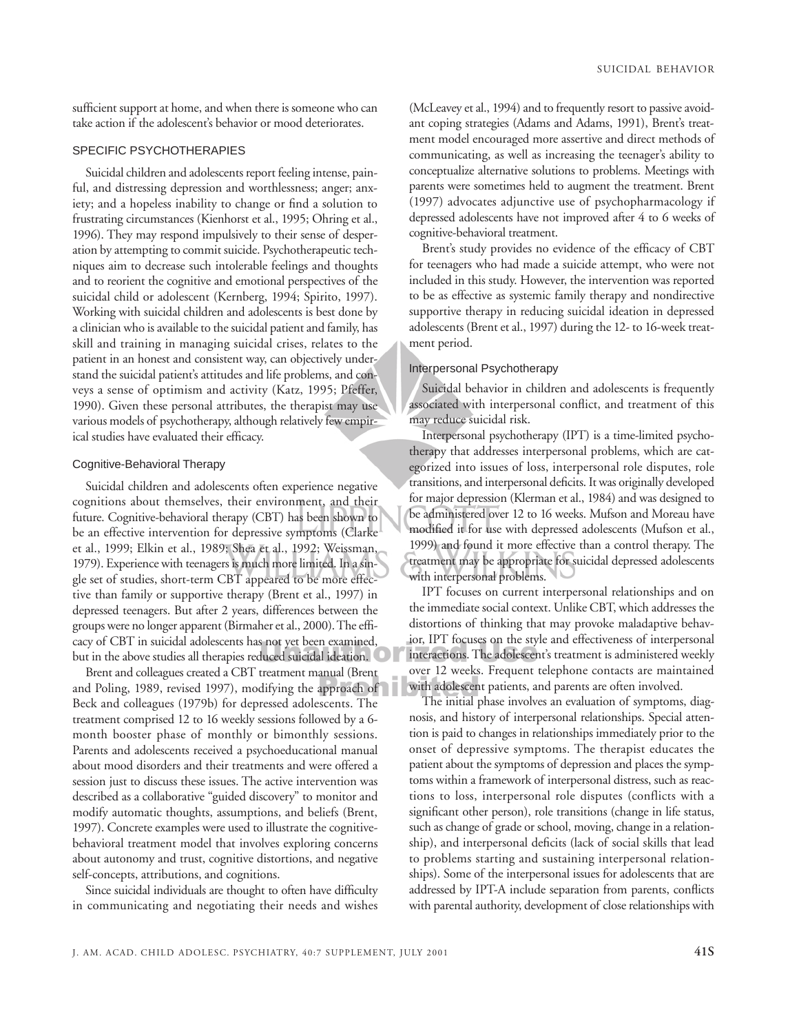sufficient support at home, and when there is someone who can take action if the adolescent's behavior or mood deteriorates.

## SPECIFIC PSYCHOTHERAPIES

Suicidal children and adolescents report feeling intense, painful, and distressing depression and worthlessness; anger; anxiety; and a hopeless inability to change or find a solution to frustrating circumstances (Kienhorst et al., 1995; Ohring et al., 1996). They may respond impulsively to their sense of desperation by attempting to commit suicide. Psychotherapeutic techniques aim to decrease such intolerable feelings and thoughts and to reorient the cognitive and emotional perspectives of the suicidal child or adolescent (Kernberg, 1994; Spirito, 1997). Working with suicidal children and adolescents is best done by a clinician who is available to the suicidal patient and family, has skill and training in managing suicidal crises, relates to the patient in an honest and consistent way, can objectively understand the suicidal patient's attitudes and life problems, and conveys a sense of optimism and activity (Katz, 1995; Pfeffer, 1990). Given these personal attributes, the therapist may use various models of psychotherapy, although relatively few empirical studies have evaluated their efficacy.

### Cognitive-Behavioral Therapy

Suicidal children and adolescents often experience negative cognitions about themselves, their environment, and their future. Cognitive-behavioral therapy (CBT) has been shown to be an effective intervention for depressive symptoms (Clarke et al., 1999; Elkin et al., 1989; Shea et al., 1992; Weissman, 1979). Experience with teenagers is much more limited. In a single set of studies, short-term CBT appeared to be more effective than family or supportive therapy (Brent et al., 1997) in depressed teenagers. But after 2 years, differences between the groups were no longer apparent (Birmaher et al., 2000). The efficacy of CBT in suicidal adolescents has not yet been examined, but in the above studies all therapies reduced suicidal ideation.

Brent and colleagues created a CBT treatment manual (Brent and Poling, 1989, revised 1997), modifying the approach of Beck and colleagues (1979b) for depressed adolescents. The treatment comprised 12 to 16 weekly sessions followed by a 6-month booster phase of monthly or bimonthly sessions. Parents and adolescents received a psychoeducational manual about mood disorders and their treatments and were offered a session just to discuss these issues. The active intervention was described as a collaborative "guided discovery" to monitor and modify automatic thoughts, assumptions, and beliefs (Brent, 1997). Concrete examples were used to illustrate the cognitive-behavioral treatment model that involves exploring concerns about autonomy and trust, cognitive distortions, and negative self-concepts, attributions, and cognitions.

Since suicidal individuals are thought to often have difficulty in communicating and negotiating their needs and wishes (McLeavey et al., 1994) and to frequently resort to passive avoidant coping strategies (Adams and Adams, 1991), Brent's treatment model encouraged more assertive and direct methods of communicating, as well as increasing the teenager's ability to conceptualize alternative solutions to problems. Meetings with parents were sometimes held to augment the treatment. Brent (1997) advocates adjunctive use of psychopharmacology if depressed adolescents have not improved after 4 to 6 weeks of cognitive-behavioral treatment.

Brent's study provides no evidence of the efficacy of CBT for teenagers who had made a suicide attempt, who were not included in this study. However, the intervention was reported to be as effective as systemic family therapy and nondirective supportive therapy in reducing suicidal ideation in depressed adolescents (Brent et al., 1997) during the 12- to 16-week treatment period.

### Interpersonal Psychotherapy

Suicidal behavior in children and adolescents is frequently associated with interpersonal conflict, and treatment of this may reduce suicidal risk.

Interpersonal psychotherapy (IPT) is a time-limited psychotherapy that addresses interpersonal problems, which are categorized into issues of loss, interpersonal role disputes, role transitions, and interpersonal deficits. It was originally developed for major depression (Klerman et al., 1984) and was designed to be administered over 12 to 16 weeks. Mufson and Moreau have modified it for use with depressed adolescents (Mufson et al., 1999) and found it more effective than a control therapy. The treatment may be appropriate for suicidal depressed adolescents with interpersonal problems.

IPT focuses on current interpersonal relationships and on the immediate social context. Unlike CBT, which addresses the distortions of thinking that may provoke maladaptive behavior, IPT focuses on the style and effectiveness of interpersonal interactions. The adolescent's treatment is administered weekly over 12 weeks. Frequent telephone contacts are maintained with adolescent patients, and parents are often involved.

The initial phase involves an evaluation of symptoms, diagnosis, and history of interpersonal relationships. Special attention is paid to changes in relationships immediately prior to the onset of depressive symptoms. The therapist educates the patient about the symptoms of depression and places the symptoms within a framework of interpersonal distress, such as reactions to loss, interpersonal role disputes (conflicts with a significant other person), role transitions (change in life status, such as change of grade or school, moving, change in a relationship), and interpersonal deficits (lack of social skills that lead to problems starting and sustaining interpersonal relationships). Some of the interpersonal issues for adolescents that are addressed by IPT-A include separation from parents, conflicts with parental authority, development of close relationships with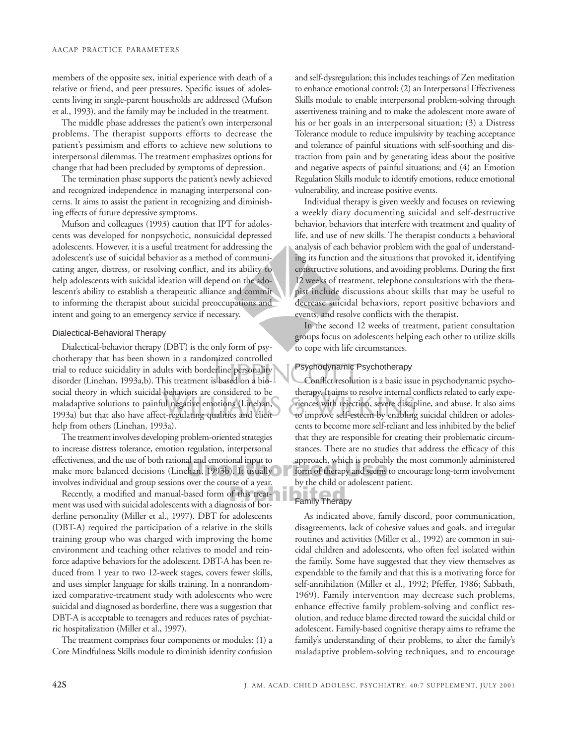members of the opposite sex, initial experience with death of a relative or friend, and peer pressures. Specific issues of adolescents living in single-parent households are addressed (Mufson et al., 1993), and the family may be included in the treatment.

The middle phase addresses the patient's own interpersonal problems. The therapist supports efforts to decrease the patient's pessimism and efforts to achieve new solutions to interpersonal dilemmas. The treatment emphasizes options for change that had been precluded by symptoms of depression.

The termination phase supports the patient's newly achieved and recognized independence in managing interpersonal concerns. It aims to assist the patient in recognizing and diminishing effects of future depressive symptoms.

Mufson and colleagues (1993) caution that IPT for adolescents was developed for nonpsychotic, nonsuicidal depressed adolescents. However, it is a useful treatment for addressing the adolescent's use of suicidal behavior as a method of communicating anger, distress, or resolving conflict, and its ability to help adolescents with suicidal ideation will depend on the adolescent's ability to establish a therapeutic alliance and commit to informing the therapist about suicidal preoccupations and intent and going to an emergency service if necessary.

### Dialectical-Behavioral Therapy

Dialectical-behavior therapy (DBT) is the only form of psychotherapy that has been shown in a randomized controlled trial to reduce suicidality in adults with borderline personality disorder (Linehan, 1993a,b). This treatment is based on a biosocial theory in which suicidal behaviors are considered to be maladaptive solutions to painful negative emotions (Linehan, 1993a) but that also have affect-regulating qualities and elicit help from others (Linehan, 1993a).

The treatment involves developing problem-oriented strategies to increase distress tolerance, emotion regulation, interpersonal effectiveness, and the use of both rational and emotional input to make more balanced decisions (Linehan, 1993b). It usually involves individual and group sessions over the course of a year.

Recently, a modified and manual-based form of this treatment was used with suicidal adolescents with a diagnosis of borderline personality (Miller et al., 1997). DBT for adolescents (DBT-A) required the participation of a relative in the skills training group who was charged with improving the home environment and teaching other relatives to model and reinforce adaptive behaviors for the adolescent. DBT-A has been reduced from 1 year to two 12-week stages, covers fewer skills, and uses simpler language for skills training. In a nonrandomized comparative-treatment study with adolescents who were suicidal and diagnosed as borderline, there was a suggestion that DBT-A is acceptable to teenagers and reduces rates of psychiatric hospitalization (Miller et al., 1997).

The treatment comprises four components or modules: (1) a Core Mindfulness Skills module to diminish identity confusion and self-dysregulation; this includes teachings of Zen meditation to enhance emotional control; (2) an Interpersonal Effectiveness Skills module to enable interpersonal problem-solving through assertiveness training and to make the adolescent more aware of his or her goals in an interpersonal situation; (3) a Distress Tolerance module to reduce impulsivity by teaching acceptance and tolerance of painful situations with self-soothing and distraction from pain and by generating ideas about the positive and negative aspects of painful situations; and (4) an Emotion Regulation Skills module to identify emotions, reduce emotional vulnerability, and increase positive events.

Individual therapy is given weekly and focuses on reviewing a weekly diary documenting suicidal and self-destructive behavior, behaviors that interfere with treatment and quality of life, and use of new skills. The therapist conducts a behavioral analysis of each behavior problem with the goal of understanding its function and the situations that provoked it, identifying constructive solutions, and avoiding problems. During the first 12 weeks of treatment, telephone consultations with the therapist include discussions about skills that may be useful to decrease suicidal behaviors, report positive behaviors and events, and resolve conflicts with the therapist.

In the second 12 weeks of treatment, patient consultation groups focus on adolescents helping each other to utilize skills to cope with life circumstances.

### Psychodynamic Psychotherapy

Conflict resolution is a basic issue in psychodynamic psychotherapy. It aims to resolve internal conflicts related to early experiences with rejection, severe discipline, and abuse. It also aims to improve self-esteem by enabling suicidal children or adolescents to become more self-reliant and less inhibited by the belief that they are responsible for creating their problematic circumstances. There are no studies that address the efficacy of this approach, which is probably the most commonly administered form of therapy and seems to encourage long-term involvement by the child or adolescent patient.

### Family Therapy

As indicated above, family discord, poor communication, disagreements, lack of cohesive values and goals, and irregular routines and activities (Miller et al., 1992) are common in suicidal children and adolescents, who often feel isolated within the family. Some have suggested that they view themselves as expendable to the family and that this is a motivating force for self-annihilation (Miller et al., 1992; Pfeffer, 1986; Sabbath, 1969). Family intervention may decrease such problems, enhance effective family problem-solving and conflict resolution, and reduce blame directed toward the suicidal child or adolescent. Family-based cognitive therapy aims to reframe the family's understanding of their problems, to alter the family's maladaptive problem-solving techniques, and to encourage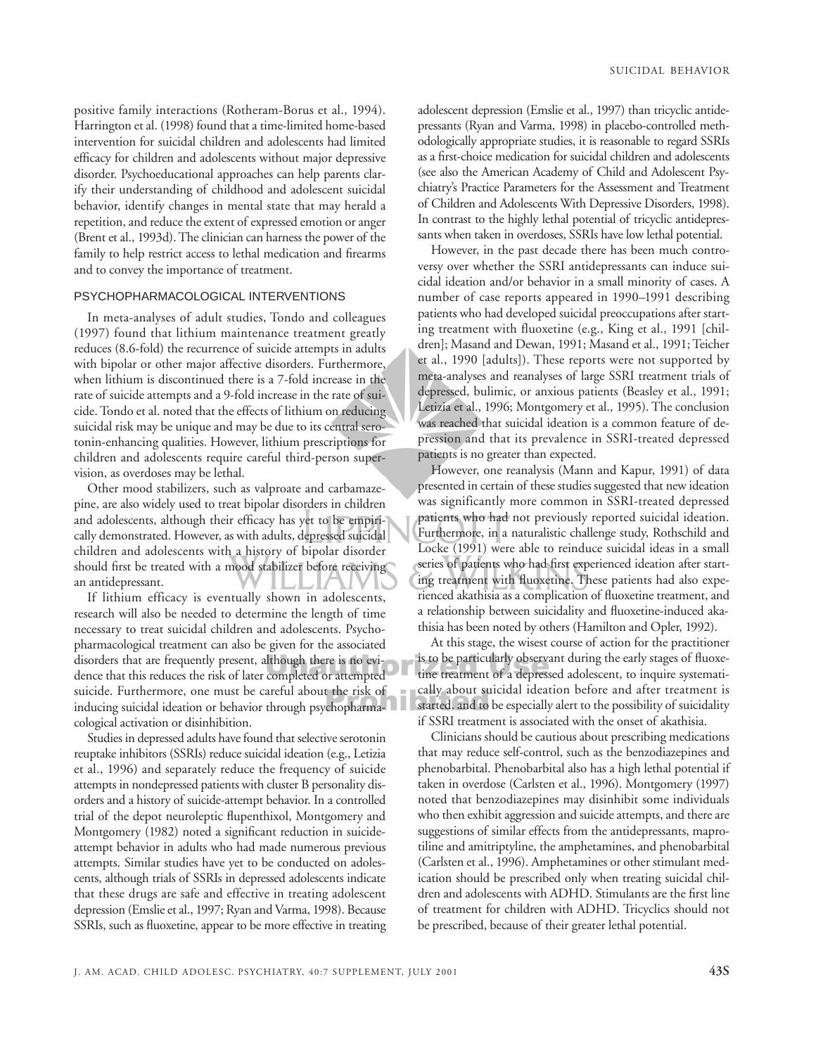positive family interactions (Rotheram-Borus et al., 1994). Harrington et al. (1998) found that a time-limited home-based intervention for suicidal children and adolescents had limited efficacy for children and adolescents without major depressive disorder. Psychoeducational approaches can help parents clarify their understanding of childhood and adolescent suicidal behavior, identify changes in mental state that may herald a repetition, and reduce the extent of expressed emotion or anger (Brent et al., 1993d). The clinician can harness the power of the family to help restrict access to lethal medication and firearms and to convey the importance of treatment.

### PSYCHOPHARMACOLOGICAL INTERVENTIONS

In meta-analyses of adult studies, Tondo and colleagues (1997) found that lithium maintenance treatment greatly reduces (8.6-fold) the recurrence of suicide attempts in adults with bipolar or other major affective disorders. Furthermore, when lithium is discontinued there is a 7-fold increase in the rate of suicide attempts and a 9-fold increase in the rate of suicide. Tondo et al. noted that the effects of lithium on reducing suicidal risk may be unique and may be due to its central serotonin-enhancing qualities. However, lithium prescriptions for children and adolescents require careful third-person supervision, as overdoses may be lethal.

Other mood stabilizers, such as valproate and carbamazepine, are also widely used to treat bipolar disorders in children and adolescents, although their efficacy has yet to be empirically demonstrated. However, as with adults, depressed suicidal children and adolescents with a history of bipolar disorder should first be treated with a mood stabilizer before receiving an antidepressant.

If lithium efficacy is eventually shown in adolescents, research will also be needed to determine the length of time necessary to treat suicidal children and adolescents. Psychopharmacological treatment can also be given for the associated disorders that are frequently present, although there is no evidence that this reduces the risk of later completed or attempted suicide. Furthermore, one must be careful about the risk of inducing suicidal ideation or behavior through psychopharmacological activation or disinhibition.

Studies in depressed adults have found that selective serotonin reuptake inhibitors (SSRIs) reduce suicidal ideation (e.g., Letizia et al., 1996) and separately reduce the frequency of suicide attempts in nondepressed patients with cluster B personality disorders and a history of suicide-attempt behavior. In a controlled trial of the depot neuroleptic flupenthixol, Montgomery and Montgomery (1982) noted a significant reduction in suicide-attempt behavior in adults who had made numerous previous attempts. Similar studies have yet to be conducted on adolescents, although trials of SSRIs in depressed adolescents indicate that these drugs are safe and effective in treating adolescent depression (Emslie et al., 1997; Ryan and Varma, 1998). Because SSRIs, such as fluoxetine, appear to be more effective in treating adolescent depression (Emslie et al., 1997) than tricyclic antidepressants (Ryan and Varma, 1998) in placebo-controlled methodologically appropriate studies, it is reasonable to regard SSRIs as a first-choice medication for suicidal children and adolescents (see also the American Academy of Child and Adolescent Psychiatry's Practice Parameters for the Assessment and Treatment of Children and Adolescents With Depressive Disorders, 1998). In contrast to the highly lethal potential of tricyclic antidepressants when taken in overdoses, SSRIs have low lethal potential.

However, in the past decade there has been much controversy over whether the SSRI antidepressants can induce suicidal ideation and/or behavior in a small minority of cases. A number of case reports appeared in 1990–1991 describing patients who had developed suicidal preoccupations after starting treatment with fluoxetine (e.g., King et al., 1991 [children]; Masand and Dewan, 1991; Masand et al., 1991; Teicher et al., 1990 [adults]). These reports were not supported by meta-analyses and reanalyses of large SSRI treatment trials of depressed, bulimic, or anxious patients (Beasley et al., 1991; Letizia et al., 1996; Montgomery et al., 1995). The conclusion was reached that suicidal ideation is a common feature of depression and that its prevalence in SSRI-treated depressed patients is no greater than expected.

However, one reanalysis (Mann and Kapur, 1991) of data presented in certain of these studies suggested that new ideation was significantly more common in SSRI-treated depressed patients who had not previously reported suicidal ideation. Furthermore, in a naturalistic challenge study, Rothschild and Locke (1991) were able to reinduce suicidal ideas in a small series of patients who had first experienced ideation after starting treatment with fluoxetine. These patients had also experienced akathisia as a complication of fluoxetine treatment, and a relationship between suicidality and fluoxetine-induced akathisia has been noted by others (Hamilton and Opler, 1992).

At this stage, the wisest course of action for the practitioner is to be particularly observant during the early stages of fluoxetine treatment of a depressed adolescent, to inquire systematically about suicidal ideation before and after treatment is started, and to be especially alert to the possibility of suicidality if SSRI treatment is associated with the onset of akathisia.

Clinicians should be cautious about prescribing medications that may reduce self-control, such as the benzodiazepines and phenobarbital. Phenobarbital also has a high lethal potential if taken in overdose (Carlsten et al., 1996). Montgomery (1997) noted that benzodiazepines may disinhibit some individuals who then exhibit aggression and suicide attempts, and there are suggestions of similar effects from the antidepressants, maprotiline and amitriptyline, the amphetamines, and phenobarbital (Carlsten et al., 1996). Amphetamines or other stimulant medication should be prescribed only when treating suicidal children and adolescents with ADHD. Stimulants are the first line of treatment for children with ADHD. Tricyclics should not be prescribed, because of their greater lethal potential.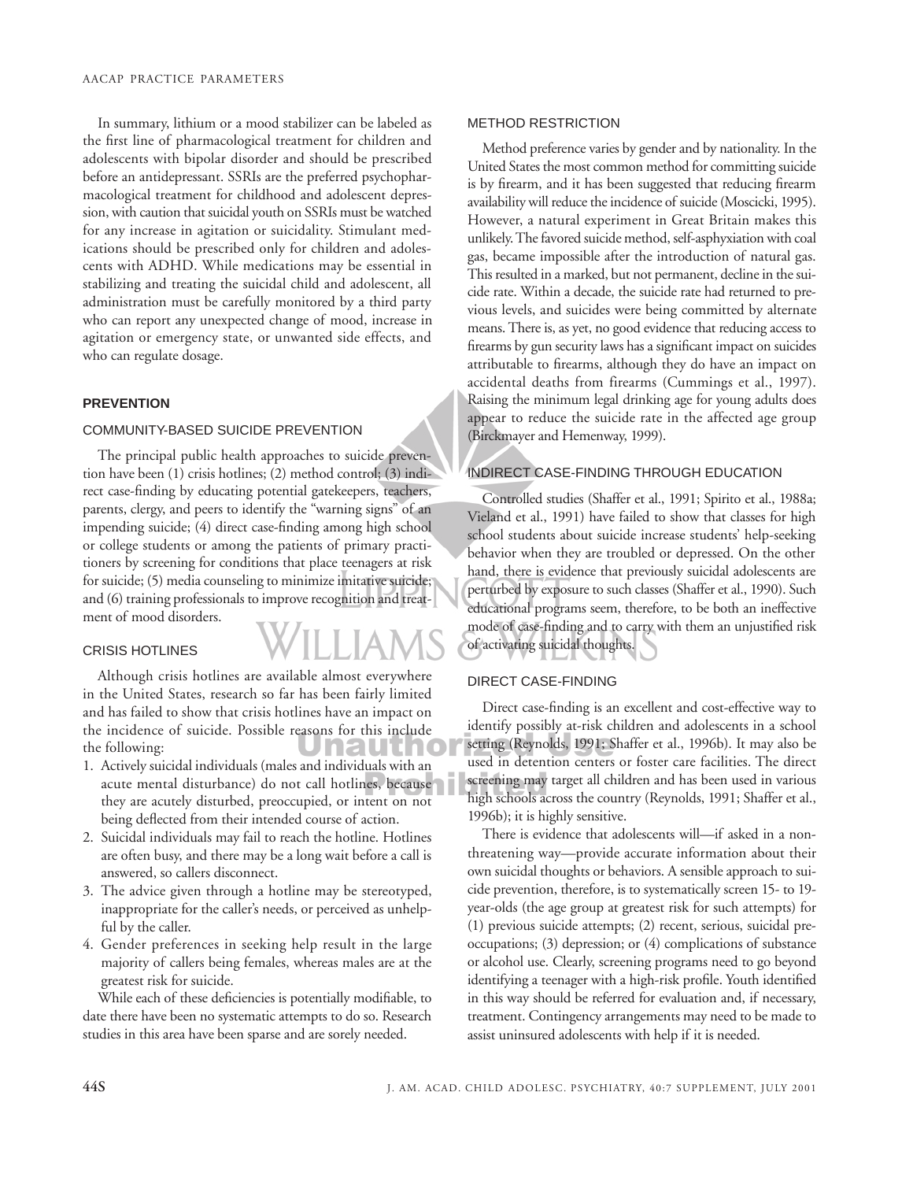In summary, lithium or a mood stabilizer can be labeled as the first line of pharmacological treatment for children and adolescents with bipolar disorder and should be prescribed before an antidepressant. SSRIs are the preferred psychopharmacological treatment for childhood and adolescent depression, with caution that suicidal youth on SSRIs must be watched for any increase in agitation or suicidality. Stimulant medications should be prescribed only for children and adolescents with ADHD. While medications may be essential in stabilizing and treating the suicidal child and adolescent, all administration must be carefully monitored by a third party who can report any unexpected change of mood, increase in agitation or emergency state, or unwanted side effects, and who can regulate dosage.

## PREVENTION

### COMMUNITY-BASED SUICIDE PREVENTION

The principal public health approaches to suicide prevention have been (1) crisis hotlines; (2) method control; (3) indirect case-finding by educating potential gatekeepers, teachers, parents, clergy, and peers to identify the "warning signs" of an impending suicide; (4) direct case-finding among high school or college students or among the patients of primary practitioners by screening for conditions that place teenagers at risk for suicide; (5) media counseling to minimize imitative suicide; and (6) training professionals to improve recognition and treatment of mood disorders.

### CRISIS HOTLINES

Although crisis hotlines are available almost everywhere in the United States, research so far has been fairly limited and has failed to show that crisis hotlines have an impact on the incidence of suicide. Possible reasons for this include the following:

1. Actively suicidal individuals (males and individuals with an acute mental disturbance) do not call hotlines, because they are acutely disturbed, preoccupied, or intent on not being deflected from their intended course of action.
2. Suicidal individuals may fail to reach the hotline. Hotlines are often busy, and there may be a long wait before a call is answered, so callers disconnect.
3. The advice given through a hotline may be stereotyped, inappropriate for the caller's needs, or perceived as unhelpful by the caller.
4. Gender preferences in seeking help result in the large majority of callers being females, whereas males are at the greatest risk for suicide.

While each of these deficiencies is potentially modifiable, to date there have been no systematic attempts to do so. Research studies in this area have been sparse and are sorely needed.

### METHOD RESTRICTION

Method preference varies by gender and by nationality. In the United States the most common method for committing suicide is by firearm, and it has been suggested that reducing firearm availability will reduce the incidence of suicide (Moscicki, 1995). However, a natural experiment in Great Britain makes this unlikely. The favored suicide method, self-asphyxiation with coal gas, became impossible after the introduction of natural gas. This resulted in a marked, but not permanent, decline in the suicide rate. Within a decade, the suicide rate had returned to previous levels, and suicides were being committed by alternate means. There is, as yet, no good evidence that reducing access to firearms by gun security laws has a significant impact on suicides attributable to firearms, although they do have an impact on accidental deaths from firearms (Cummings et al., 1997). Raising the minimum legal drinking age for young adults does appear to reduce the suicide rate in the affected age group (Birckmayer and Hemenway, 1999).

### INDIRECT CASE-FINDING THROUGH EDUCATION

Controlled studies (Shaffer et al., 1991; Spirito et al., 1988a; Vieland et al., 1991) have failed to show that classes for high school students about suicide increase students' help-seeking behavior when they are troubled or depressed. On the other hand, there is evidence that previously suicidal adolescents are perturbed by exposure to such classes (Shaffer et al., 1990). Such educational programs seem, therefore, to be both an ineffective mode of case-finding and to carry with them an unjustified risk of activating suicidal thoughts.

### DIRECT CASE-FINDING

Direct case-finding is an excellent and cost-effective way to identify possibly at-risk children and adolescents in a school setting (Reynolds, 1991; Shaffer et al., 1996b). It may also be used in detention centers or foster care facilities. The direct screening may target all children and has been used in various high schools across the country (Reynolds, 1991; Shaffer et al., 1996b); it is highly sensitive.

There is evidence that adolescents will—if asked in a nonthreatening way—provide accurate information about their own suicidal thoughts or behaviors. A sensible approach to suicide prevention, therefore, is to systematically screen 15- to 19-year-olds (the age group at greatest risk for such attempts) for (1) previous suicide attempts; (2) recent, serious, suicidal preoccupations; (3) depression; or (4) complications of substance or alcohol use. Clearly, screening programs need to go beyond identifying a teenager with a high-risk profile. Youth identified in this way should be referred for evaluation and, if necessary, treatment. Contingency arrangements may need to be made to assist uninsured adolescents with help if it is needed.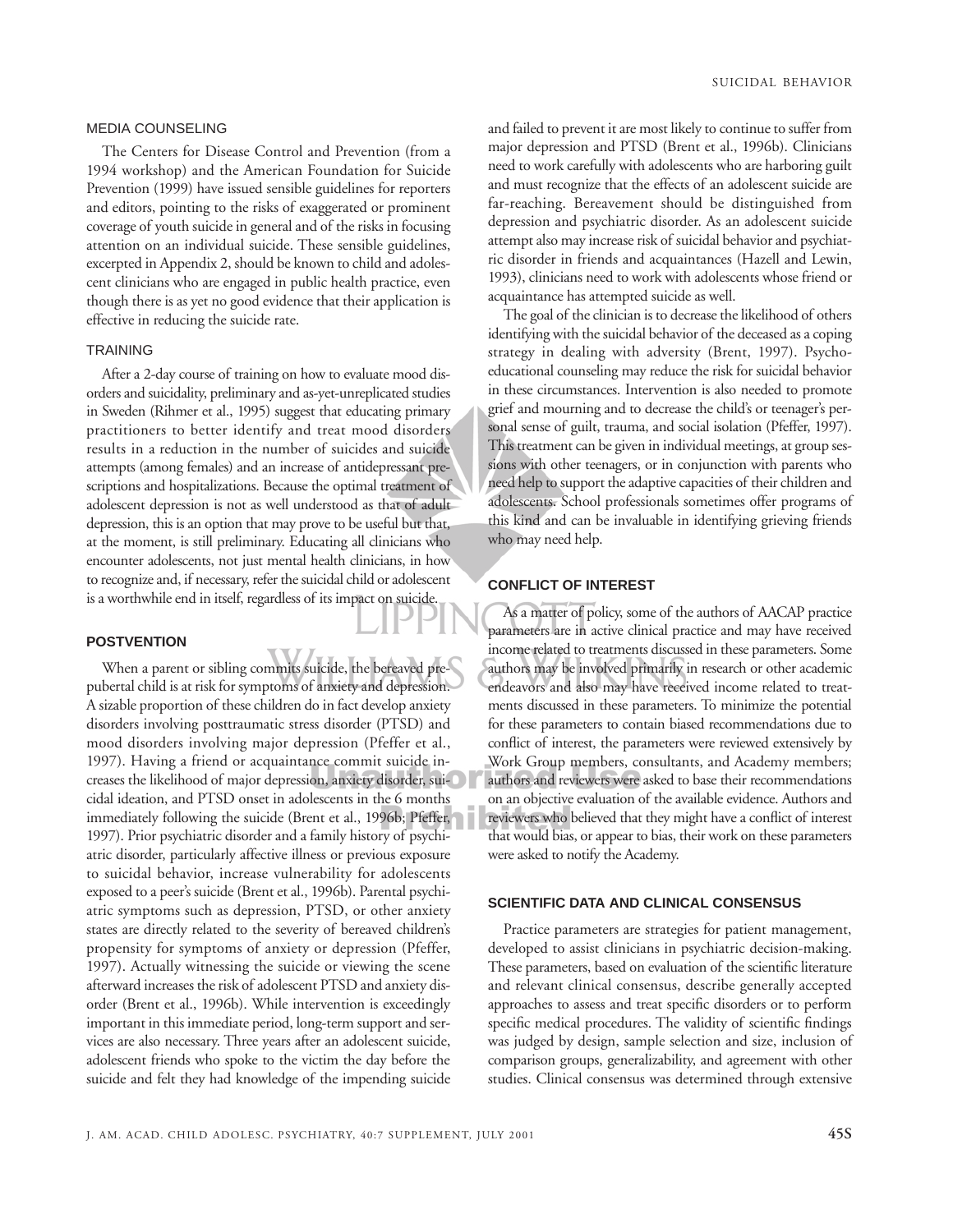## MEDIA COUNSELING

The Centers for Disease Control and Prevention (from a 1994 workshop) and the American Foundation for Suicide Prevention (1999) have issued sensible guidelines for reporters and editors, pointing to the risks of exaggerated or prominent coverage of youth suicide in general and of the risks in focusing attention on an individual suicide. These sensible guidelines, excerpted in Appendix 2, should be known to child and adolescent clinicians who are engaged in public health practice, even though there is as yet no good evidence that their application is effective in reducing the suicide rate.

## TRAINING

After a 2-day course of training on how to evaluate mood disorders and suicidality, preliminary and as-yet-unreplicated studies in Sweden (Rihmer et al., 1995) suggest that educating primary practitioners to better identify and treat mood disorders results in a reduction in the number of suicides and suicide attempts (among females) and an increase of antidepressant prescriptions and hospitalizations. Because the optimal treatment of adolescent depression is not as well understood as that of adult depression, this is an option that may prove to be useful but that, at the moment, is still preliminary. Educating all clinicians who encounter adolescents, not just mental health clinicians, in how to recognize and, if necessary, refer the suicidal child or adolescent is a worthwhile end in itself, regardless of its impact on suicide.

## POSTVENTION

When a parent or sibling commits suicide, the bereaved prepubertal child is at risk for symptoms of anxiety and depression. A sizable proportion of these children do in fact develop anxiety disorders involving posttraumatic stress disorder (PTSD) and mood disorders involving major depression (Pfeffer et al., 1997). Having a friend or acquaintance commit suicide increases the likelihood of major depression, anxiety disorder, suicidal ideation, and PTSD onset in adolescents in the 6 months immediately following the suicide (Brent et al., 1996b; Pfeffer, 1997). Prior psychiatric disorder and a family history of psychiatric disorder, particularly affective illness or previous exposure to suicidal behavior, increase vulnerability for adolescents exposed to a peer's suicide (Brent et al., 1996b). Parental psychiatric symptoms such as depression, PTSD, or other anxiety states are directly related to the severity of bereaved children's propensity for symptoms of anxiety or depression (Pfeffer, 1997). Actually witnessing the suicide or viewing the scene afterward increases the risk of adolescent PTSD and anxiety disorder (Brent et al., 1996b). While intervention is exceedingly important in this immediate period, long-term support and services are also necessary. Three years after an adolescent suicide, adolescent friends who spoke to the victim the day before the suicide and felt they had knowledge of the impending suicide and failed to prevent it are most likely to continue to suffer from major depression and PTSD (Brent et al., 1996b). Clinicians need to work carefully with adolescents who are harboring guilt and must recognize that the effects of an adolescent suicide are far-reaching. Bereavement should be distinguished from depression and psychiatric disorder. As an adolescent suicide attempt also may increase risk of suicidal behavior and psychiatric disorder in friends and acquaintances (Hazell and Lewin, 1993), clinicians need to work with adolescents whose friend or acquaintance has attempted suicide as well.

The goal of the clinician is to decrease the likelihood of others identifying with the suicidal behavior of the deceased as a coping strategy in dealing with adversity (Brent, 1997). Psychoeducational counseling may reduce the risk for suicidal behavior in these circumstances. Intervention is also needed to promote grief and mourning and to decrease the child's or teenager's personal sense of guilt, trauma, and social isolation (Pfeffer, 1997). This treatment can be given in individual meetings, at group sessions with other teenagers, or in conjunction with parents who need help to support the adaptive capacities of their children and adolescents. School professionals sometimes offer programs of this kind and can be invaluable in identifying grieving friends who may need help.

## CONFLICT OF INTEREST

As a matter of policy, some of the authors of AACAP practice parameters are in active clinical practice and may have received income related to treatments discussed in these parameters. Some authors may be involved primarily in research or other academic endeavors and also may have received income related to treatments discussed in these parameters. To minimize the potential for these parameters to contain biased recommendations due to conflict of interest, the parameters were reviewed extensively by Work Group members, consultants, and Academy members; authors and reviewers were asked to base their recommendations on an objective evaluation of the available evidence. Authors and reviewers who believed that they might have a conflict of interest that would bias, or appear to bias, their work on these parameters were asked to notify the Academy.

## SCIENTIFIC DATA AND CLINICAL CONSENSUS

Practice parameters are strategies for patient management, developed to assist clinicians in psychiatric decision-making. These parameters, based on evaluation of the scientific literature and relevant clinical consensus, describe generally accepted approaches to assess and treat specific disorders or to perform specific medical procedures. The validity of scientific findings was judged by design, sample selection and size, inclusion of comparison groups, generalizability, and agreement with other studies. Clinical consensus was determined through extensive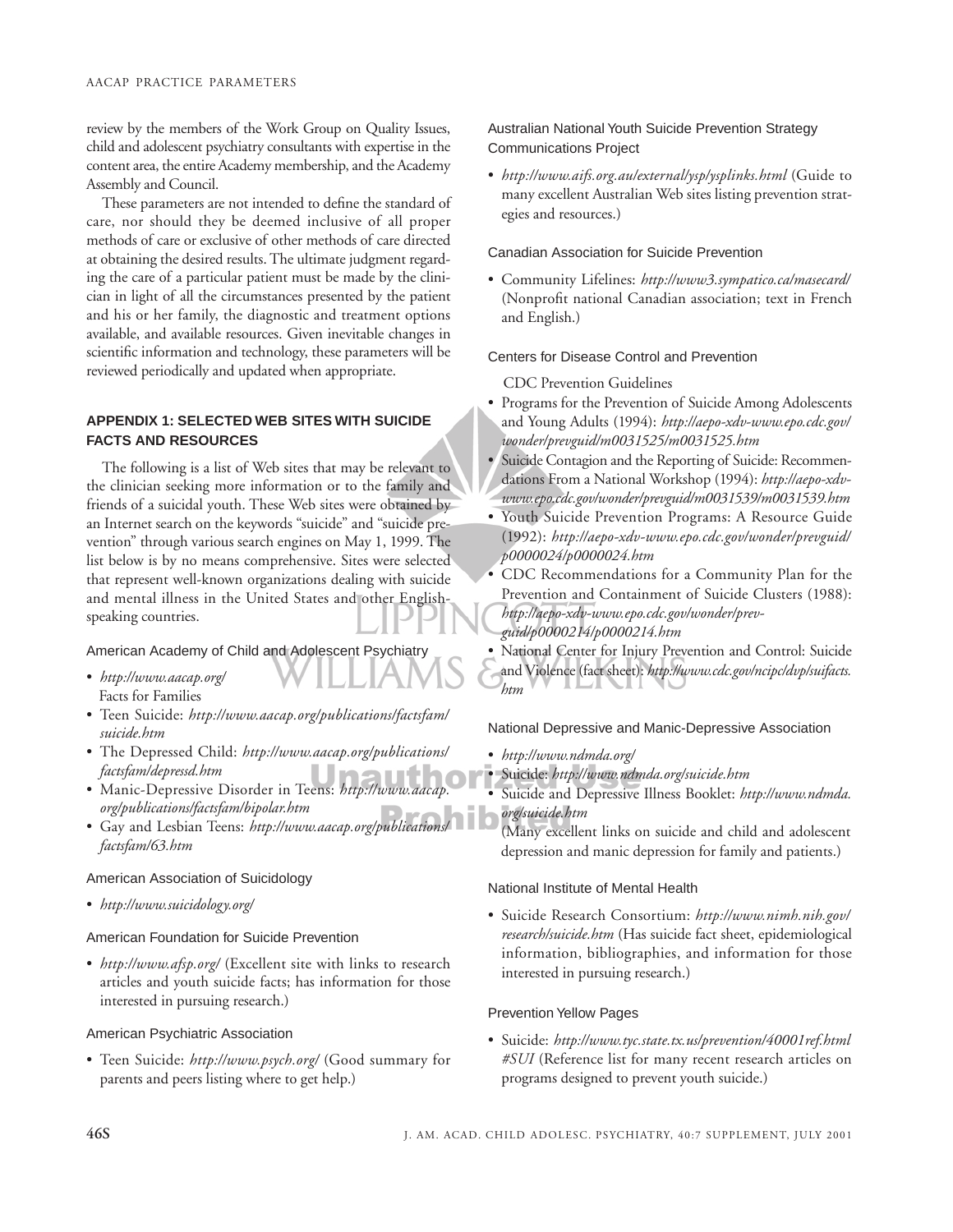review by the members of the Work Group on Quality Issues, child and adolescent psychiatry consultants with expertise in the content area, the entire Academy membership, and the Academy Assembly and Council.

These parameters are not intended to define the standard of care, nor should they be deemed inclusive of all proper methods of care or exclusive of other methods of care directed at obtaining the desired results. The ultimate judgment regarding the care of a particular patient must be made by the clinician in light of all the circumstances presented by the patient and his or her family, the diagnostic and treatment options available, and available resources. Given inevitable changes in scientific information and technology, these parameters will be reviewed periodically and updated when appropriate.

## APPENDIX 1: SELECTED WEB SITES WITH SUICIDE FACTS AND RESOURCES

The following is a list of Web sites that may be relevant to the clinician seeking more information or to the family and friends of a suicidal youth. These Web sites were obtained by an Internet search on the keywords "suicide" and "suicide prevention" through various search engines on May 1, 1999. The list below is by no means comprehensive. Sites were selected that represent well-known organizations dealing with suicide and mental illness in the United States and other English-speaking countries.

### American Academy of Child and Adolescent Psychiatry

- *http://www.aacap.org/*
  Facts for Families
- Teen Suicide: *http://www.aacap.org/publications/factsfam/suicide.htm*
- The Depressed Child: *http://www.aacap.org/publications/factsfam/depressd.htm*
- Manic-Depressive Disorder in Teens: *http://www.aacap.org/publications/factsfam/bipolar.htm*
- Gay and Lesbian Teens: *http://www.aacap.org/publications/factsfam/63.htm*

### American Association of Suicidology

- *http://www.suicidology.org/*

### American Foundation for Suicide Prevention

- *http://www.afsp.org/* (Excellent site with links to research articles and youth suicide facts; has information for those interested in pursuing research.)

### American Psychiatric Association

- Teen Suicide: *http://www.psych.org/* (Good summary for parents and peers listing where to get help.)

### Australian National Youth Suicide Prevention Strategy Communications Project

- *http://www.aifs.org.au/external/ysp/ysplinks.html* (Guide to many excellent Australian Web sites listing prevention strategies and resources.)

### Canadian Association for Suicide Prevention

- Community Lifelines: *http://www3.sympatico.ca/masecard/* (Nonprofit national Canadian association; text in French and English.)

### Centers for Disease Control and Prevention

CDC Prevention Guidelines

- Programs for the Prevention of Suicide Among Adolescents and Young Adults (1994): *http://aepo-xdv-www.epo.cdc.gov/wonder/prevguid/m0031525/m0031525.htm*
- Suicide Contagion and the Reporting of Suicide: Recommendations From a National Workshop (1994): *http://aepo-xdv-www.epo.cdc.gov/wonder/prevguid/m0031539/m0031539.htm*
- Youth Suicide Prevention Programs: A Resource Guide (1992): *http://aepo-xdv-www.epo.cdc.gov/wonder/prevguid/p0000024/p0000024.htm*
- CDC Recommendations for a Community Plan for the Prevention and Containment of Suicide Clusters (1988): *http://aepo-xdv-www.epo.cdc.gov/wonder/prevguid/p0000214/p0000214.htm*
- National Center for Injury Prevention and Control: Suicide and Violence (fact sheet): *http://www.cdc.gov/ncipc/dvp/suifacts.htm*

### National Depressive and Manic-Depressive Association

- *http://www.ndmda.org/*
- Suicide: *http://www.ndmda.org/suicide.htm*
- Suicide and Depressive Illness Booklet: *http://www.ndmda.org/suicide.htm*
  (Many excellent links on suicide and child and adolescent depression and manic depression for family and patients.)

### National Institute of Mental Health

- Suicide Research Consortium: *http://www.nimh.nih.gov/research/suicide.htm* (Has suicide fact sheet, epidemiological information, bibliographies, and information for those interested in pursuing research.)

### Prevention Yellow Pages

- Suicide: *http://www.tyc.state.tx.us/prevention/40001ref.html#SUI* (Reference list for many recent research articles on programs designed to prevent youth suicide.)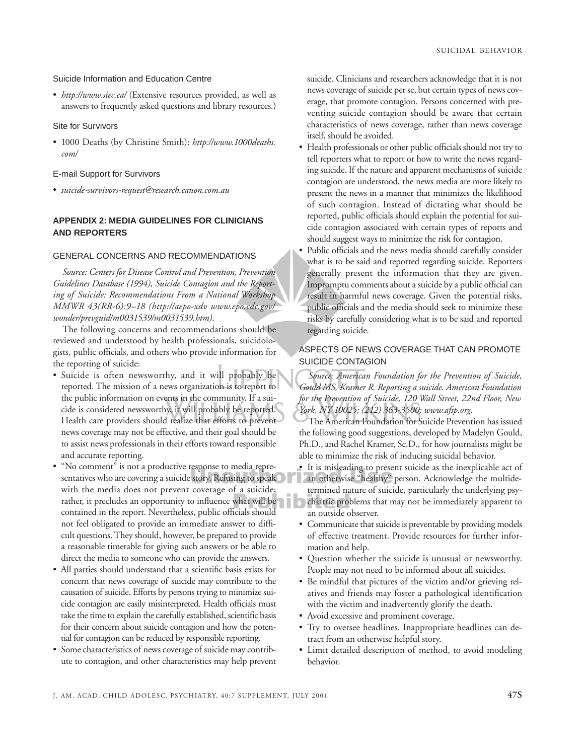Suicide Information and Education Centre

- *http://www.siec.ca/* (Extensive resources provided, as well as answers to frequently asked questions and library resources.)

Site for Survivors

- 1000 Deaths (by Christine Smith): *http://www.1000deaths.com/*

E-mail Support for Survivors

- *suicide-survivors-request@research.canon.com.au*

## APPENDIX 2: MEDIA GUIDELINES FOR CLINICIANS AND REPORTERS

### GENERAL CONCERNS AND RECOMMENDATIONS

*Source: Centers for Disease Control and Prevention, Prevention Guidelines Database (1994), Suicide Contagion and the Reporting of Suicide: Recommendations From a National Workshop MMWR 43(RR-6):9–18 (http://aepo-xdv www.epo.cdc.gov/wonder/prevguid/m0031539/m0031539.htm).*

The following concerns and recommendations should be reviewed and understood by health professionals, suicidologists, public officials, and others who provide information for the reporting of suicide:

- Suicide is often newsworthy, and it will probably be reported. The mission of a news organization is to report to the public information on events in the community. If a suicide is considered newsworthy, it will probably be reported. Health care providers should realize that efforts to prevent news coverage may not be effective, and their goal should be to assist news professionals in their efforts toward responsible and accurate reporting.
- "No comment" is not a productive response to media representatives who are covering a suicide story. Refusing to speak with the media does not prevent coverage of a suicide; rather, it precludes an opportunity to influence what will be contained in the report. Nevertheless, public officials should not feel obligated to provide an immediate answer to difficult questions. They should, however, be prepared to provide a reasonable timetable for giving such answers or be able to direct the media to someone who can provide the answers.
- All parties should understand that a scientific basis exists for concern that news coverage of suicide may contribute to the causation of suicide. Efforts by persons trying to minimize suicide contagion are easily misinterpreted. Health officials must take the time to explain the carefully established, scientific basis for their concern about suicide contagion and how the potential for contagion can be reduced by responsible reporting.
- Some characteristics of news coverage of suicide may contribute to contagion, and other characteristics may help prevent suicide. Clinicians and researchers acknowledge that it is not news coverage of suicide per se, but certain types of news coverage, that promote contagion. Persons concerned with preventing suicide contagion should be aware that certain characteristics of news coverage, rather than news coverage itself, should be avoided.
- Health professionals or other public officials should not try to tell reporters what to report or how to write the news regarding suicide. If the nature and apparent mechanisms of suicide contagion are understood, the news media are more likely to present the news in a manner that minimizes the likelihood of such contagion. Instead of dictating what should be reported, public officials should explain the potential for suicide contagion associated with certain types of reports and should suggest ways to minimize the risk for contagion.
- Public officials and the news media should carefully consider what is to be said and reported regarding suicide. Reporters generally present the information that they are given. Impromptu comments about a suicide by a public official can result in harmful news coverage. Given the potential risks, public officials and the media should seek to minimize these risks by carefully considering what is to be said and reported regarding suicide.

### ASPECTS OF NEWS COVERAGE THAT CAN PROMOTE SUICIDE CONTAGION

*Source: American Foundation for the Prevention of Suicide, Gould MS, Kramer R. Reporting a suicide. American Foundation for the Prevention of Suicide, 120 Wall Street, 22nd Floor, New York, NY 10025; (212) 363-3500; www.afsp.org.*

The American Foundation for Suicide Prevention has issued the following good suggestions, developed by Madelyn Gould, Ph.D., and Rachel Kramer, Sc.D., for how journalists might be able to minimize the risk of inducing suicidal behavior.

- It is misleading to present suicide as the inexplicable act of an otherwise "healthy" person. Acknowledge the multidetermined nature of suicide, particularly the underlying psychiatric problems that may not be immediately apparent to an outside observer.
- Communicate that suicide is preventable by providing models of effective treatment. Provide resources for further information and help.
- Question whether the suicide is unusual or newsworthy. People may not need to be informed about all suicides.
- Be mindful that pictures of the victim and/or grieving relatives and friends may foster a pathological identification with the victim and inadvertently glorify the death.
- Avoid excessive and prominent coverage.
- Try to oversee headlines. Inappropriate headlines can detract from an otherwise helpful story.
- Limit detailed description of method, to avoid modeling behavior.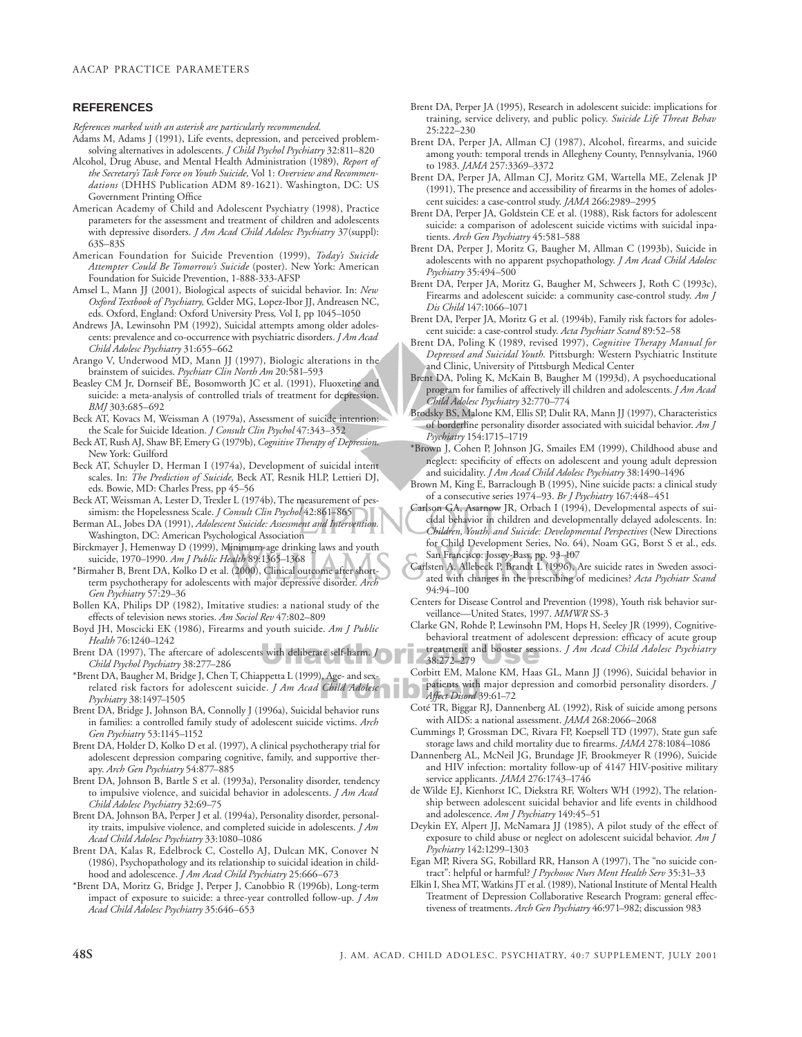## REFERENCES

*References marked with an asterisk are particularly recommended.*

Adams M, Adams J (1991), Life events, depression, and perceived problem-solving alternatives in adolescents. *J Child Psychol Psychiatry* 32:811–820

Alcohol, Drug Abuse, and Mental Health Administration (1989), *Report of the Secretary's Task Force on Youth Suicide,* Vol 1: *Overview and Recommendations* (DHHS Publication ADM 89-1621). Washington, DC: US Government Printing Office

American Academy of Child and Adolescent Psychiatry (1998), Practice parameters for the assessment and treatment of children and adolescents with depressive disorders. *J Am Acad Child Adolesc Psychiatry* 37(suppl): 63S–83S

American Foundation for Suicide Prevention (1999), *Today's Suicide Attempter Could Be Tomorrow's Suicide* (poster). New York: American Foundation for Suicide Prevention, 1-888-333-AFSP

Amsel L, Mann JJ (2001), Biological aspects of suicidal behavior. In: *New Oxford Textbook of Psychiatry,* Gelder MG, Lopez-Ibor JJ, Andreasen NC, eds. Oxford, England: Oxford University Press, Vol I, pp 1045–1050

Andrews JA, Lewinsohn PM (1992), Suicidal attempts among older adolescents: prevalence and co-occurrence with psychiatric disorders. *J Am Acad Child Adolesc Psychiatry* 31:655–662

Arango V, Underwood MD, Mann JJ (1997), Biologic alterations in the brainstem of suicides. *Psychiatr Clin North Am* 20:581–593

Beasley CM Jr, Dornseif BE, Bosomworth JC et al. (1991), Fluoxetine and suicide: a meta-analysis of controlled trials of treatment for depression. *BMJ* 303:685–692

Beck AT, Kovacs M, Weissman A (1979a), Assessment of suicide intention: the Scale for Suicide Ideation. *J Consult Clin Psychol* 47:343–352

Beck AT, Rush AJ, Shaw BF, Emery G (1979b), *Cognitive Therapy of Depression.* New York: Guilford

Beck AT, Schuyler D, Herman I (1974a), Development of suicidal intent scales. In: *The Prediction of Suicide,* Beck AT, Resnik HLP, Lettieri DJ, eds. Bowie, MD: Charles Press, pp 45–56

Beck AT, Weissman A, Lester D, Trexler L (1974b), The measurement of pessimism: the Hopelessness Scale. *J Consult Clin Psychol* 42:861–865

Berman AL, Jobes DA (1991), *Adolescent Suicide: Assessment and Intervention.* Washington, DC: American Psychological Association

Birckmayer J, Hemenway D (1999), Minimum-age drinking laws and youth suicide, 1970–1990. *Am J Public Health* 89:1365–1368

*Birmaher B, Brent DA, Kolko D et al. (2000), Clinical outcome after short-term psychotherapy for adolescents with major depressive disorder. *Arch Gen Psychiatry* 57:29–36

Bollen KA, Philips DP (1982), Imitative studies: a national study of the effects of television news stories. *Am Sociol Rev* 47:802–809

Boyd JH, Moscicki EK (1986), Firearms and youth suicide. *Am J Public Health* 76:1240–1242

Brent DA (1997), The aftercare of adolescents with deliberate self-harm. *J Child Psychol Psychiatry* 38:277–286

*Brent DA, Baugher M, Bridge J, Chen T, Chiappetta L (1999), Age- and sex-related risk factors for adolescent suicide. *J Am Acad Child Adolesc Psychiatry* 38:1497–1505

Brent DA, Bridge J, Johnson BA, Connolly J (1996a), Suicidal behavior runs in families: a controlled family study of adolescent suicide victims. *Arch Gen Psychiatry* 53:1145–1152

Brent DA, Holder D, Kolko D et al. (1997), A clinical psychotherapy trial for adolescent depression comparing cognitive, family, and supportive therapy. *Arch Gen Psychiatry* 54:877–885

Brent DA, Johnson B, Bartle S et al. (1993a), Personality disorder, tendency to impulsive violence, and suicidal behavior in adolescents. *J Am Acad Child Adolesc Psychiatry* 32:69–75

Brent DA, Johnson BA, Perper J et al. (1994a), Personality disorder, personality traits, impulsive violence, and completed suicide in adolescents. *J Am Acad Child Adolesc Psychiatry* 33:1080–1086

Brent DA, Kalas R, Edelbrock C, Costello AJ, Dulcan MK, Conover N (1986), Psychopathology and its relationship to suicidal ideation in childhood and adolescence. *J Am Acad Child Psychiatry* 25:666–673

*Brent DA, Moritz G, Bridge J, Perper J, Canobbio R (1996b), Long-term impact of exposure to suicide: a three-year controlled follow-up. *J Am Acad Child Adolesc Psychiatry* 35:646–653

Brent DA, Perper JA (1995), Research in adolescent suicide: implications for training, service delivery, and public policy. *Suicide Life Threat Behav* 25:222–230

Brent DA, Perper JA, Allman CJ (1987), Alcohol, firearms, and suicide among youth: temporal trends in Allegheny County, Pennsylvania, 1960 to 1983. *JAMA* 257:3369–3372

Brent DA, Perper JA, Allman CJ, Moritz GM, Wartella ME, Zelenak JP (1991), The presence and accessibility of firearms in the homes of adolescent suicides: a case-control study. *JAMA* 266:2989–2995

Brent DA, Perper JA, Goldstein CE et al. (1988), Risk factors for adolescent suicide: a comparison of adolescent suicide victims with suicidal inpatients. *Arch Gen Psychiatry* 45:581–588

Brent DA, Perper J, Moritz G, Baugher M, Allman C (1993b), Suicide in adolescents with no apparent psychopathology. *J Am Acad Child Adolesc Psychiatry* 35:494–500

Brent DA, Perper JA, Moritz G, Baugher M, Schweers J, Roth C (1993c), Firearms and adolescent suicide: a community case-control study. *Am J Dis Child* 147:1066–1071

Brent DA, Perper JA, Moritz G et al. (1994b), Family risk factors for adolescent suicide: a case-control study. *Acta Psychiatr Scand* 89:52–58

Brent DA, Poling K (1989, revised 1997), *Cognitive Therapy Manual for Depressed and Suicidal Youth.* Pittsburgh: Western Psychiatric Institute and Clinic, University of Pittsburgh Medical Center

Brent DA, Poling K, McKain B, Baugher M (1993d), A psychoeducational program for families of affectively ill children and adolescents. *J Am Acad Child Adolesc Psychiatry* 32:770–774

Brodsky BS, Malone KM, Ellis SP, Dulit RA, Mann JJ (1997), Characteristics of borderline personality disorder associated with suicidal behavior. *Am J Psychiatry* 154:1715–1719

*Brown J, Cohen P, Johnson JG, Smailes EM (1999), Childhood abuse and neglect: specificity of effects on adolescent and young adult depression and suicidality. *J Am Acad Child Adolesc Psychiatry* 38:1490–1496

Brown M, King E, Barraclough B (1995), Nine suicide pacts: a clinical study of a consecutive series 1974–93. *Br J Psychiatry* 167:448–451

Carlson GA, Asarnow JR, Orbach I (1994), Developmental aspects of suicidal behavior in children and developmentally delayed adolescents. In: *Children, Youth, and Suicide: Developmental Perspectives* (New Directions for Child Development Series, No. 64), Noam GG, Borst S et al., eds. San Francisco: Jossey-Bass, pp. 93–107

Carlsten A, Allebeck P, Brandt L (1996), Are suicide rates in Sweden associated with changes in the prescribing of medicines? *Acta Psychiatr Scand* 94:94–100

Centers for Disease Control and Prevention (1998), Youth risk behavior surveillance—United States, 1997. *MMWR* SS-3

Clarke GN, Rohde P, Lewinsohn PM, Hops H, Seeley JR (1999), Cognitive-behavioral treatment of adolescent depression: efficacy of acute group treatment and booster sessions. *J Am Acad Child Adolesc Psychiatry* 38:272–279

Corbitt EM, Malone KM, Haas GL, Mann JJ (1996), Suicidal behavior in patients with major depression and comorbid personality disorders. *J Affect Disord* 39:61–72

Coté TR, Biggar RJ, Dannenberg AL (1992), Risk of suicide among persons with AIDS: a national assessment. *JAMA* 268:2066–2068

Cummings P, Grossman DC, Rivara FP, Koepsell TD (1997), State gun safe storage laws and child mortality due to firearms. *JAMA* 278:1084–1086

Dannenberg AL, McNeil JG, Brundage JF, Brookmeyer R (1996), Suicide and HIV infection: mortality follow-up of 4147 HIV-positive military service applicants. *JAMA* 276:1743–1746

de Wilde EJ, Kienhorst IC, Diekstra RF, Wolters WH (1992), The relationship between adolescent suicidal behavior and life events in childhood and adolescence. *Am J Psychiatry* 149:45–51

Deykin EY, Alpert JJ, McNamara JJ (1985), A pilot study of the effect of exposure to child abuse or neglect on adolescent suicidal behavior. *Am J Psychiatry* 142:1299–1303

Egan MP, Rivera SG, Robillard RR, Hanson A (1997), The "no suicide contract": helpful or harmful? *J Psychosoc Nurs Ment Health Serv* 35:31–33

Elkin I, Shea MT, Watkins JT et al. (1989), National Institute of Mental Health Treatment of Depression Collaborative Research Program: general effectiveness of treatments. *Arch Gen Psychiatry* 46:971–982; discussion 983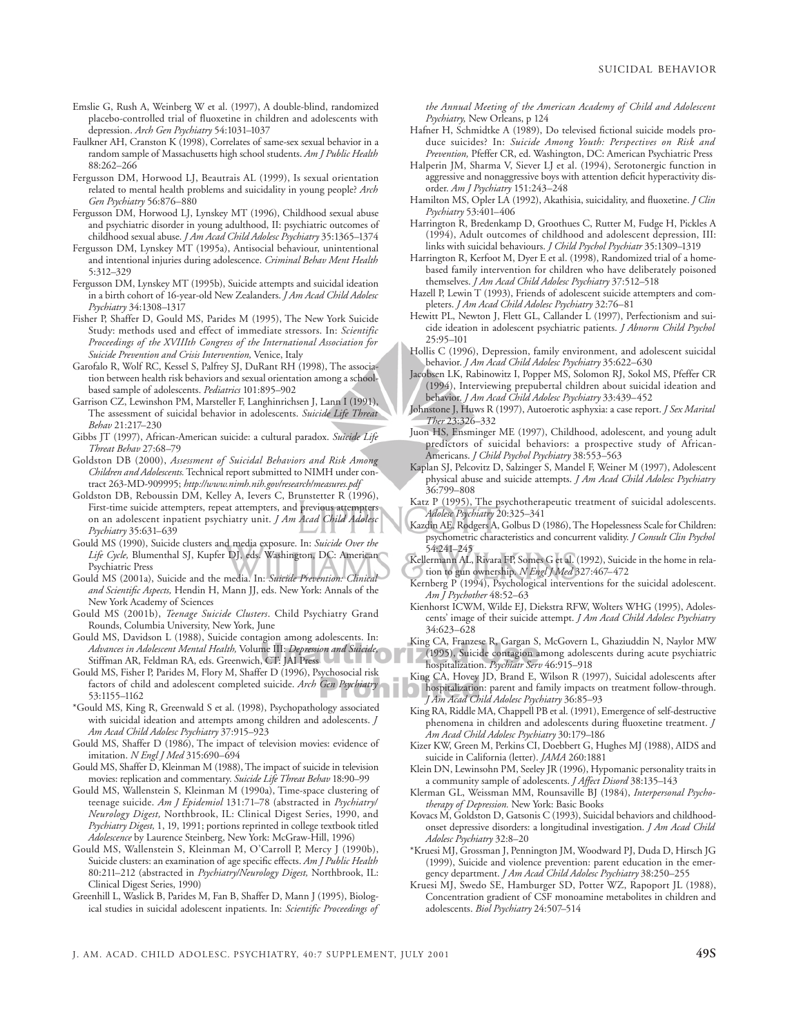Emslie G, Rush A, Weinberg W et al. (1997), A double-blind, randomized placebo-controlled trial of fluoxetine in children and adolescents with depression. *Arch Gen Psychiatry* 54:1031–1037

Faulkner AH, Cranston K (1998), Correlates of same-sex sexual behavior in a random sample of Massachusetts high school students. *Am J Public Health* 88:262–266

Fergusson DM, Horwood LJ, Beautrais AL (1999), Is sexual orientation related to mental health problems and suicidality in young people? *Arch Gen Psychiatry* 56:876–880

Fergusson DM, Horwood LJ, Lynskey MT (1996), Childhood sexual abuse and psychiatric disorder in young adulthood, II: psychiatric outcomes of childhood sexual abuse. *J Am Acad Child Adolesc Psychiatry* 35:1365–1374

Fergusson DM, Lynskey MT (1995a), Antisocial behaviour, unintentional and intentional injuries during adolescence. *Criminal Behav Ment Health* 5:312–329

Fergusson DM, Lynskey MT (1995b), Suicide attempts and suicidal ideation in a birth cohort of 16-year-old New Zealanders. *J Am Acad Child Adolesc Psychiatry* 34:1308–1317

Fisher P, Shaffer D, Gould MS, Parides M (1995), The New York Suicide Study: methods used and effect of immediate stressors. In: *Scientific Proceedings of the XVIIIth Congress of the International Association for Suicide Prevention and Crisis Intervention,* Venice, Italy

Garofalo R, Wolf RC, Kessel S, Palfrey SJ, DuRant RH (1998), The association between health risk behaviors and sexual orientation among a school-based sample of adolescents. *Pediatrics* 101:895–902

Garrison CZ, Lewinshon PM, Marsteller F, Langhinrichsen J, Lann I (1991), The assessment of suicidal behavior in adolescents. *Suicide Life Threat Behav* 21:217–230

Gibbs JT (1997), African-American suicide: a cultural paradox. *Suicide Life Threat Behav* 27:68–79

Goldston DB (2000), *Assessment of Suicidal Behaviors and Risk Among Children and Adolescents.* Technical report submitted to NIMH under contract 263-MD-909995; *http://www.nimh.nih.gov/research/measures.pdf*

Goldston DB, Reboussin DM, Kelley A, Ievers C, Brunstetter R (1996), First-time suicide attempters, repeat attempters, and previous attempters on an adolescent inpatient psychiatry unit. *J Am Acad Child Adolesc Psychiatry* 35:631–639

Gould MS (1990), Suicide clusters and media exposure. In: *Suicide Over the Life Cycle,* Blumenthal SJ, Kupfer DJ, eds. Washington, DC: American Psychiatric Press

Gould MS (2001a), Suicide and the media. In: *Suicide Prevention: Clinical and Scientific Aspects,* Hendin H, Mann JJ, eds. New York: Annals of the New York Academy of Sciences

Gould MS (2001b), *Teenage Suicide Clusters*. Child Psychiatry Grand Rounds, Columbia University, New York, June

Gould MS, Davidson L (1988), Suicide contagion among adolescents. In: *Advances in Adolescent Mental Health,* Volume III: *Depression and Suicide,* Stiffman AR, Feldman RA, eds. Greenwich, CT: JAI Press

Gould MS, Fisher P, Parides M, Flory M, Shaffer D (1996), Psychosocial risk factors of child and adolescent completed suicide. *Arch Gen Psychiatry* 53:1155–1162

*Gould MS, King R, Greenwald S et al. (1998), Psychopathology associated with suicidal ideation and attempts among children and adolescents. *J Am Acad Child Adolesc Psychiatry* 37:915–923

Gould MS, Shaffer D (1986), The impact of television movies: evidence of imitation. *N Engl J Med* 315:690–694

Gould MS, Shaffer D, Kleinman M (1988), The impact of suicide in television movies: replication and commentary. *Suicide Life Threat Behav* 18:90–99

Gould MS, Wallenstein S, Kleinman M (1990a), Time-space clustering of teenage suicide. *Am J Epidemiol* 131:71–78 (abstracted in *Psychiatry/Neurology Digest,* Northbrook, IL: Clinical Digest Series, 1990, and *Psychiatry Digest,* 1, 19, 1991; portions reprinted in college textbook titled *Adolescence* by Laurence Steinberg, New York: McGraw-Hill, 1996)

Gould MS, Wallenstein S, Kleinman M, O'Carroll P, Mercy J (1990b), Suicide clusters: an examination of age specific effects. *Am J Public Health* 80:211–212 (abstracted in *Psychiatry/Neurology Digest,* Northbrook, IL: Clinical Digest Series, 1990)

Greenhill L, Waslick B, Parides M, Fan B, Shaffer D, Mann J (1995), Biological studies in suicidal adolescent inpatients. In: *Scientific Proceedings of the Annual Meeting of the American Academy of Child and Adolescent Psychiatry,* New Orleans, p 124

Hafner H, Schmidtke A (1989), Do televised fictional suicide models produce suicides? In: *Suicide Among Youth: Perspectives on Risk and Prevention,* Pfeffer CR, ed. Washington, DC: American Psychiatric Press

Halperin JM, Sharma V, Siever LJ et al. (1994), Serotonergic function in aggressive and nonaggressive boys with attention deficit hyperactivity disorder. *Am J Psychiatry* 151:243–248

Hamilton MS, Opler LA (1992), Akathisia, suicidality, and fluoxetine. *J Clin Psychiatry* 53:401–406

Harrington R, Bredenkamp D, Groothues C, Rutter M, Fudge H, Pickles A (1994), Adult outcomes of childhood and adolescent depression, III: links with suicidal behaviours. *J Child Psychol Psychiatr* 35:1309–1319

Harrington R, Kerfoot M, Dyer E et al. (1998), Randomized trial of a home-based family intervention for children who have deliberately poisoned themselves. *J Am Acad Child Adolesc Psychiatry* 37:512–518

Hazell P, Lewin T (1993), Friends of adolescent suicide attempters and completers. *J Am Acad Child Adolesc Psychiatry* 32:76–81

Hewitt PL, Newton J, Flett GL, Callander L (1997), Perfectionism and suicide ideation in adolescent psychiatric patients. *J Abnorm Child Psychol* 25:95–101

Hollis C (1996), Depression, family environment, and adolescent suicidal behavior. *J Am Acad Child Adolesc Psychiatry* 35:622–630

Jacobsen LK, Rabinowitz I, Popper MS, Solomon RJ, Sokol MS, Pfeffer CR (1994), Interviewing prepubertal children about suicidal ideation and behavior. *J Am Acad Child Adolesc Psychiatry* 33:439–452

Johnstone J, Huws R (1997), Autoerotic asphyxia: a case report. *J Sex Marital Ther* 23:326–332

Juon HS, Ensminger ME (1997), Childhood, adolescent, and young adult predictors of suicidal behaviors: a prospective study of African-Americans. *J Child Psychol Psychiatry* 38:553–563

Kaplan SJ, Pelcovitz D, Salzinger S, Mandel F, Weiner M (1997), Adolescent physical abuse and suicide attempts. *J Am Acad Child Adolesc Psychiatry* 36:799–808

Katz P (1995), The psychotherapeutic treatment of suicidal adolescents. *Adolesc Psychiatry* 20:325–341

Kazdin AE, Rodgers A, Golbus D (1986), The Hopelessness Scale for Children: psychometric characteristics and concurrent validity. *J Consult Clin Psychol* 54:241–245

Kellermann AL, Rivara FP, Somes G et al. (1992), Suicide in the home in relation to gun ownership. *N Engl J Med* 327:467–472

Kernberg P (1994), Psychological interventions for the suicidal adolescent. *Am J Psychother* 48:52–63

Kienhorst ICWM, Wilde EJ, Diekstra RFW, Wolters WHG (1995), Adolescents' image of their suicide attempt. *J Am Acad Child Adolesc Psychiatry* 34:623–628

King CA, Franzese R, Gargan S, McGovern L, Ghaziuddin N, Naylor MW (1995), Suicide contagion among adolescents during acute psychiatric hospitalization. *Psychiatr Serv* 46:915–918

King CA, Hovey JD, Brand E, Wilson R (1997), Suicidal adolescents after hospitalization: parent and family impacts on treatment follow-through. *J Am Acad Child Adolesc Psychiatry* 36:85–93

King RA, Riddle MA, Chappell PB et al. (1991), Emergence of self-destructive phenomena in children and adolescents during fluoxetine treatment. *J Am Acad Child Adolesc Psychiatry* 30:179–186

Kizer KW, Green M, Perkins CI, Doebbert G, Hughes MJ (1988), AIDS and suicide in California (letter). *JAMA* 260:1881

Klein DN, Lewinsohn PM, Seeley JR (1996), Hypomanic personality traits in a community sample of adolescents. *J Affect Disord* 38:135–143

Klerman GL, Weissman MM, Rounsaville BJ (1984), *Interpersonal Psychotherapy of Depression.* New York: Basic Books

Kovacs M, Goldston D, Gatsonis C (1993), Suicidal behaviors and childhood-onset depressive disorders: a longitudinal investigation. *J Am Acad Child Adolesc Psychiatry* 32:8–20

*Kruesi MJ, Grossman J, Pennington JM, Woodward PJ, Duda D, Hirsch JG (1999), Suicide and violence prevention: parent education in the emergency department. *J Am Acad Child Adolesc Psychiatry* 38:250–255

Kruesi MJ, Swedo SE, Hamburger SD, Potter WZ, Rapoport JL (1988), Concentration gradient of CSF monoamine metabolites in children and adolescents. *Biol Psychiatry* 24:507–514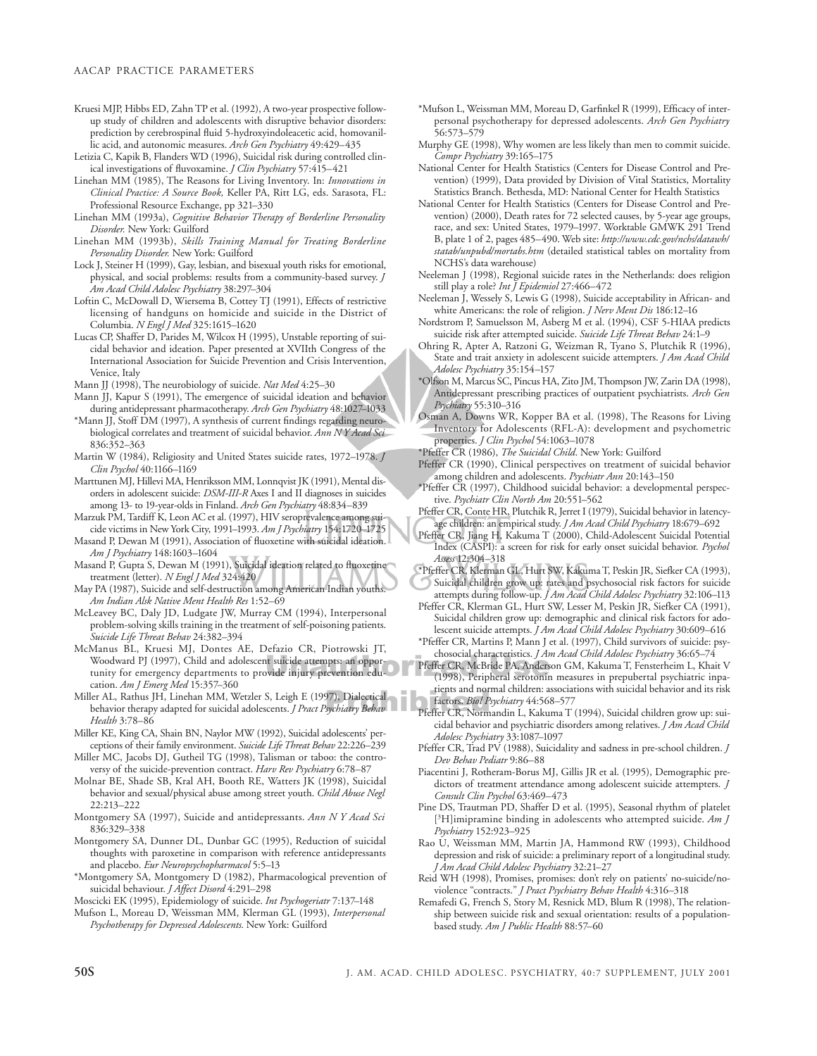Kruesi MJP, Hibbs ED, Zahn TP et al. (1992), A two-year prospective follow-up study of children and adolescents with disruptive behavior disorders: prediction by cerebrospinal fluid 5-hydroxyindoleacetic acid, homovanillic acid, and autonomic measures. *Arch Gen Psychiatry* 49:429–435

Letizia C, Kapik B, Flanders WD (1996), Suicidal risk during controlled clinical investigations of fluvoxamine. *J Clin Psychiatry* 57:415–421

Linehan MM (1985), The Reasons for Living Inventory. In: *Innovations in Clinical Practice: A Source Book,* Keller PA, Ritt LG, eds. Sarasota, FL: Professional Resource Exchange, pp 321–330

Linehan MM (1993a), *Cognitive Behavior Therapy of Borderline Personality Disorder.* New York: Guilford

Linehan MM (1993b), *Skills Training Manual for Treating Borderline Personality Disorder.* New York: Guilford

Lock J, Steiner H (1999), Gay, lesbian, and bisexual youth risks for emotional, physical, and social problems: results from a community-based survey. *J Am Acad Child Adolesc Psychiatry* 38:297–304

Loftin C, McDowall D, Wiersema B, Cottey TJ (1991), Effects of restrictive licensing of handguns on homicide and suicide in the District of Columbia. *N Engl J Med* 325:1615–1620

Lucas CP, Shaffer D, Parides M, Wilcox H (1995), Unstable reporting of suicidal behavior and ideation. Paper presented at XVIIth Congress of the International Association for Suicide Prevention and Crisis Intervention, Venice, Italy

Mann JJ (1998), The neurobiology of suicide. *Nat Med* 4:25–30

Mann JJ, Kapur S (1991), The emergence of suicidal ideation and behavior during antidepressant pharmacotherapy. *Arch Gen Psychiatry* 48:1027–1033

*Mann JJ, Stoff DM (1997), A synthesis of current findings regarding neurobiological correlates and treatment of suicidal behavior. *Ann N Y Acad Sci* 836:352–363

Martin W (1984), Religiosity and United States suicide rates, 1972–1978. *J Clin Psychol* 40:1166–1169

Marttunen MJ, Hillevi MA, Henriksson MM, Lonnqvist JK (1991), Mental disorders in adolescent suicide: *DSM-III-R* Axes I and II diagnoses in suicides among 13- to 19-year-olds in Finland. *Arch Gen Psychiatry* 48:834–839

Marzuk PM, Tardiff K, Leon AC et al. (1997), HIV seroprevalence among suicide victims in New York City, 1991–1993. *Am J Psychiatry* 154:1720–1725

Masand P, Dewan M (1991), Association of fluoxetine with suicidal ideation. *Am J Psychiatry* 148:1603–1604

Masand P, Gupta S, Dewan M (1991), Suicidal ideation related to fluoxetine treatment (letter). *N Engl J Med* 324:420

May PA (1987), Suicide and self-destruction among American Indian youths. *Am Indian Alsk Native Ment Health Res* 1:52–69

McLeavey BC, Daly JD, Ludgate JW, Murray CM (1994), Interpersonal problem-solving skills training in the treatment of self-poisoning patients. *Suicide Life Threat Behav* 24:382–394

McManus BL, Kruesi MJ, Dontes AE, Defazio CR, Piotrowski JT, Woodward PJ (1997), Child and adolescent suicide attempts: an opportunity for emergency departments to provide injury prevention education. *Am J Emerg Med* 15:357–360

Miller AL, Rathus JH, Linehan MM, Wetzler S, Leigh E (1997), Dialectical behavior therapy adapted for suicidal adolescents. *J Pract Psychiatry Behav Health* 3:78–86

Miller KE, King CA, Shain BN, Naylor MW (1992), Suicidal adolescents' perceptions of their family environment. *Suicide Life Threat Behav* 22:226–239

Miller MC, Jacobs DJ, Gutheil TG (1998), Talisman or taboo: the controversy of the suicide-prevention contract. *Harv Rev Psychiatry* 6:78–87

Molnar BE, Shade SB, Kral AH, Booth RE, Watters JK (1998), Suicidal behavior and sexual/physical abuse among street youth. *Child Abuse Negl* 22:213–222

Montgomery SA (1997), Suicide and antidepressants. *Ann N Y Acad Sci* 836:329–338

Montgomery SA, Dunner DL, Dunbar GC (1995), Reduction of suicidal thoughts with paroxetine in comparison with reference antidepressants and placebo. *Eur Neuropsychopharmacol* 5:5–13

*Montgomery SA, Montgomery D (1982), Pharmacological prevention of suicidal behaviour. *J Affect Disord* 4:291–298

Moscicki EK (1995), Epidemiology of suicide. *Int Psychogeriatr* 7:137–148

Mufson L, Moreau D, Weissman MM, Klerman GL (1993), *Interpersonal Psychotherapy for Depressed Adolescents*. New York: Guilford

*Mufson L, Weissman MM, Moreau D, Garfinkel R (1999), Efficacy of interpersonal psychotherapy for depressed adolescents. *Arch Gen Psychiatry* 56:573–579

Murphy GE (1998), Why women are less likely than men to commit suicide. *Compr Psychiatry* 39:165–175

National Center for Health Statistics (Centers for Disease Control and Prevention) (1999), Data provided by Division of Vital Statistics, Mortality Statistics Branch. Bethesda, MD: National Center for Health Statistics

National Center for Health Statistics (Centers for Disease Control and Prevention) (2000), Death rates for 72 selected causes, by 5-year age groups, race, and sex: United States, 1979–1997. Worktable GMWK 291 Trend B, plate 1 of 2, pages 485–490. Web site: *http://www.cdc.gov/nchs/datawh/statab/unpubd/mortabs.htm* (detailed statistical tables on mortality from NCHS's data warehouse)

Neeleman J (1998), Regional suicide rates in the Netherlands: does religion still play a role? *Int J Epidemiol* 27:466–472

Neeleman J, Wessely S, Lewis G (1998), Suicide acceptability in African- and white Americans: the role of religion. *J Nerv Ment Dis* 186:12–16

Nordstrom P, Samuelsson M, Asberg M et al. (1994), CSF 5-HIAA predicts suicide risk after attempted suicide. *Suicide Life Threat Behav* 24:1–9

Ohring R, Apter A, Ratzoni G, Weizman R, Tyano S, Plutchik R (1996), State and trait anxiety in adolescent suicide attempters. *J Am Acad Child Adolesc Psychiatry* 35:154–157

*Olfson M, Marcus SC, Pincus HA, Zito JM, Thompson JW, Zarin DA (1998), Antidepressant prescribing practices of outpatient psychiatrists. *Arch Gen Psychiatry* 55:310–316

Osman A, Downs WR, Kopper BA et al. (1998), The Reasons for Living Inventory for Adolescents (RFL-A): development and psychometric properties. *J Clin Psychol* 54:1063–1078

*Pfeffer CR (1986), *The Suicidal Child*. New York: Guilford

Pfeffer CR (1990), Clinical perspectives on treatment of suicidal behavior among children and adolescents. *Psychiatr Ann* 20:143–150

*Pfeffer CR (1997), Childhood suicidal behavior: a developmental perspective. *Psychiatr Clin North Am* 20:551–562

Pfeffer CR, Conte HR, Plutchik R, Jerret I (1979), Suicidal behavior in latency-age children: an empirical study. *J Am Acad Child Psychiatry* 18:679–692

Pfeffer CR, Jiang H, Kakuma T (2000), Child-Adolescent Suicidal Potential Index (CASPI): a screen for risk for early onset suicidal behavior. *Psychol Assess* 12:304–318

*Pfeffer CR, Klerman GL, Hurt SW, Kakuma T, Peskin JR, Siefker CA (1993), Suicidal children grow up: rates and psychosocial risk factors for suicide attempts during follow-up. *J Am Acad Child Adolesc Psychiatry* 32:106–113

Pfeffer CR, Klerman GL, Hurt SW, Lesser M, Peskin JR, Siefker CA (1991), Suicidal children grow up: demographic and clinical risk factors for adolescent suicide attempts. *J Am Acad Child Adolesc Psychiatry* 30:609–616

*Pfeffer CR, Martins P, Mann J et al. (1997), Child survivors of suicide: psychosocial characteristics. *J Am Acad Child Adolesc Psychiatry* 36:65–74

Pfeffer CR, McBride PA, Anderson GM, Kakuma T, Fensterheim L, Khait V (1998), Peripheral serotonin measures in prepubertal psychiatric inpatients and normal children: associations with suicidal behavior and its risk factors. *Biol Psychiatry* 44:568–577

Pfeffer CR, Normandin L, Kakuma T (1994), Suicidal children grow up: suicidal behavior and psychiatric disorders among relatives. *J Am Acad Child Adolesc Psychiatry* 33:1087–1097

Pfeffer CR, Trad PV (1988), Suicidality and sadness in pre-school children. *J Dev Behav Pediatr* 9:86–88

Piacentini J, Rotheram-Borus MJ, Gillis JR et al. (1995), Demographic predictors of treatment attendance among adolescent suicide attempters. *J Consult Clin Psychol* 63:469–473

Pine DS, Trautman PD, Shaffer D et al. (1995), Seasonal rhythm of platelet [$^{3}$H]imipramine binding in adolescents who attempted suicide. *Am J Psychiatry* 152:923–925

Rao U, Weissman MM, Martin JA, Hammond RW (1993), Childhood depression and risk of suicide: a preliminary report of a longitudinal study. *J Am Acad Child Adolesc Psychiatry* 32:21–27

Reid WH (1998), Promises, promises: don't rely on patients' no-suicide/no-violence "contracts." *J Pract Psychiatry Behav Health* 4:316–318

Remafedi G, French S, Story M, Resnick MD, Blum R (1998), The relationship between suicide risk and sexual orientation: results of a population-based study. *Am J Public Health* 88:57–60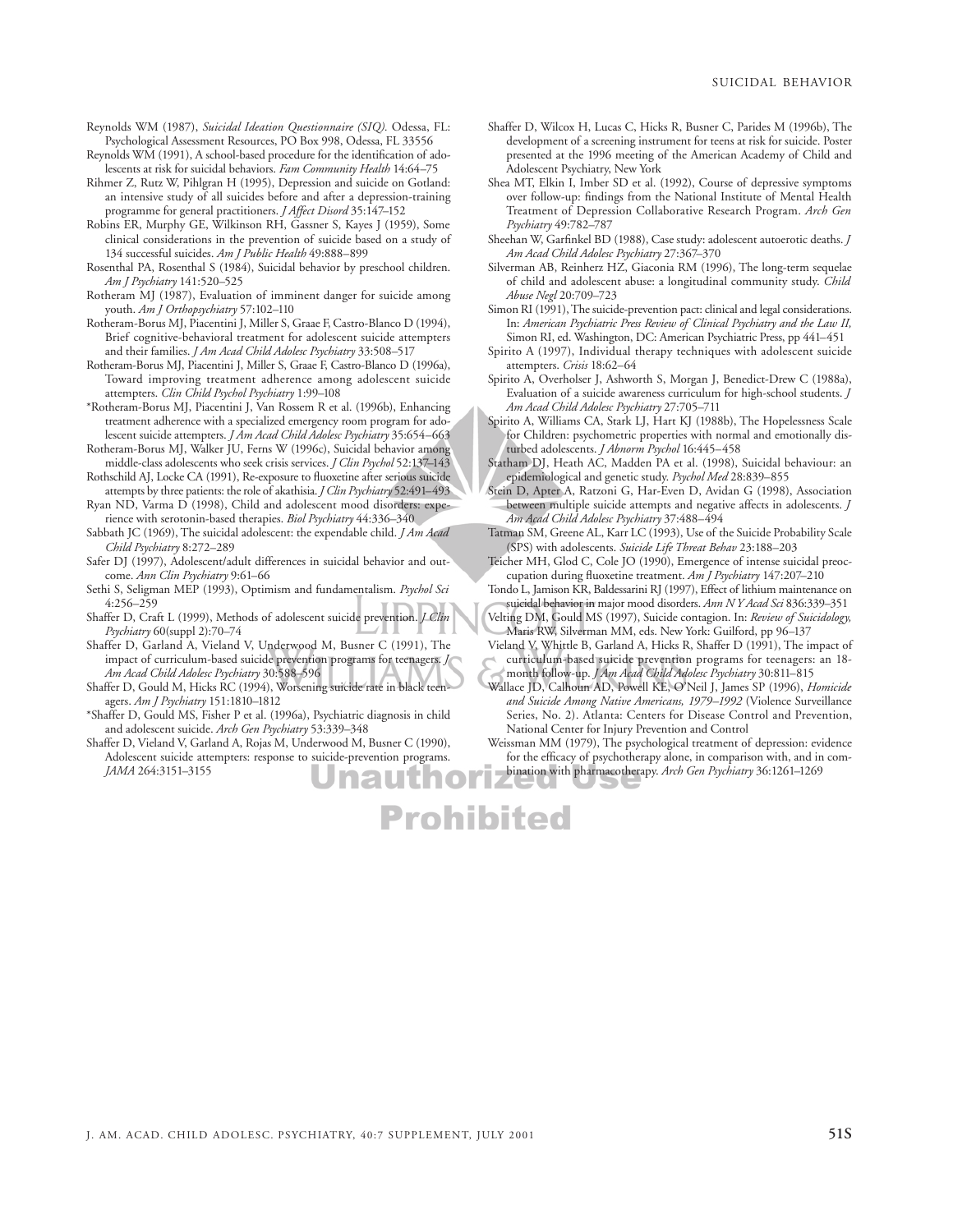Reynolds WM (1987), *Suicidal Ideation Questionnaire (SIQ).* Odessa, FL: Psychological Assessment Resources, PO Box 998, Odessa, FL 33556

Reynolds WM (1991), A school-based procedure for the identification of adolescents at risk for suicidal behaviors. *Fam Community Health* 14:64–75

Rihmer Z, Rutz W, Pihlgran H (1995), Depression and suicide on Gotland: an intensive study of all suicides before and after a depression-training programme for general practitioners. *J Affect Disord* 35:147–152

Robins ER, Murphy GE, Wilkinson RH, Gassner S, Kayes J (1959), Some clinical considerations in the prevention of suicide based on a study of 134 successful suicides. *Am J Public Health* 49:888–899

Rosenthal PA, Rosenthal S (1984), Suicidal behavior by preschool children. *Am J Psychiatry* 141:520–525

Rotheram MJ (1987), Evaluation of imminent danger for suicide among youth. *Am J Orthopsychiatry* 57:102–110

Rotheram-Borus MJ, Piacentini J, Miller S, Graae F, Castro-Blanco D (1994), Brief cognitive-behavioral treatment for adolescent suicide attempters and their families. *J Am Acad Child Adolesc Psychiatry* 33:508–517

Rotheram-Borus MJ, Piacentini J, Miller S, Graae F, Castro-Blanco D (1996a), Toward improving treatment adherence among adolescent suicide attempters. *Clin Child Psychol Psychiatry* 1:99–108

*Rotheram-Borus MJ, Piacentini J, Van Rossem R et al. (1996b), Enhancing treatment adherence with a specialized emergency room program for adolescent suicide attempters. *J Am Acad Child Adolesc Psychiatry* 35:654–663

Rotheram-Borus MJ, Walker JU, Ferns W (1996c), Suicidal behavior among middle-class adolescents who seek crisis services. *J Clin Psychol* 52:137–143

Rothschild AJ, Locke CA (1991), Re-exposure to fluoxetine after serious suicide attempts by three patients: the role of akathisia. *J Clin Psychiatry* 52:491–493

Ryan ND, Varma D (1998), Child and adolescent mood disorders: experience with serotonin-based therapies. *Biol Psychiatry* 44:336–340

Sabbath JC (1969), The suicidal adolescent: the expendable child. *J Am Acad Child Psychiatry* 8:272–289

Safer DJ (1997), Adolescent/adult differences in suicidal behavior and outcome. *Ann Clin Psychiatry* 9:61–66

Sethi S, Seligman MEP (1993), Optimism and fundamentalism. *Psychol Sci* 4:256–259

Shaffer D, Craft L (1999), Methods of adolescent suicide prevention. *J Clin Psychiatry* 60(suppl 2):70–74

Shaffer D, Garland A, Vieland V, Underwood M, Busner C (1991), The impact of curriculum-based suicide prevention programs for teenagers. *J Am Acad Child Adolesc Psychiatry* 30:588–596

Shaffer D, Gould M, Hicks RC (1994), Worsening suicide rate in black teenagers. *Am J Psychiatry* 151:1810–1812

*Shaffer D, Gould MS, Fisher P et al. (1996a), Psychiatric diagnosis in child and adolescent suicide. *Arch Gen Psychiatry* 53:339–348

Shaffer D, Vieland V, Garland A, Rojas M, Underwood M, Busner C (1990), Adolescent suicide attempters: response to suicide-prevention programs. *JAMA* 264:3151–3155

Shaffer D, Wilcox H, Lucas C, Hicks R, Busner C, Parides M (1996b), The development of a screening instrument for teens at risk for suicide. Poster presented at the 1996 meeting of the American Academy of Child and Adolescent Psychiatry, New York

Shea MT, Elkin I, Imber SD et al. (1992), Course of depressive symptoms over follow-up: findings from the National Institute of Mental Health Treatment of Depression Collaborative Research Program. *Arch Gen Psychiatry* 49:782–787

Sheehan W, Garfinkel BD (1988), Case study: adolescent autoerotic deaths. *J Am Acad Child Adolesc Psychiatry* 27:367–370

Silverman AB, Reinherz HZ, Giaconia RM (1996), The long-term sequelae of child and adolescent abuse: a longitudinal community study. *Child Abuse Negl* 20:709–723

Simon RI (1991), The suicide-prevention pact: clinical and legal considerations. In: *American Psychiatric Press Review of Clinical Psychiatry and the Law II,* Simon RI, ed. Washington, DC: American Psychiatric Press, pp 441–451

Spirito A (1997), Individual therapy techniques with adolescent suicide attempters. *Crisis* 18:62–64

Spirito A, Overholser J, Ashworth S, Morgan J, Benedict-Drew C (1988a), Evaluation of a suicide awareness curriculum for high-school students. *J Am Acad Child Adolesc Psychiatry* 27:705–711

Spirito A, Williams CA, Stark LJ, Hart KJ (1988b), The Hopelessness Scale for Children: psychometric properties with normal and emotionally disturbed adolescents. *J Abnorm Psychol* 16:445–458

Statham DJ, Heath AC, Madden PA et al. (1998), Suicidal behaviour: an epidemiological and genetic study. *Psychol Med* 28:839–855

Stein D, Apter A, Ratzoni G, Har-Even D, Avidan G (1998), Association between multiple suicide attempts and negative affects in adolescents. *J Am Acad Child Adolesc Psychiatry* 37:488–494

Tatman SM, Greene AL, Karr LC (1993), Use of the Suicide Probability Scale (SPS) with adolescents. *Suicide Life Threat Behav* 23:188–203

Teicher MH, Glod C, Cole JO (1990), Emergence of intense suicidal preoccupation during fluoxetine treatment. *Am J Psychiatry* 147:207–210

Tondo L, Jamison KR, Baldessarini RJ (1997), Effect of lithium maintenance on suicidal behavior in major mood disorders. *Ann N Y Acad Sci* 836:339–351

Velting DM, Gould MS (1997), Suicide contagion. In: *Review of Suicidology,* Maris RW, Silverman MM, eds. New York: Guilford, pp 96–137

Vieland V, Whittle B, Garland A, Hicks R, Shaffer D (1991), The impact of curriculum-based suicide prevention programs for teenagers: an 18-month follow-up. *J Am Acad Child Adolesc Psychiatry* 30:811–815

Wallace JD, Calhoun AD, Powell KE, O'Neil J, James SP (1996), *Homicide and Suicide Among Native Americans, 1979–1992* (Violence Surveillance Series, No. 2). Atlanta: Centers for Disease Control and Prevention, National Center for Injury Prevention and Control

Weissman MM (1979), The psychological treatment of depression: evidence for the efficacy of psychotherapy alone, in comparison with, and in combination with pharmacotherapy. *Arch Gen Psychiatry* 36:1261–1269